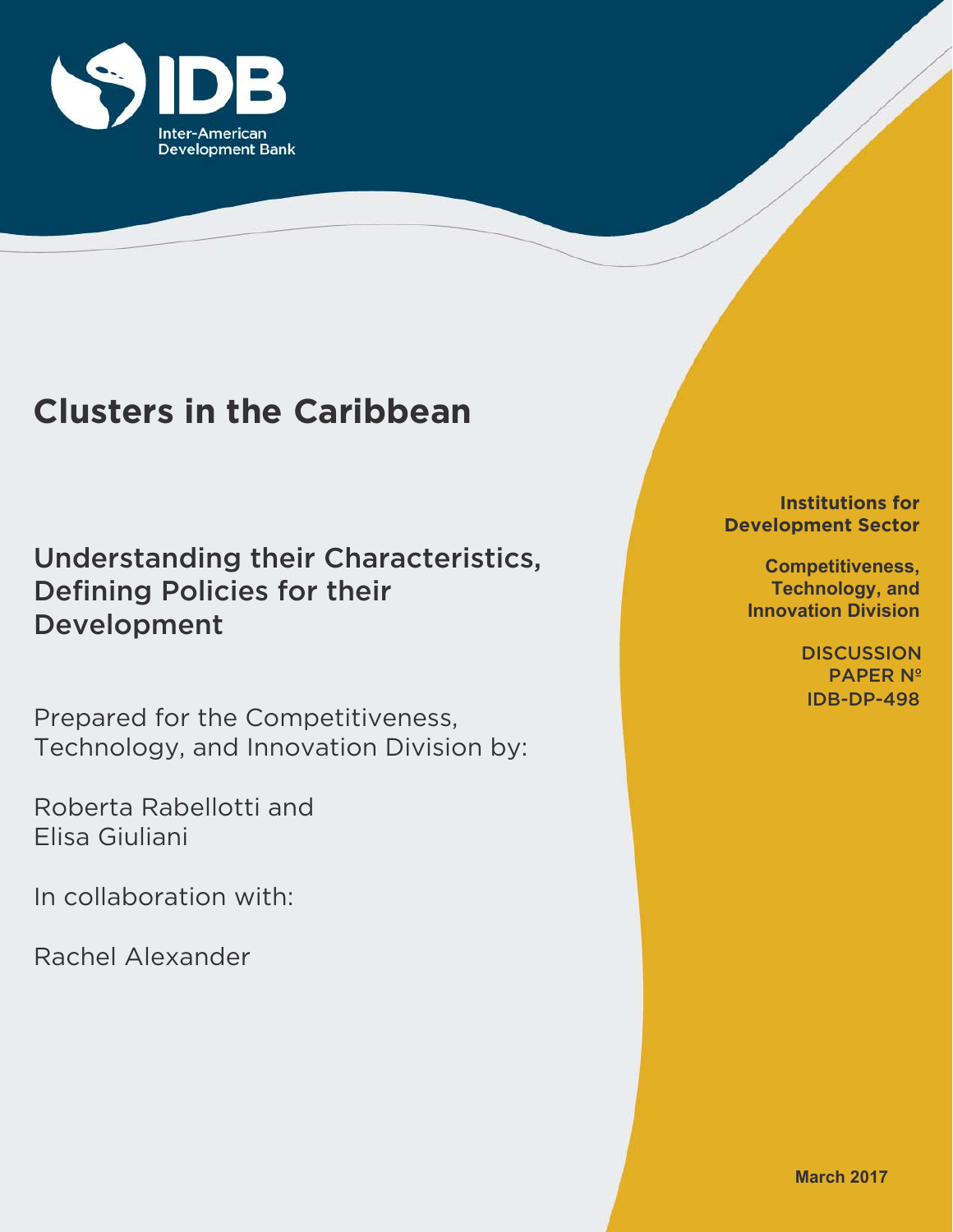Inter-American Development Bank

# Clusters in the Caribbean

## Understanding their Characteristics, Defining Policies for their Development

Prepared for the Competitiveness, Technology, and Innovation Division by:

Roberta Rabellotti and Elisa Giuliani

In collaboration with:

Rachel Alexander

**Institutions for Development Sector**

**Competitiveness, Technology, and Innovation Division**

DISCUSSION PAPER Nº IDB-DP-498

**March 2017**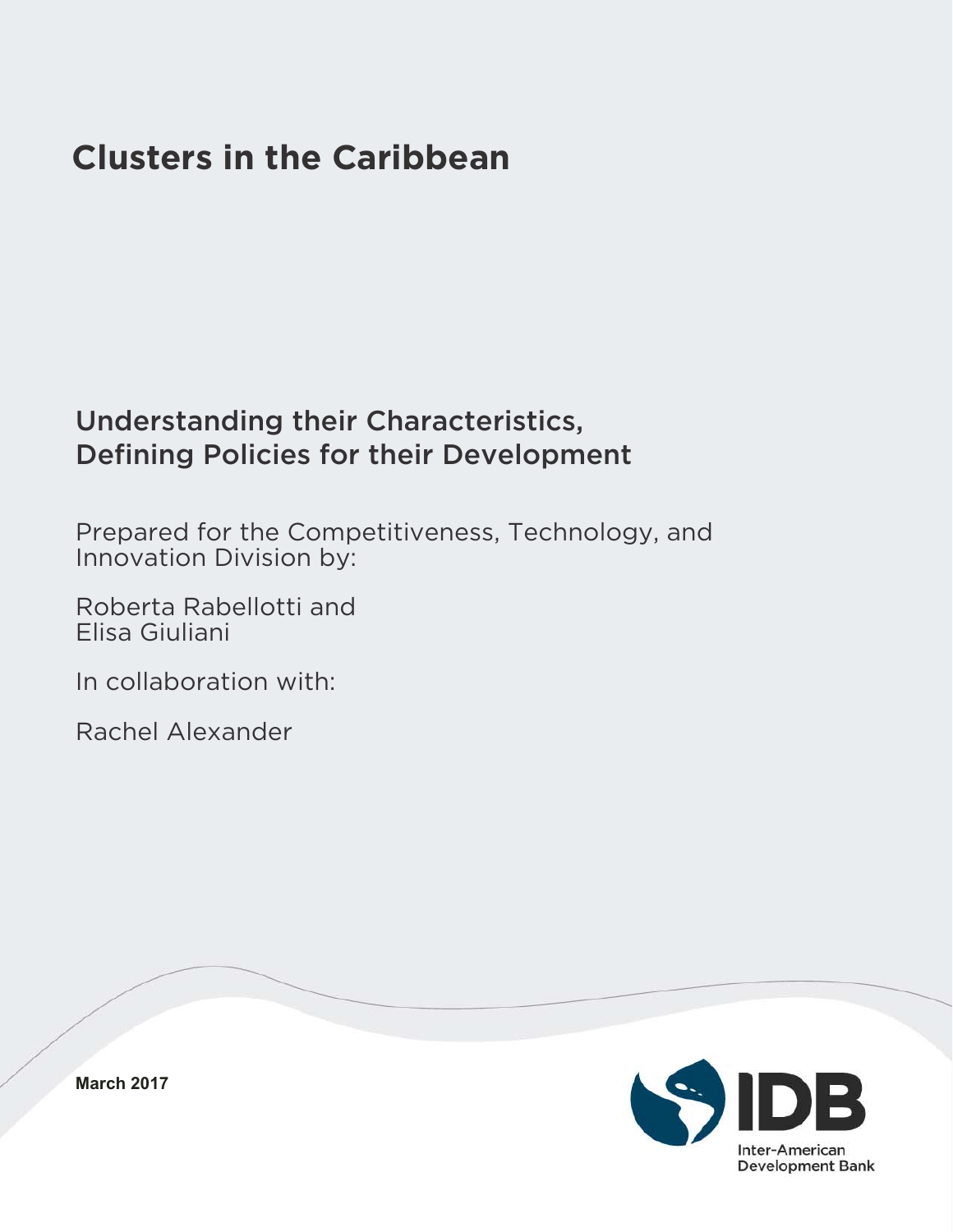# Clusters in the Caribbean

## Understanding their Characteristics, Defining Policies for their Development

Prepared for the Competitiveness, Technology, and Innovation Division by:

Roberta Rabellotti and
Elisa Giuliani

In collaboration with:

Rachel Alexander

**March 2017**

IDB
Inter-American Development Bank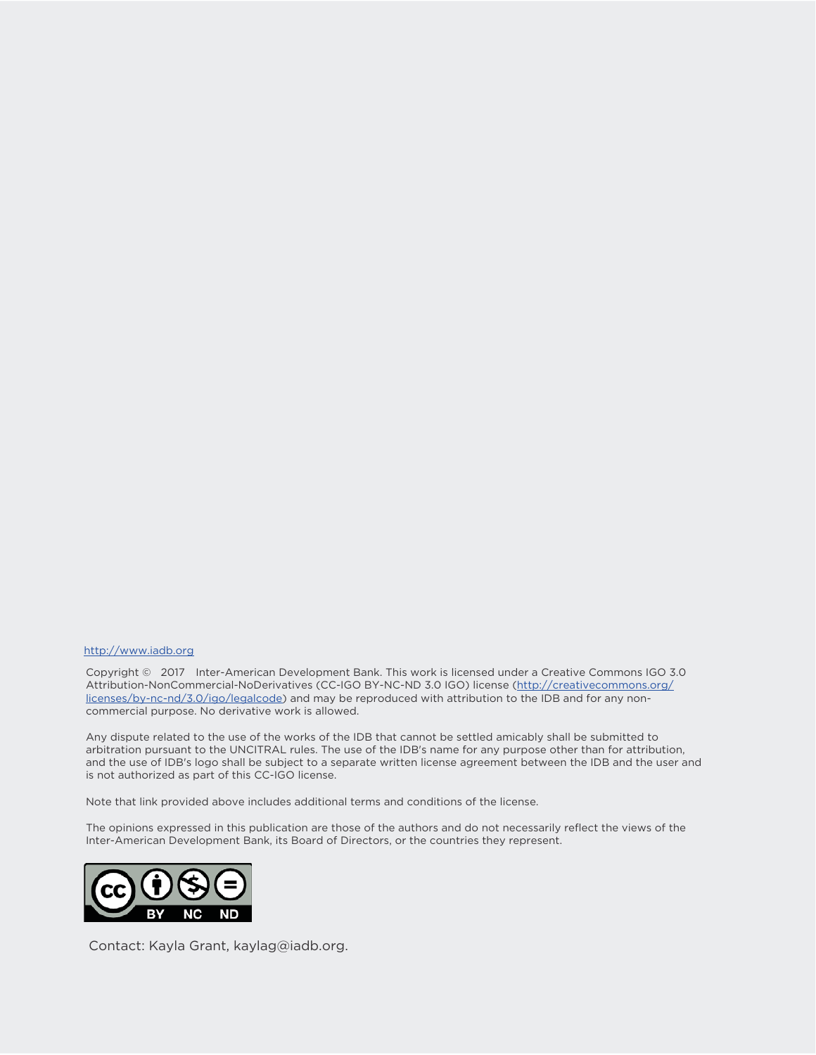http://www.iadb.org

Copyright © 2017 Inter-American Development Bank. This work is licensed under a Creative Commons IGO 3.0 Attribution-NonCommercial-NoDerivatives (CC-IGO BY-NC-ND 3.0 IGO) license (http://creativecommons.org/licenses/by-nc-nd/3.0/igo/legalcode) and may be reproduced with attribution to the IDB and for any non-commercial purpose. No derivative work is allowed.

Any dispute related to the use of the works of the IDB that cannot be settled amicably shall be submitted to arbitration pursuant to the UNCITRAL rules. The use of the IDB's name for any purpose other than for attribution, and the use of IDB's logo shall be subject to a separate written license agreement between the IDB and the user and is not authorized as part of this CC-IGO license.

Note that link provided above includes additional terms and conditions of the license.

The opinions expressed in this publication are those of the authors and do not necessarily reflect the views of the Inter-American Development Bank, its Board of Directors, or the countries they represent.

Contact: Kayla Grant, kaylag@iadb.org.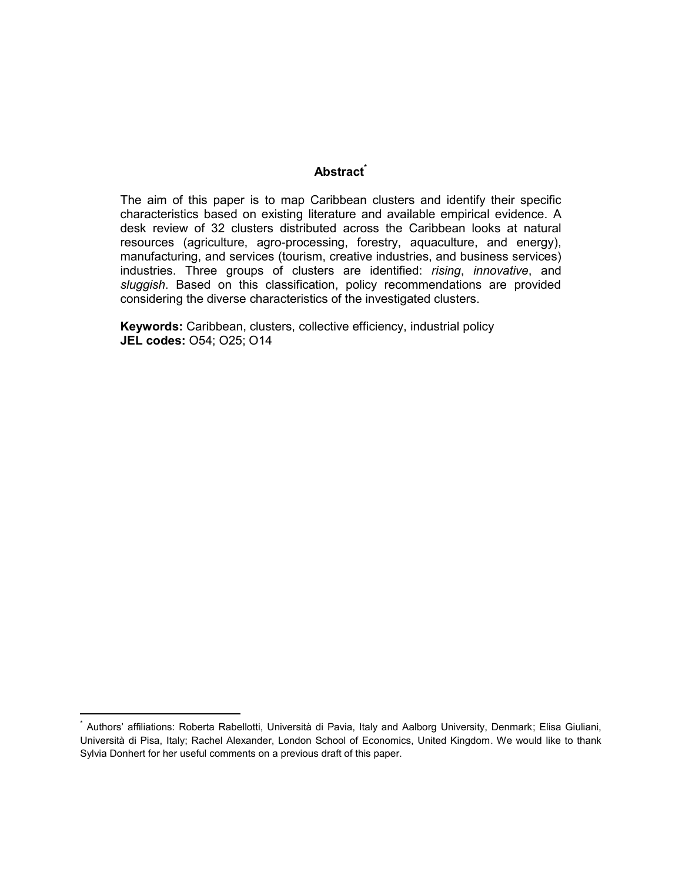## Abstract[*]

The aim of this paper is to map Caribbean clusters and identify their specific characteristics based on existing literature and available empirical evidence. A desk review of 32 clusters distributed across the Caribbean looks at natural resources (agriculture, agro-processing, forestry, aquaculture, and energy), manufacturing, and services (tourism, creative industries, and business services) industries. Three groups of clusters are identified: *rising*, *innovative*, and *sluggish*. Based on this classification, policy recommendations are provided considering the diverse characteristics of the investigated clusters.

**Keywords:** Caribbean, clusters, collective efficiency, industrial policy
**JEL codes:** O54; O25; O14

---

[*] Authors' affiliations: Roberta Rabellotti, Università di Pavia, Italy and Aalborg University, Denmark; Elisa Giuliani, Università di Pisa, Italy; Rachel Alexander, London School of Economics, United Kingdom. We would like to thank Sylvia Donhert for her useful comments on a previous draft of this paper.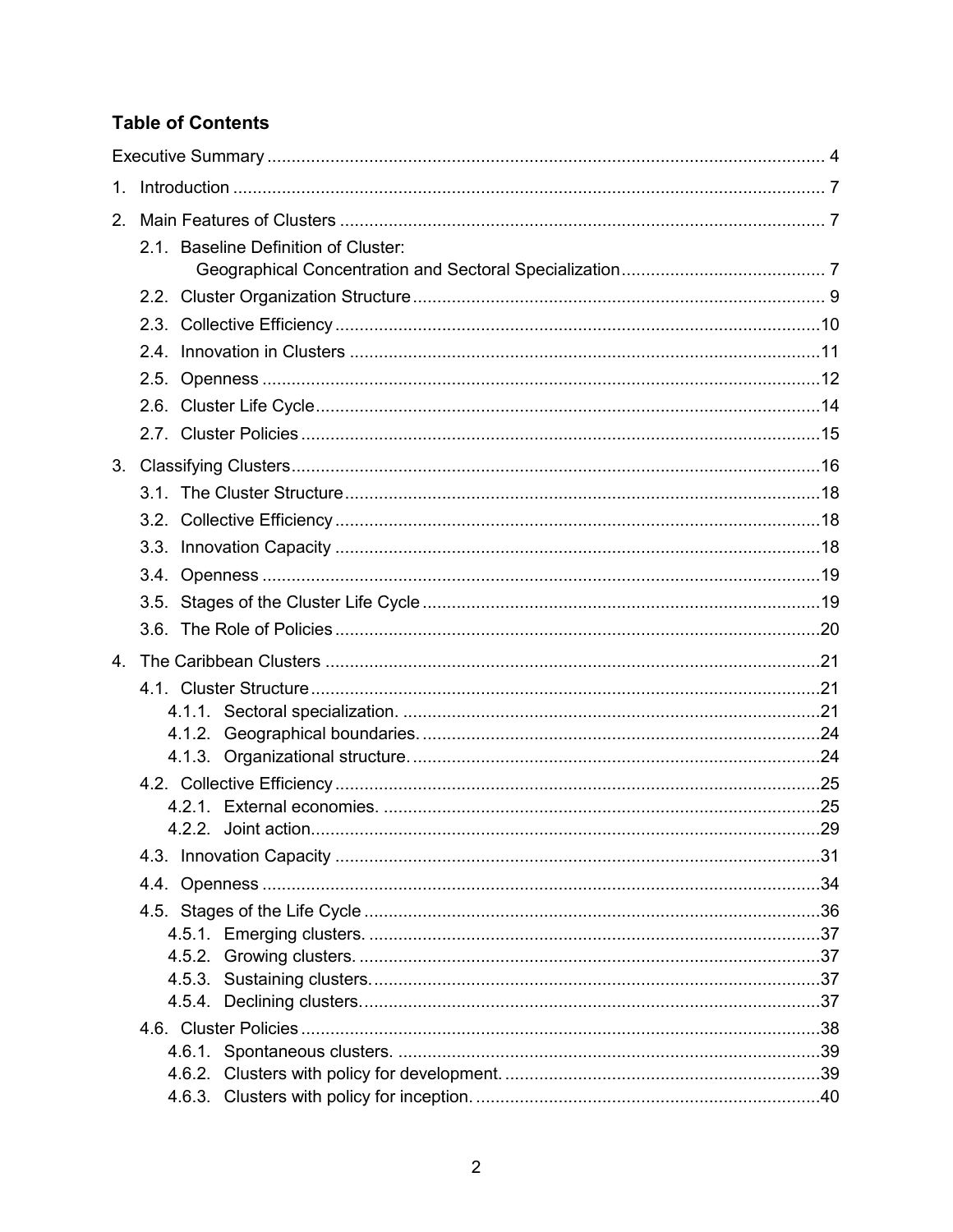## Table of Contents

Executive Summary ..................................................................................................... 4

1. Introduction ............................................................................................................ 7

2. Main Features of Clusters ...................................................................................... 7
   - 2.1. Baseline Definition of Cluster: Geographical Concentration and Sectoral Specialization .......................................... 7
   - 2.2. Cluster Organization Structure ..................................................................... 9
   - 2.3. Collective Efficiency .................................................................................... 10
   - 2.4. Innovation in Clusters .................................................................................. 11
   - 2.5. Openness .................................................................................................... 12
   - 2.6. Cluster Life Cycle ........................................................................................ 14
   - 2.7. Cluster Policies ........................................................................................... 15

3. Classifying Clusters ............................................................................................... 16
   - 3.1. The Cluster Structure .................................................................................. 18
   - 3.2. Collective Efficiency .................................................................................... 18
   - 3.3. Innovation Capacity .................................................................................... 18
   - 3.4. Openness .................................................................................................... 19
   - 3.5. Stages of the Cluster Life Cycle .................................................................. 19
   - 3.6. The Role of Policies .................................................................................... 20

4. The Caribbean Clusters ......................................................................................... 21
   - 4.1. Cluster Structure ......................................................................................... 21
     - 4.1.1. Sectoral specialization. ....................................................................... 21
     - 4.1.2. Geographical boundaries. ................................................................... 24
     - 4.1.3. Organizational structure. .................................................................... 24
   - 4.2. Collective Efficiency .................................................................................... 25
     - 4.2.1. External economies. ........................................................................... 25
     - 4.2.2. Joint action. ........................................................................................ 29
   - 4.3. Innovation Capacity .................................................................................... 31
   - 4.4. Openness .................................................................................................... 34
   - 4.5. Stages of the Life Cycle .............................................................................. 36
     - 4.5.1. Emerging clusters. .............................................................................. 37
     - 4.5.2. Growing clusters. ................................................................................ 37
     - 4.5.3. Sustaining clusters. ............................................................................. 37
     - 4.5.4. Declining clusters. ............................................................................... 37
   - 4.6. Cluster Policies ........................................................................................... 38
     - 4.6.1. Spontaneous clusters. ........................................................................ 39
     - 4.6.2. Clusters with policy for development. ................................................. 39
     - 4.6.3. Clusters with policy for inception. ....................................................... 40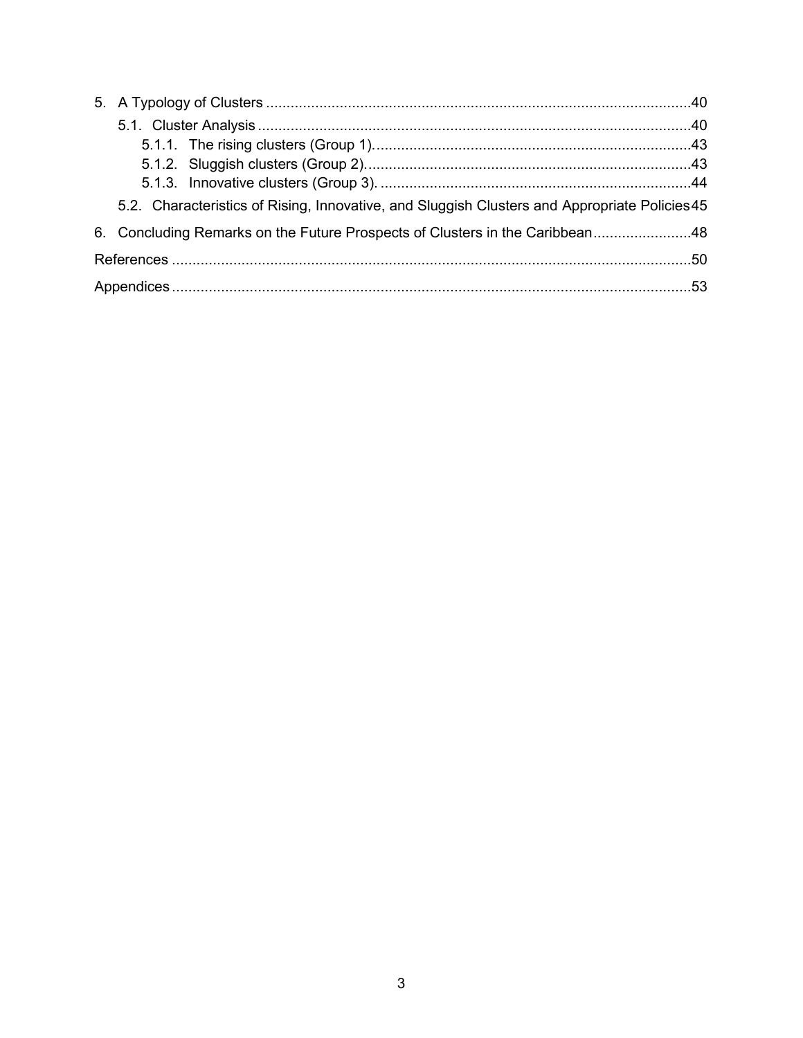5. A Typology of Clusters .....................................................................................................40
   - 5.1. Cluster Analysis .......................................................................................................40
      - 5.1.1. The rising clusters (Group 1)..............................................................................43
      - 5.1.2. Sluggish clusters (Group 2)................................................................................43
      - 5.1.3. Innovative clusters (Group 3). ............................................................................44
   - 5.2. Characteristics of Rising, Innovative, and Sluggish Clusters and Appropriate Policies 45

6. Concluding Remarks on the Future Prospects of Clusters in the Caribbean........................48

References ..............................................................................................................................50

Appendices ..............................................................................................................................53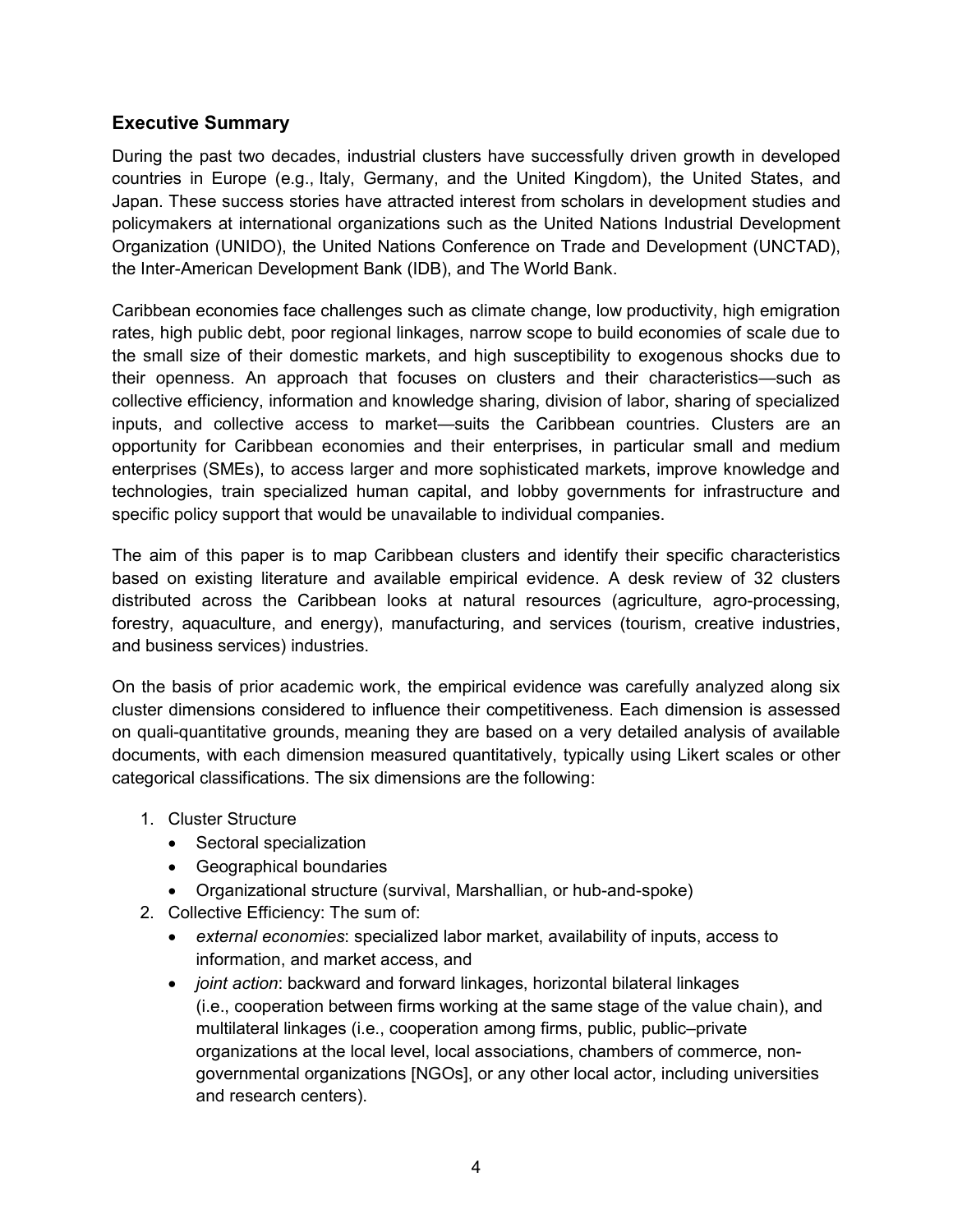## Executive Summary

During the past two decades, industrial clusters have successfully driven growth in developed countries in Europe (e.g., Italy, Germany, and the United Kingdom), the United States, and Japan. These success stories have attracted interest from scholars in development studies and policymakers at international organizations such as the United Nations Industrial Development Organization (UNIDO), the United Nations Conference on Trade and Development (UNCTAD), the Inter-American Development Bank (IDB), and The World Bank.

Caribbean economies face challenges such as climate change, low productivity, high emigration rates, high public debt, poor regional linkages, narrow scope to build economies of scale due to the small size of their domestic markets, and high susceptibility to exogenous shocks due to their openness. An approach that focuses on clusters and their characteristics—such as collective efficiency, information and knowledge sharing, division of labor, sharing of specialized inputs, and collective access to market—suits the Caribbean countries. Clusters are an opportunity for Caribbean economies and their enterprises, in particular small and medium enterprises (SMEs), to access larger and more sophisticated markets, improve knowledge and technologies, train specialized human capital, and lobby governments for infrastructure and specific policy support that would be unavailable to individual companies.

The aim of this paper is to map Caribbean clusters and identify their specific characteristics based on existing literature and available empirical evidence. A desk review of 32 clusters distributed across the Caribbean looks at natural resources (agriculture, agro-processing, forestry, aquaculture, and energy), manufacturing, and services (tourism, creative industries, and business services) industries.

On the basis of prior academic work, the empirical evidence was carefully analyzed along six cluster dimensions considered to influence their competitiveness. Each dimension is assessed on quali-quantitative grounds, meaning they are based on a very detailed analysis of available documents, with each dimension measured quantitatively, typically using Likert scales or other categorical classifications. The six dimensions are the following:

1. Cluster Structure
   - Sectoral specialization
   - Geographical boundaries
   - Organizational structure (survival, Marshallian, or hub-and-spoke)
2. Collective Efficiency: The sum of:
   - *external economies*: specialized labor market, availability of inputs, access to information, and market access, and
   - *joint action*: backward and forward linkages, horizontal bilateral linkages (i.e., cooperation between firms working at the same stage of the value chain), and multilateral linkages (i.e., cooperation among firms, public, public–private organizations at the local level, local associations, chambers of commerce, non-governmental organizations [NGOs], or any other local actor, including universities and research centers).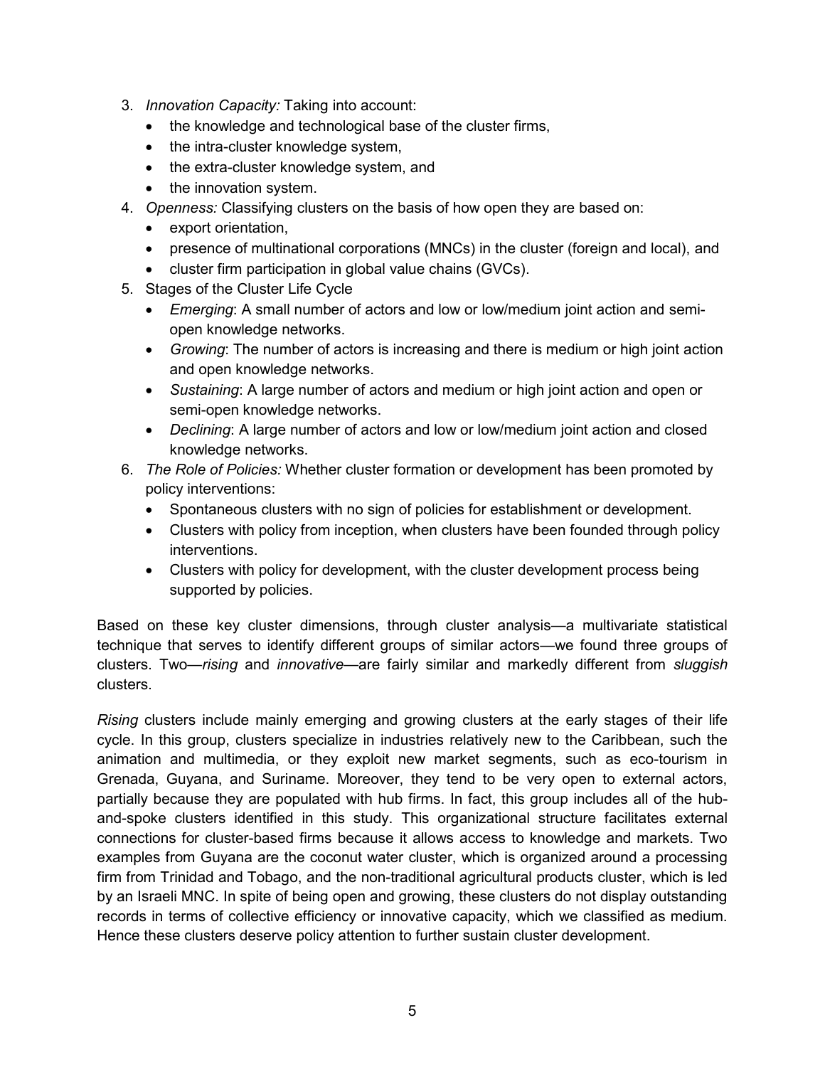3. *Innovation Capacity:* Taking into account:
   - the knowledge and technological base of the cluster firms,
   - the intra-cluster knowledge system,
   - the extra-cluster knowledge system, and
   - the innovation system.
4. *Openness:* Classifying clusters on the basis of how open they are based on:
   - export orientation,
   - presence of multinational corporations (MNCs) in the cluster (foreign and local), and
   - cluster firm participation in global value chains (GVCs).
5. Stages of the Cluster Life Cycle
   - *Emerging*: A small number of actors and low or low/medium joint action and semi-open knowledge networks.
   - *Growing*: The number of actors is increasing and there is medium or high joint action and open knowledge networks.
   - *Sustaining*: A large number of actors and medium or high joint action and open or semi-open knowledge networks.
   - *Declining*: A large number of actors and low or low/medium joint action and closed knowledge networks.
6. *The Role of Policies:* Whether cluster formation or development has been promoted by policy interventions:
   - Spontaneous clusters with no sign of policies for establishment or development.
   - Clusters with policy from inception, when clusters have been founded through policy interventions.
   - Clusters with policy for development, with the cluster development process being supported by policies.

Based on these key cluster dimensions, through cluster analysis—a multivariate statistical technique that serves to identify different groups of similar actors—we found three groups of clusters. Two—*rising* and *innovative*—are fairly similar and markedly different from *sluggish* clusters.

*Rising* clusters include mainly emerging and growing clusters at the early stages of their life cycle. In this group, clusters specialize in industries relatively new to the Caribbean, such the animation and multimedia, or they exploit new market segments, such as eco-tourism in Grenada, Guyana, and Suriname. Moreover, they tend to be very open to external actors, partially because they are populated with hub firms. In fact, this group includes all of the hub-and-spoke clusters identified in this study. This organizational structure facilitates external connections for cluster-based firms because it allows access to knowledge and markets. Two examples from Guyana are the coconut water cluster, which is organized around a processing firm from Trinidad and Tobago, and the non-traditional agricultural products cluster, which is led by an Israeli MNC. In spite of being open and growing, these clusters do not display outstanding records in terms of collective efficiency or innovative capacity, which we classified as medium. Hence these clusters deserve policy attention to further sustain cluster development.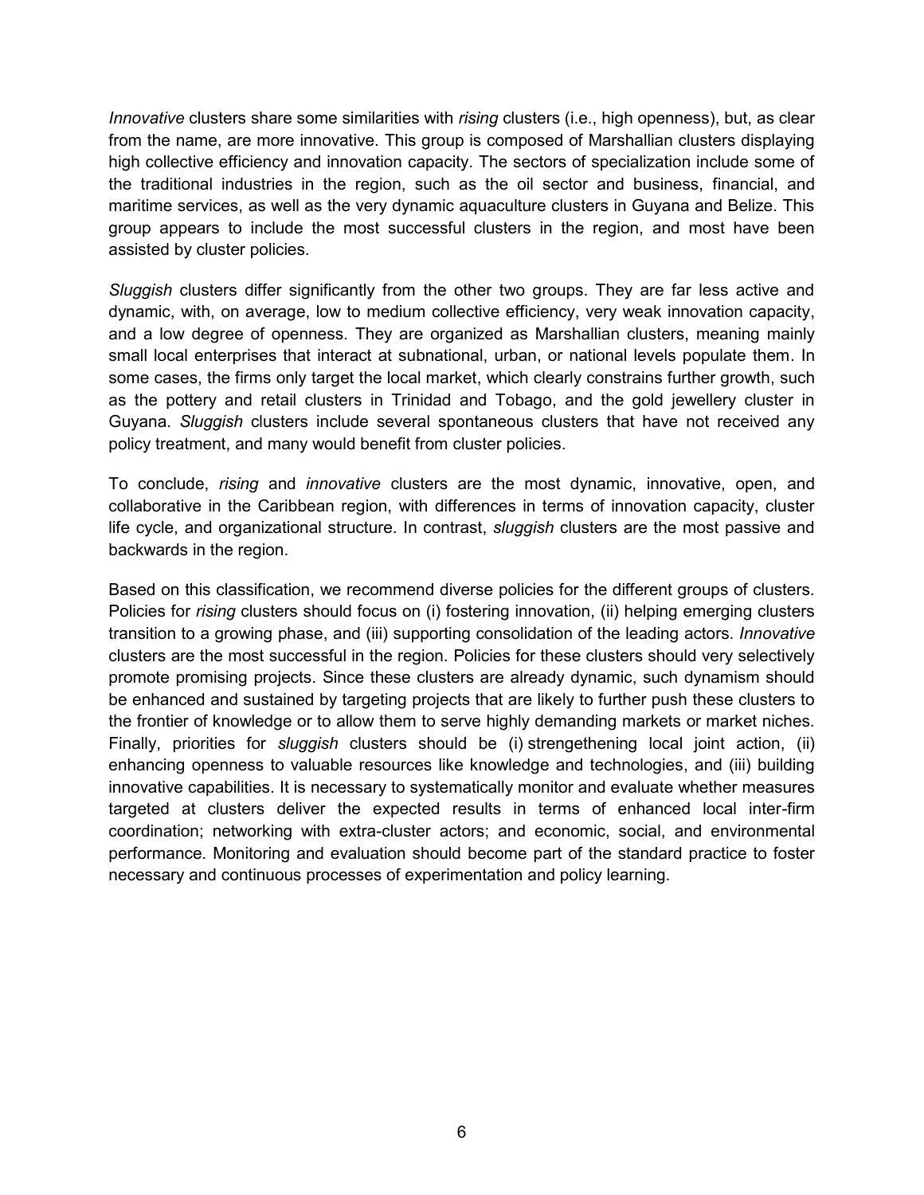*Innovative* clusters share some similarities with *rising* clusters (i.e., high openness), but, as clear from the name, are more innovative. This group is composed of Marshallian clusters displaying high collective efficiency and innovation capacity. The sectors of specialization include some of the traditional industries in the region, such as the oil sector and business, financial, and maritime services, as well as the very dynamic aquaculture clusters in Guyana and Belize. This group appears to include the most successful clusters in the region, and most have been assisted by cluster policies.

*Sluggish* clusters differ significantly from the other two groups. They are far less active and dynamic, with, on average, low to medium collective efficiency, very weak innovation capacity, and a low degree of openness. They are organized as Marshallian clusters, meaning mainly small local enterprises that interact at subnational, urban, or national levels populate them. In some cases, the firms only target the local market, which clearly constrains further growth, such as the pottery and retail clusters in Trinidad and Tobago, and the gold jewellery cluster in Guyana. *Sluggish* clusters include several spontaneous clusters that have not received any policy treatment, and many would benefit from cluster policies.

To conclude, *rising* and *innovative* clusters are the most dynamic, innovative, open, and collaborative in the Caribbean region, with differences in terms of innovation capacity, cluster life cycle, and organizational structure. In contrast, *sluggish* clusters are the most passive and backwards in the region.

Based on this classification, we recommend diverse policies for the different groups of clusters. Policies for *rising* clusters should focus on (i) fostering innovation, (ii) helping emerging clusters transition to a growing phase, and (iii) supporting consolidation of the leading actors. *Innovative* clusters are the most successful in the region. Policies for these clusters should very selectively promote promising projects. Since these clusters are already dynamic, such dynamism should be enhanced and sustained by targeting projects that are likely to further push these clusters to the frontier of knowledge or to allow them to serve highly demanding markets or market niches. Finally, priorities for *sluggish* clusters should be (i) strengethening local joint action, (ii) enhancing openness to valuable resources like knowledge and technologies, and (iii) building innovative capabilities. It is necessary to systematically monitor and evaluate whether measures targeted at clusters deliver the expected results in terms of enhanced local inter-firm coordination; networking with extra-cluster actors; and economic, social, and environmental performance. Monitoring and evaluation should become part of the standard practice to foster necessary and continuous processes of experimentation and policy learning.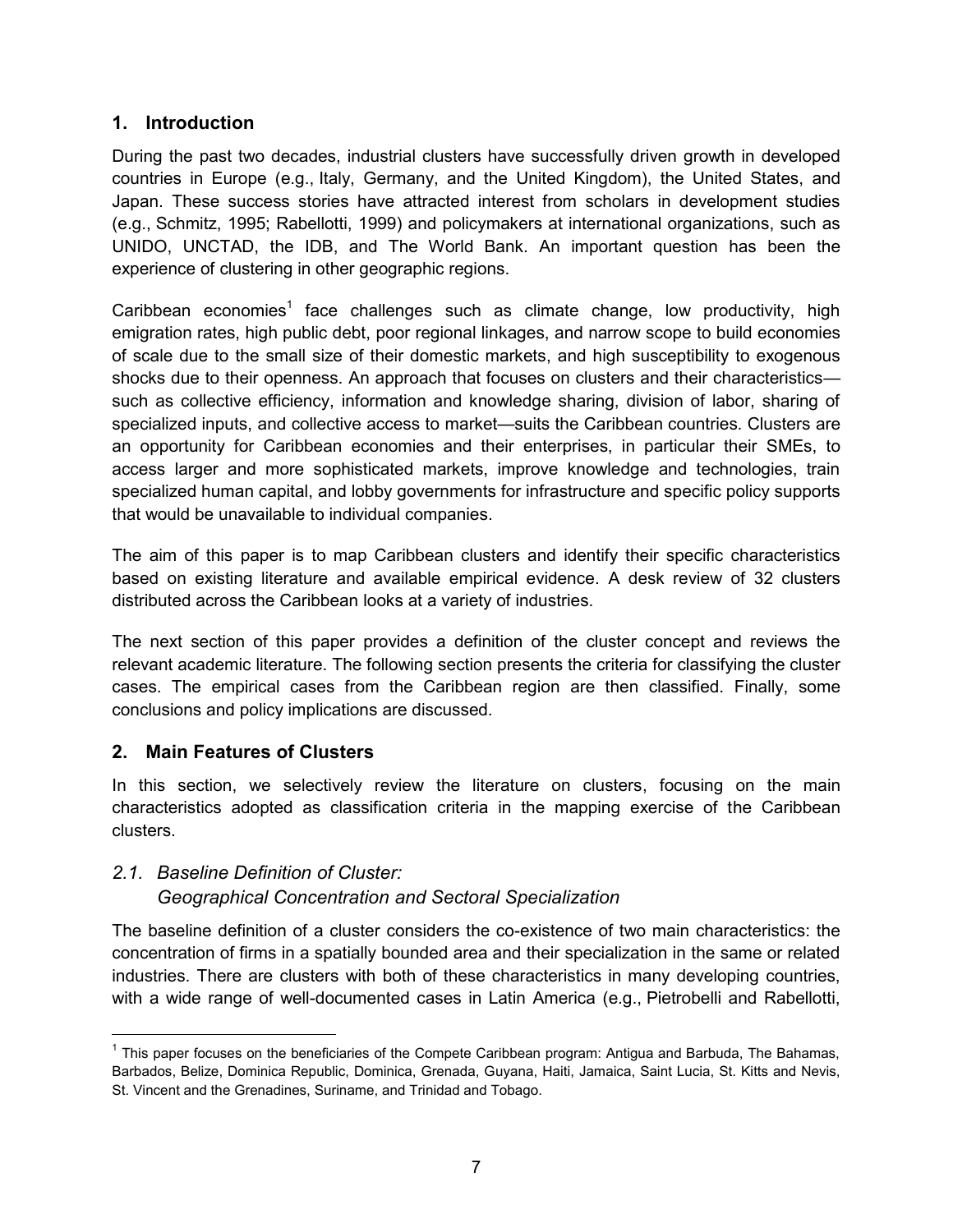## 1. Introduction

During the past two decades, industrial clusters have successfully driven growth in developed countries in Europe (e.g., Italy, Germany, and the United Kingdom), the United States, and Japan. These success stories have attracted interest from scholars in development studies (e.g., Schmitz, 1995; Rabellotti, 1999) and policymakers at international organizations, such as UNIDO, UNCTAD, the IDB, and The World Bank. An important question has been the experience of clustering in other geographic regions.

Caribbean economies[1] face challenges such as climate change, low productivity, high emigration rates, high public debt, poor regional linkages, and narrow scope to build economies of scale due to the small size of their domestic markets, and high susceptibility to exogenous shocks due to their openness. An approach that focuses on clusters and their characteristics—such as collective efficiency, information and knowledge sharing, division of labor, sharing of specialized inputs, and collective access to market—suits the Caribbean countries. Clusters are an opportunity for Caribbean economies and their enterprises, in particular their SMEs, to access larger and more sophisticated markets, improve knowledge and technologies, train specialized human capital, and lobby governments for infrastructure and specific policy supports that would be unavailable to individual companies.

The aim of this paper is to map Caribbean clusters and identify their specific characteristics based on existing literature and available empirical evidence. A desk review of 32 clusters distributed across the Caribbean looks at a variety of industries.

The next section of this paper provides a definition of the cluster concept and reviews the relevant academic literature. The following section presents the criteria for classifying the cluster cases. The empirical cases from the Caribbean region are then classified. Finally, some conclusions and policy implications are discussed.

## 2. Main Features of Clusters

In this section, we selectively review the literature on clusters, focusing on the main characteristics adopted as classification criteria in the mapping exercise of the Caribbean clusters.

### *2.1. Baseline Definition of Cluster: Geographical Concentration and Sectoral Specialization*

The baseline definition of a cluster considers the co-existence of two main characteristics: the concentration of firms in a spatially bounded area and their specialization in the same or related industries. There are clusters with both of these characteristics in many developing countries, with a wide range of well-documented cases in Latin America (e.g., Pietrobelli and Rabellotti,

---

[1] This paper focuses on the beneficiaries of the Compete Caribbean program: Antigua and Barbuda, The Bahamas, Barbados, Belize, Dominica Republic, Dominica, Grenada, Guyana, Haiti, Jamaica, Saint Lucia, St. Kitts and Nevis, St. Vincent and the Grenadines, Suriname, and Trinidad and Tobago.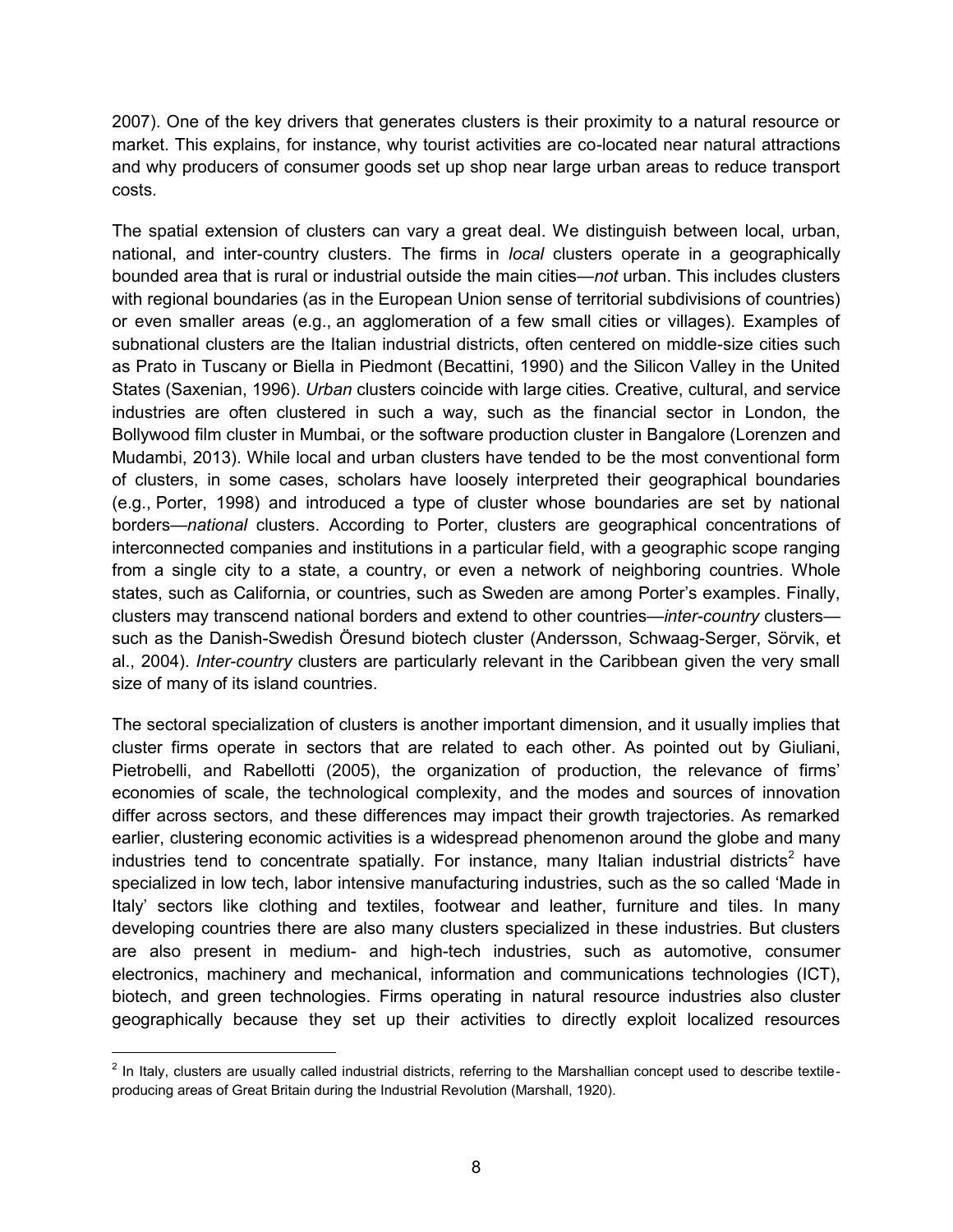2007). One of the key drivers that generates clusters is their proximity to a natural resource or market. This explains, for instance, why tourist activities are co-located near natural attractions and why producers of consumer goods set up shop near large urban areas to reduce transport costs.

The spatial extension of clusters can vary a great deal. We distinguish between local, urban, national, and inter-country clusters. The firms in *local* clusters operate in a geographically bounded area that is rural or industrial outside the main cities—*not* urban. This includes clusters with regional boundaries (as in the European Union sense of territorial subdivisions of countries) or even smaller areas (e.g., an agglomeration of a few small cities or villages). Examples of subnational clusters are the Italian industrial districts, often centered on middle-size cities such as Prato in Tuscany or Biella in Piedmont (Becattini, 1990) and the Silicon Valley in the United States (Saxenian, 1996). *Urban* clusters coincide with large cities. Creative, cultural, and service industries are often clustered in such a way, such as the financial sector in London, the Bollywood film cluster in Mumbai, or the software production cluster in Bangalore (Lorenzen and Mudambi, 2013). While local and urban clusters have tended to be the most conventional form of clusters, in some cases, scholars have loosely interpreted their geographical boundaries (e.g., Porter, 1998) and introduced a type of cluster whose boundaries are set by national borders—*national* clusters. According to Porter, clusters are geographical concentrations of interconnected companies and institutions in a particular field, with a geographic scope ranging from a single city to a state, a country, or even a network of neighboring countries. Whole states, such as California, or countries, such as Sweden are among Porter's examples. Finally, clusters may transcend national borders and extend to other countries—*inter-country* clusters—such as the Danish-Swedish Öresund biotech cluster (Andersson, Schwaag-Serger, Sörvik, et al., 2004). *Inter-country* clusters are particularly relevant in the Caribbean given the very small size of many of its island countries.

The sectoral specialization of clusters is another important dimension, and it usually implies that cluster firms operate in sectors that are related to each other. As pointed out by Giuliani, Pietrobelli, and Rabellotti (2005), the organization of production, the relevance of firms' economies of scale, the technological complexity, and the modes and sources of innovation differ across sectors, and these differences may impact their growth trajectories. As remarked earlier, clustering economic activities is a widespread phenomenon around the globe and many industries tend to concentrate spatially. For instance, many Italian industrial districts[2] have specialized in low tech, labor intensive manufacturing industries, such as the so called 'Made in Italy' sectors like clothing and textiles, footwear and leather, furniture and tiles. In many developing countries there are also many clusters specialized in these industries. But clusters are also present in medium- and high-tech industries, such as automotive, consumer electronics, machinery and mechanical, information and communications technologies (ICT), biotech, and green technologies. Firms operating in natural resource industries also cluster geographically because they set up their activities to directly exploit localized resources

[2] In Italy, clusters are usually called industrial districts, referring to the Marshallian concept used to describe textile-producing areas of Great Britain during the Industrial Revolution (Marshall, 1920).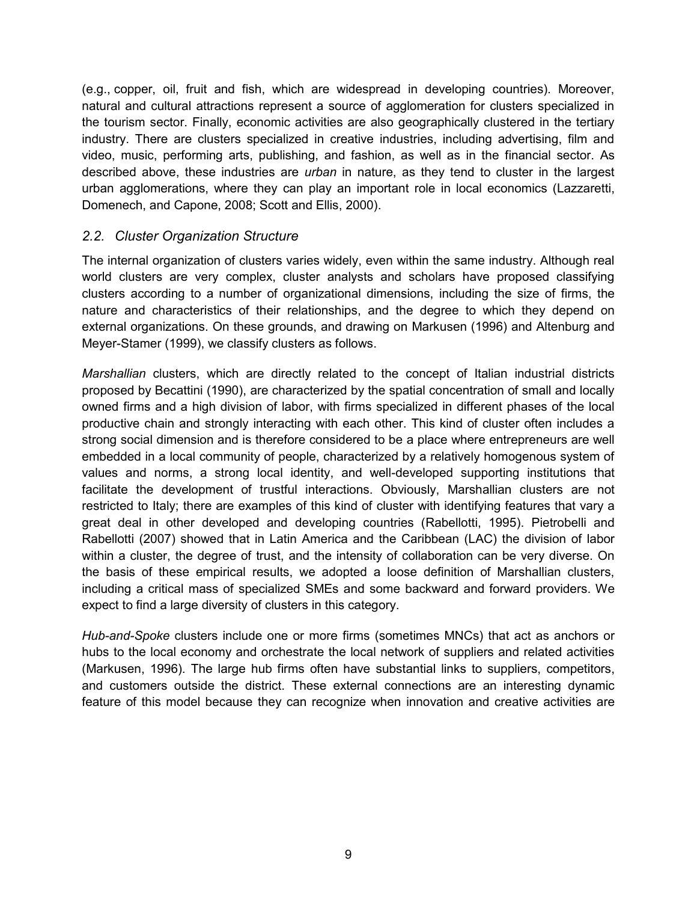(e.g., copper, oil, fruit and fish, which are widespread in developing countries). Moreover, natural and cultural attractions represent a source of agglomeration for clusters specialized in the tourism sector. Finally, economic activities are also geographically clustered in the tertiary industry. There are clusters specialized in creative industries, including advertising, film and video, music, performing arts, publishing, and fashion, as well as in the financial sector. As described above, these industries are *urban* in nature, as they tend to cluster in the largest urban agglomerations, where they can play an important role in local economics (Lazzaretti, Domenech, and Capone, 2008; Scott and Ellis, 2000).

## *2.2. Cluster Organization Structure*

The internal organization of clusters varies widely, even within the same industry. Although real world clusters are very complex, cluster analysts and scholars have proposed classifying clusters according to a number of organizational dimensions, including the size of firms, the nature and characteristics of their relationships, and the degree to which they depend on external organizations. On these grounds, and drawing on Markusen (1996) and Altenburg and Meyer-Stamer (1999), we classify clusters as follows.

*Marshallian* clusters, which are directly related to the concept of Italian industrial districts proposed by Becattini (1990), are characterized by the spatial concentration of small and locally owned firms and a high division of labor, with firms specialized in different phases of the local productive chain and strongly interacting with each other. This kind of cluster often includes a strong social dimension and is therefore considered to be a place where entrepreneurs are well embedded in a local community of people, characterized by a relatively homogenous system of values and norms, a strong local identity, and well-developed supporting institutions that facilitate the development of trustful interactions. Obviously, Marshallian clusters are not restricted to Italy; there are examples of this kind of cluster with identifying features that vary a great deal in other developed and developing countries (Rabellotti, 1995). Pietrobelli and Rabellotti (2007) showed that in Latin America and the Caribbean (LAC) the division of labor within a cluster, the degree of trust, and the intensity of collaboration can be very diverse. On the basis of these empirical results, we adopted a loose definition of Marshallian clusters, including a critical mass of specialized SMEs and some backward and forward providers. We expect to find a large diversity of clusters in this category.

*Hub-and-Spoke* clusters include one or more firms (sometimes MNCs) that act as anchors or hubs to the local economy and orchestrate the local network of suppliers and related activities (Markusen, 1996). The large hub firms often have substantial links to suppliers, competitors, and customers outside the district. These external connections are an interesting dynamic feature of this model because they can recognize when innovation and creative activities are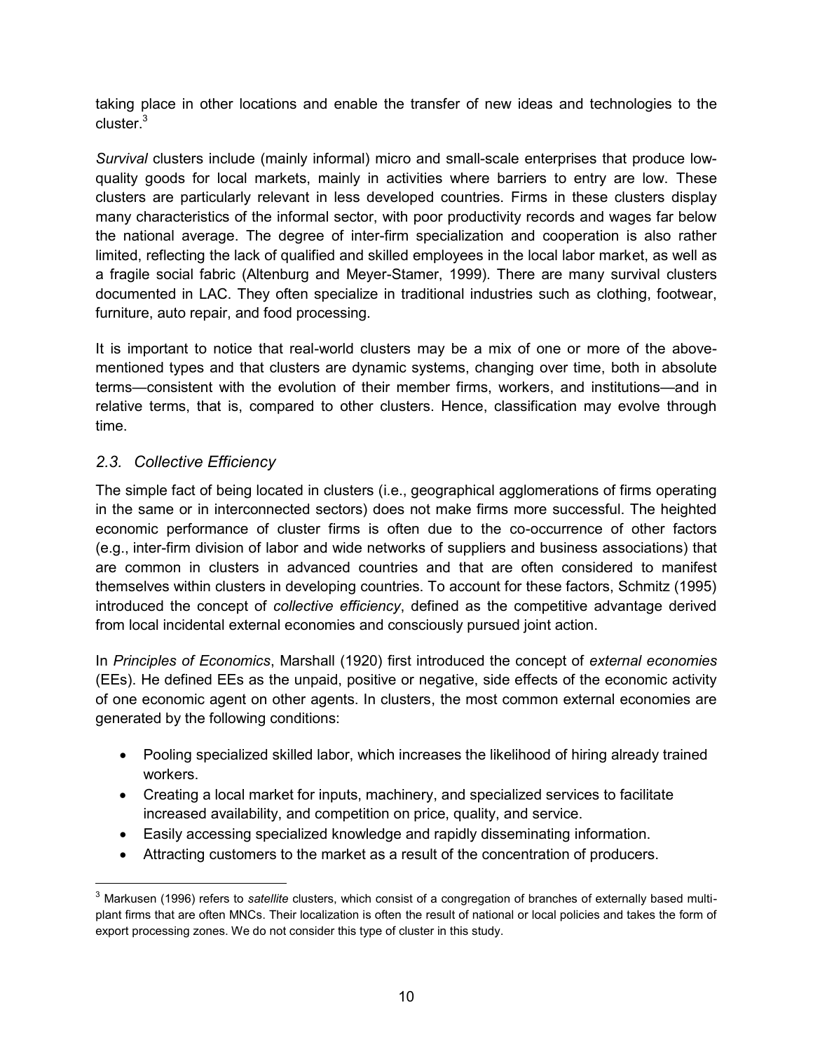taking place in other locations and enable the transfer of new ideas and technologies to the cluster.[3]

*Survival* clusters include (mainly informal) micro and small-scale enterprises that produce low-quality goods for local markets, mainly in activities where barriers to entry are low. These clusters are particularly relevant in less developed countries. Firms in these clusters display many characteristics of the informal sector, with poor productivity records and wages far below the national average. The degree of inter-firm specialization and cooperation is also rather limited, reflecting the lack of qualified and skilled employees in the local labor market, as well as a fragile social fabric (Altenburg and Meyer-Stamer, 1999). There are many survival clusters documented in LAC. They often specialize in traditional industries such as clothing, footwear, furniture, auto repair, and food processing.

It is important to notice that real-world clusters may be a mix of one or more of the above-mentioned types and that clusters are dynamic systems, changing over time, both in absolute terms—consistent with the evolution of their member firms, workers, and institutions—and in relative terms, that is, compared to other clusters. Hence, classification may evolve through time.

## *2.3. Collective Efficiency*

The simple fact of being located in clusters (i.e., geographical agglomerations of firms operating in the same or in interconnected sectors) does not make firms more successful. The heighted economic performance of cluster firms is often due to the co-occurrence of other factors (e.g., inter-firm division of labor and wide networks of suppliers and business associations) that are common in clusters in advanced countries and that are often considered to manifest themselves within clusters in developing countries. To account for these factors, Schmitz (1995) introduced the concept of *collective efficiency*, defined as the competitive advantage derived from local incidental external economies and consciously pursued joint action.

In *Principles of Economics*, Marshall (1920) first introduced the concept of *external economies* (EEs). He defined EEs as the unpaid, positive or negative, side effects of the economic activity of one economic agent on other agents. In clusters, the most common external economies are generated by the following conditions:

- Pooling specialized skilled labor, which increases the likelihood of hiring already trained workers.
- Creating a local market for inputs, machinery, and specialized services to facilitate increased availability, and competition on price, quality, and service.
- Easily accessing specialized knowledge and rapidly disseminating information.
- Attracting customers to the market as a result of the concentration of producers.

---

[3] Markusen (1996) refers to *satellite* clusters, which consist of a congregation of branches of externally based multi-plant firms that are often MNCs. Their localization is often the result of national or local policies and takes the form of export processing zones. We do not consider this type of cluster in this study.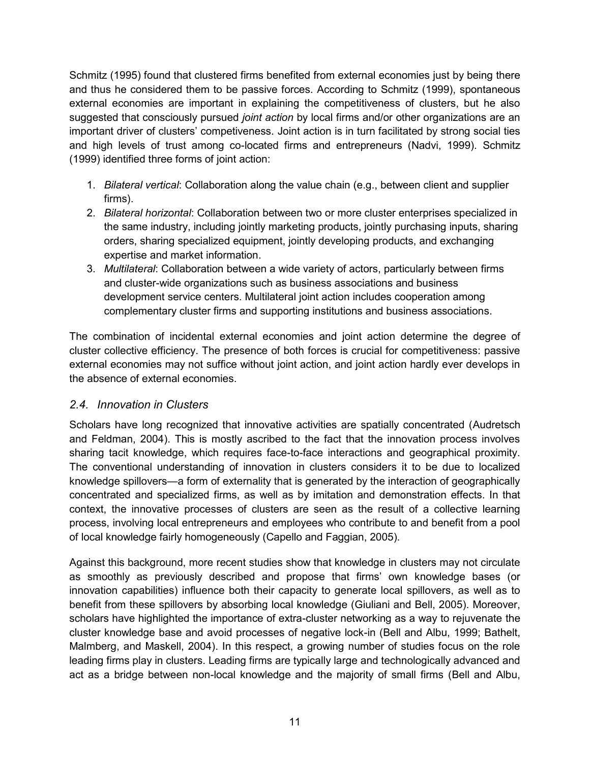Schmitz (1995) found that clustered firms benefited from external economies just by being there and thus he considered them to be passive forces. According to Schmitz (1999), spontaneous external economies are important in explaining the competitiveness of clusters, but he also suggested that consciously pursued *joint action* by local firms and/or other organizations are an important driver of clusters' competiveness. Joint action is in turn facilitated by strong social ties and high levels of trust among co-located firms and entrepreneurs (Nadvi, 1999). Schmitz (1999) identified three forms of joint action:

1. *Bilateral vertical*: Collaboration along the value chain (e.g., between client and supplier firms).
2. *Bilateral horizontal*: Collaboration between two or more cluster enterprises specialized in the same industry, including jointly marketing products, jointly purchasing inputs, sharing orders, sharing specialized equipment, jointly developing products, and exchanging expertise and market information.
3. *Multilateral*: Collaboration between a wide variety of actors, particularly between firms and cluster-wide organizations such as business associations and business development service centers. Multilateral joint action includes cooperation among complementary cluster firms and supporting institutions and business associations.

The combination of incidental external economies and joint action determine the degree of cluster collective efficiency. The presence of both forces is crucial for competitiveness: passive external economies may not suffice without joint action, and joint action hardly ever develops in the absence of external economies.

## *2.4. Innovation in Clusters*

Scholars have long recognized that innovative activities are spatially concentrated (Audretsch and Feldman, 2004). This is mostly ascribed to the fact that the innovation process involves sharing tacit knowledge, which requires face-to-face interactions and geographical proximity. The conventional understanding of innovation in clusters considers it to be due to localized knowledge spillovers—a form of externality that is generated by the interaction of geographically concentrated and specialized firms, as well as by imitation and demonstration effects. In that context, the innovative processes of clusters are seen as the result of a collective learning process, involving local entrepreneurs and employees who contribute to and benefit from a pool of local knowledge fairly homogeneously (Capello and Faggian, 2005).

Against this background, more recent studies show that knowledge in clusters may not circulate as smoothly as previously described and propose that firms' own knowledge bases (or innovation capabilities) influence both their capacity to generate local spillovers, as well as to benefit from these spillovers by absorbing local knowledge (Giuliani and Bell, 2005). Moreover, scholars have highlighted the importance of extra-cluster networking as a way to rejuvenate the cluster knowledge base and avoid processes of negative lock-in (Bell and Albu, 1999; Bathelt, Malmberg, and Maskell, 2004). In this respect, a growing number of studies focus on the role leading firms play in clusters. Leading firms are typically large and technologically advanced and act as a bridge between non-local knowledge and the majority of small firms (Bell and Albu,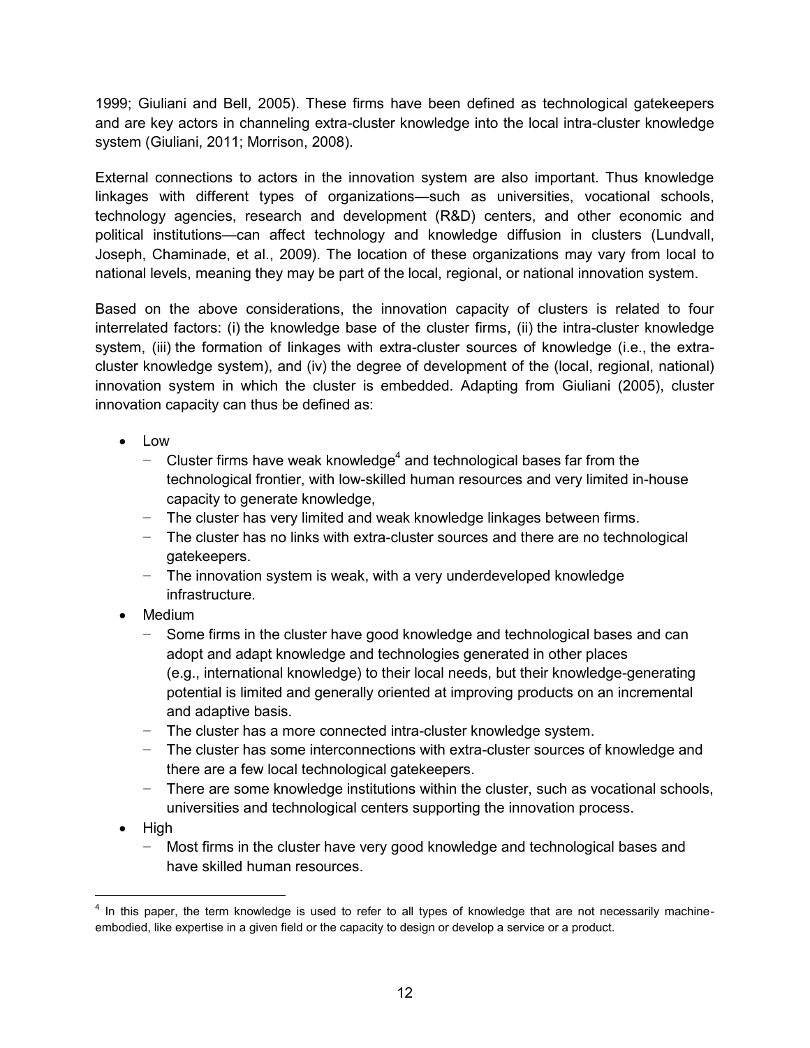1999; Giuliani and Bell, 2005). These firms have been defined as technological gatekeepers and are key actors in channeling extra-cluster knowledge into the local intra-cluster knowledge system (Giuliani, 2011; Morrison, 2008).

External connections to actors in the innovation system are also important. Thus knowledge linkages with different types of organizations—such as universities, vocational schools, technology agencies, research and development (R&D) centers, and other economic and political institutions—can affect technology and knowledge diffusion in clusters (Lundvall, Joseph, Chaminade, et al., 2009). The location of these organizations may vary from local to national levels, meaning they may be part of the local, regional, or national innovation system.

Based on the above considerations, the innovation capacity of clusters is related to four interrelated factors: (i) the knowledge base of the cluster firms, (ii) the intra-cluster knowledge system, (iii) the formation of linkages with extra-cluster sources of knowledge (i.e., the extra-cluster knowledge system), and (iv) the degree of development of the (local, regional, national) innovation system in which the cluster is embedded. Adapting from Giuliani (2005), cluster innovation capacity can thus be defined as:

- Low
  - Cluster firms have weak knowledge[4] and technological bases far from the technological frontier, with low-skilled human resources and very limited in-house capacity to generate knowledge,
  - The cluster has very limited and weak knowledge linkages between firms.
  - The cluster has no links with extra-cluster sources and there are no technological gatekeepers.
  - The innovation system is weak, with a very underdeveloped knowledge infrastructure.
- Medium
  - Some firms in the cluster have good knowledge and technological bases and can adopt and adapt knowledge and technologies generated in other places (e.g., international knowledge) to their local needs, but their knowledge-generating potential is limited and generally oriented at improving products on an incremental and adaptive basis.
  - The cluster has a more connected intra-cluster knowledge system.
  - The cluster has some interconnections with extra-cluster sources of knowledge and there are a few local technological gatekeepers.
  - There are some knowledge institutions within the cluster, such as vocational schools, universities and technological centers supporting the innovation process.
- High
  - Most firms in the cluster have very good knowledge and technological bases and have skilled human resources.

[4] In this paper, the term knowledge is used to refer to all types of knowledge that are not necessarily machine-embodied, like expertise in a given field or the capacity to design or develop a service or a product.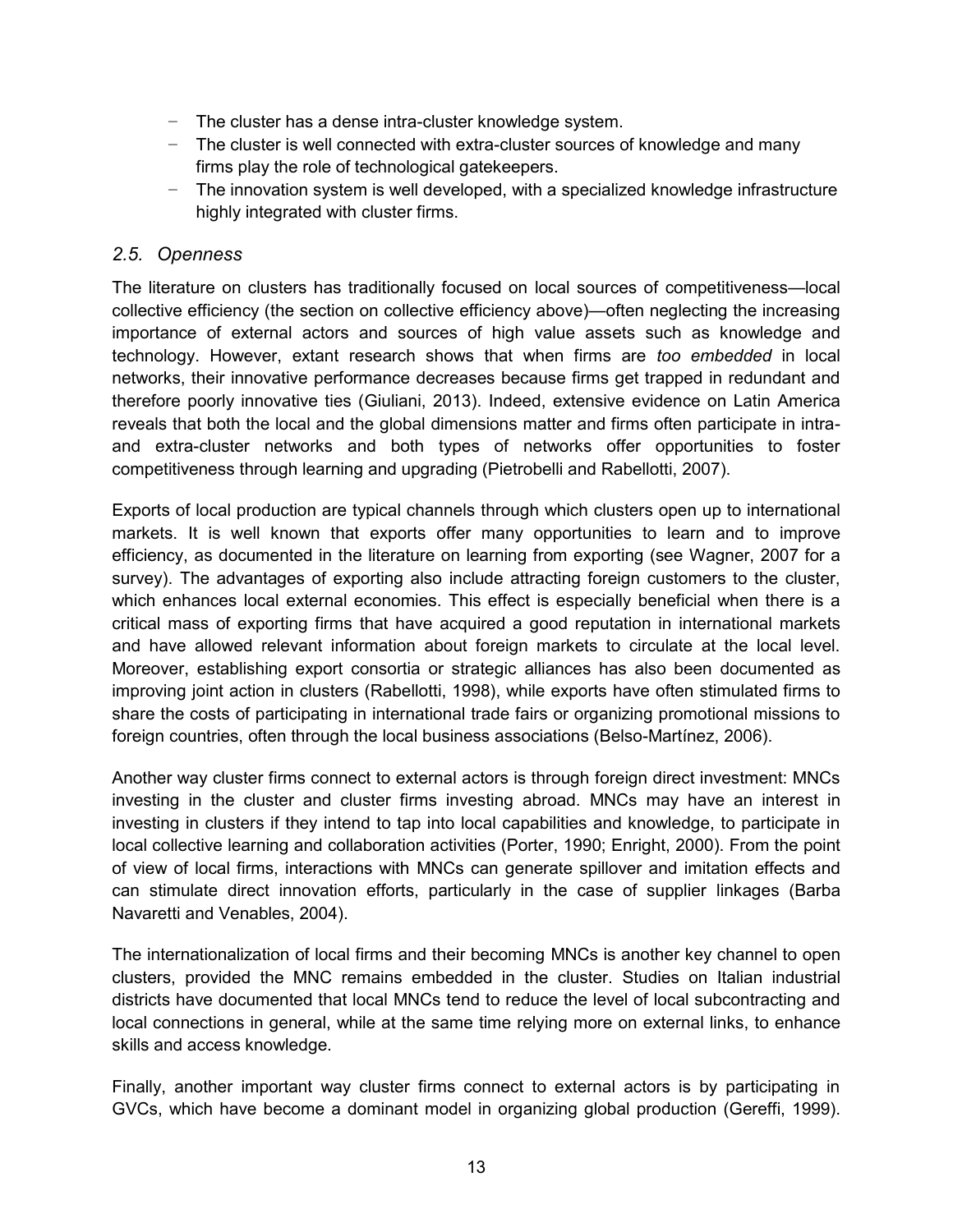- The cluster has a dense intra-cluster knowledge system.
- The cluster is well connected with extra-cluster sources of knowledge and many firms play the role of technological gatekeepers.
- The innovation system is well developed, with a specialized knowledge infrastructure highly integrated with cluster firms.

### *2.5. Openness*

The literature on clusters has traditionally focused on local sources of competitiveness—local collective efficiency (the section on collective efficiency above)—often neglecting the increasing importance of external actors and sources of high value assets such as knowledge and technology. However, extant research shows that when firms are *too embedded* in local networks, their innovative performance decreases because firms get trapped in redundant and therefore poorly innovative ties (Giuliani, 2013). Indeed, extensive evidence on Latin America reveals that both the local and the global dimensions matter and firms often participate in intra- and extra-cluster networks and both types of networks offer opportunities to foster competitiveness through learning and upgrading (Pietrobelli and Rabellotti, 2007).

Exports of local production are typical channels through which clusters open up to international markets. It is well known that exports offer many opportunities to learn and to improve efficiency, as documented in the literature on learning from exporting (see Wagner, 2007 for a survey). The advantages of exporting also include attracting foreign customers to the cluster, which enhances local external economies. This effect is especially beneficial when there is a critical mass of exporting firms that have acquired a good reputation in international markets and have allowed relevant information about foreign markets to circulate at the local level. Moreover, establishing export consortia or strategic alliances has also been documented as improving joint action in clusters (Rabellotti, 1998), while exports have often stimulated firms to share the costs of participating in international trade fairs or organizing promotional missions to foreign countries, often through the local business associations (Belso-Martínez, 2006).

Another way cluster firms connect to external actors is through foreign direct investment: MNCs investing in the cluster and cluster firms investing abroad. MNCs may have an interest in investing in clusters if they intend to tap into local capabilities and knowledge, to participate in local collective learning and collaboration activities (Porter, 1990; Enright, 2000). From the point of view of local firms, interactions with MNCs can generate spillover and imitation effects and can stimulate direct innovation efforts, particularly in the case of supplier linkages (Barba Navaretti and Venables, 2004).

The internationalization of local firms and their becoming MNCs is another key channel to open clusters, provided the MNC remains embedded in the cluster. Studies on Italian industrial districts have documented that local MNCs tend to reduce the level of local subcontracting and local connections in general, while at the same time relying more on external links, to enhance skills and access knowledge.

Finally, another important way cluster firms connect to external actors is by participating in GVCs, which have become a dominant model in organizing global production (Gereffi, 1999).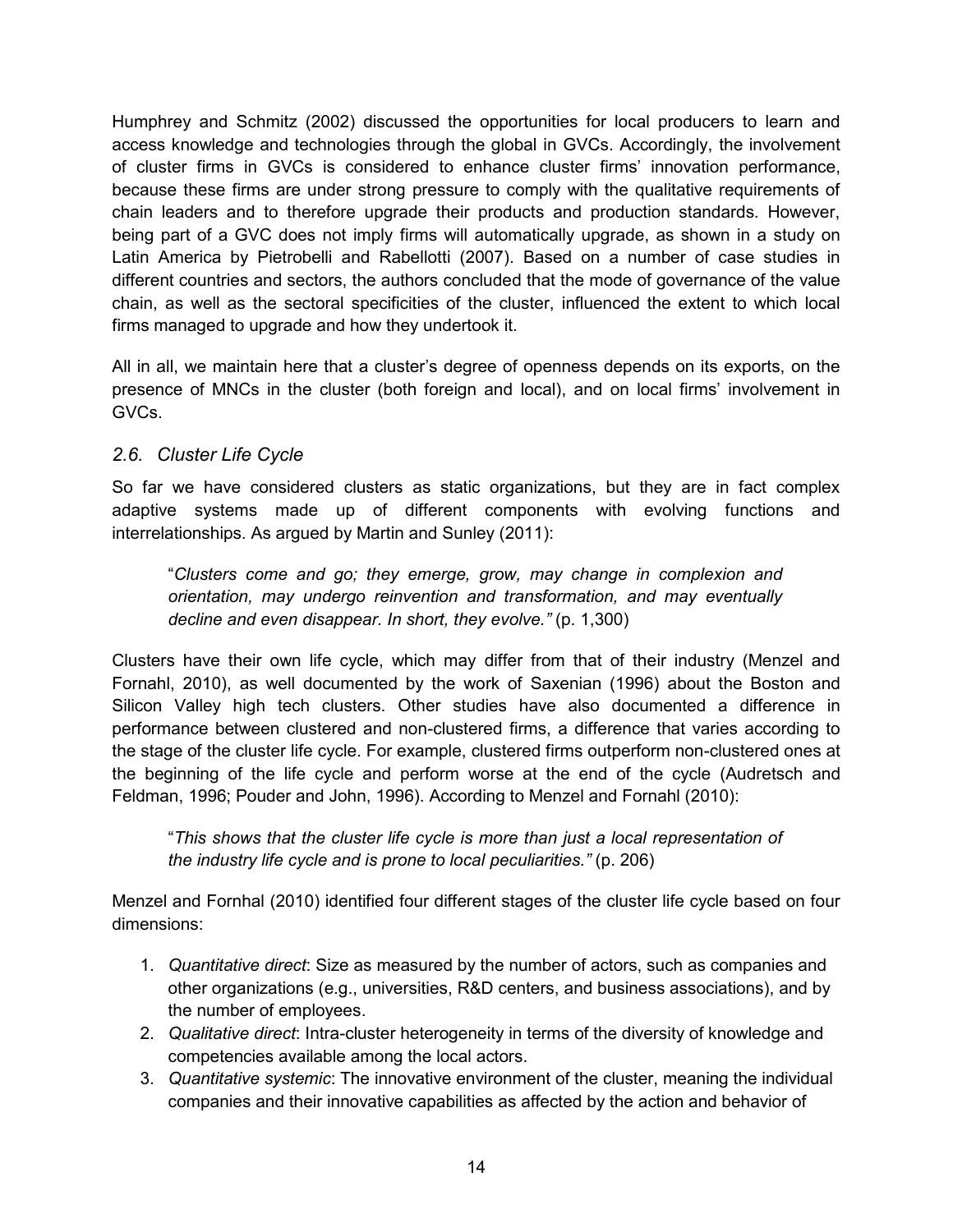Humphrey and Schmitz (2002) discussed the opportunities for local producers to learn and access knowledge and technologies through the global in GVCs. Accordingly, the involvement of cluster firms in GVCs is considered to enhance cluster firms' innovation performance, because these firms are under strong pressure to comply with the qualitative requirements of chain leaders and to therefore upgrade their products and production standards. However, being part of a GVC does not imply firms will automatically upgrade, as shown in a study on Latin America by Pietrobelli and Rabellotti (2007). Based on a number of case studies in different countries and sectors, the authors concluded that the mode of governance of the value chain, as well as the sectoral specificities of the cluster, influenced the extent to which local firms managed to upgrade and how they undertook it.

All in all, we maintain here that a cluster's degree of openness depends on its exports, on the presence of MNCs in the cluster (both foreign and local), and on local firms' involvement in GVCs.

### *2.6. Cluster Life Cycle*

So far we have considered clusters as static organizations, but they are in fact complex adaptive systems made up of different components with evolving functions and interrelationships. As argued by Martin and Sunley (2011):

> "*Clusters come and go; they emerge, grow, may change in complexion and orientation, may undergo reinvention and transformation, and may eventually decline and even disappear. In short, they evolve.*" (p. 1,300)

Clusters have their own life cycle, which may differ from that of their industry (Menzel and Fornahl, 2010), as well documented by the work of Saxenian (1996) about the Boston and Silicon Valley high tech clusters. Other studies have also documented a difference in performance between clustered and non-clustered firms, a difference that varies according to the stage of the cluster life cycle. For example, clustered firms outperform non-clustered ones at the beginning of the life cycle and perform worse at the end of the cycle (Audretsch and Feldman, 1996; Pouder and John, 1996). According to Menzel and Fornahl (2010):

> "*This shows that the cluster life cycle is more than just a local representation of the industry life cycle and is prone to local peculiarities.*" (p. 206)

Menzel and Fornhal (2010) identified four different stages of the cluster life cycle based on four dimensions:

1. *Quantitative direct*: Size as measured by the number of actors, such as companies and other organizations (e.g., universities, R&D centers, and business associations), and by the number of employees.
2. *Qualitative direct*: Intra-cluster heterogeneity in terms of the diversity of knowledge and competencies available among the local actors.
3. *Quantitative systemic*: The innovative environment of the cluster, meaning the individual companies and their innovative capabilities as affected by the action and behavior of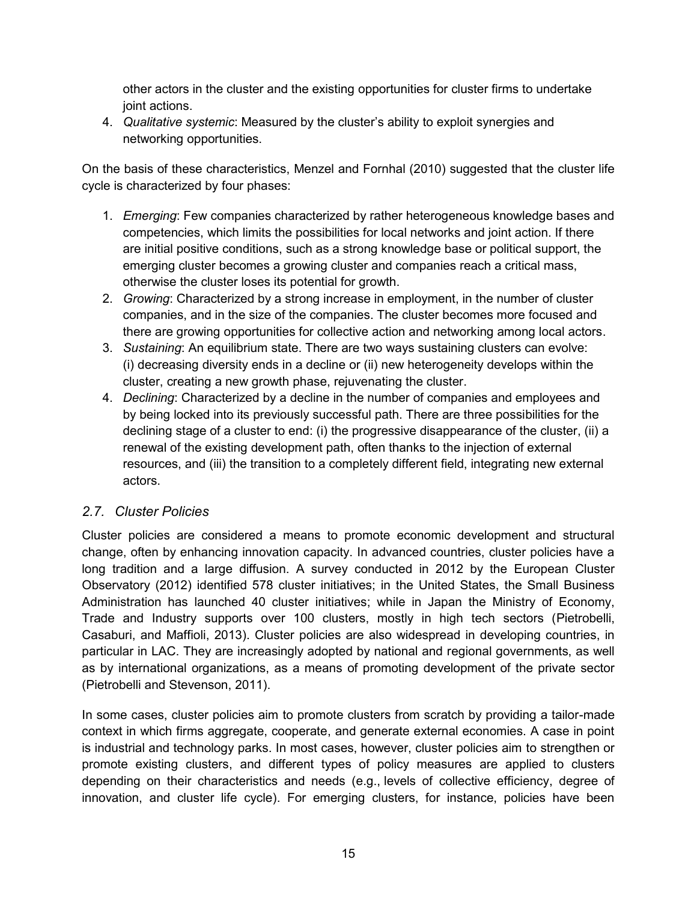other actors in the cluster and the existing opportunities for cluster firms to undertake joint actions.

4. *Qualitative systemic*: Measured by the cluster's ability to exploit synergies and networking opportunities.

On the basis of these characteristics, Menzel and Fornhal (2010) suggested that the cluster life cycle is characterized by four phases:

1. *Emerging*: Few companies characterized by rather heterogeneous knowledge bases and competencies, which limits the possibilities for local networks and joint action. If there are initial positive conditions, such as a strong knowledge base or political support, the emerging cluster becomes a growing cluster and companies reach a critical mass, otherwise the cluster loses its potential for growth.
2. *Growing*: Characterized by a strong increase in employment, in the number of cluster companies, and in the size of the companies. The cluster becomes more focused and there are growing opportunities for collective action and networking among local actors.
3. *Sustaining*: An equilibrium state. There are two ways sustaining clusters can evolve: (i) decreasing diversity ends in a decline or (ii) new heterogeneity develops within the cluster, creating a new growth phase, rejuvenating the cluster.
4. *Declining*: Characterized by a decline in the number of companies and employees and by being locked into its previously successful path. There are three possibilities for the declining stage of a cluster to end: (i) the progressive disappearance of the cluster, (ii) a renewal of the existing development path, often thanks to the injection of external resources, and (iii) the transition to a completely different field, integrating new external actors.

### *2.7. Cluster Policies*

Cluster policies are considered a means to promote economic development and structural change, often by enhancing innovation capacity. In advanced countries, cluster policies have a long tradition and a large diffusion. A survey conducted in 2012 by the European Cluster Observatory (2012) identified 578 cluster initiatives; in the United States, the Small Business Administration has launched 40 cluster initiatives; while in Japan the Ministry of Economy, Trade and Industry supports over 100 clusters, mostly in high tech sectors (Pietrobelli, Casaburi, and Maffioli, 2013). Cluster policies are also widespread in developing countries, in particular in LAC. They are increasingly adopted by national and regional governments, as well as by international organizations, as a means of promoting development of the private sector (Pietrobelli and Stevenson, 2011).

In some cases, cluster policies aim to promote clusters from scratch by providing a tailor-made context in which firms aggregate, cooperate, and generate external economies. A case in point is industrial and technology parks. In most cases, however, cluster policies aim to strengthen or promote existing clusters, and different types of policy measures are applied to clusters depending on their characteristics and needs (e.g., levels of collective efficiency, degree of innovation, and cluster life cycle). For emerging clusters, for instance, policies have been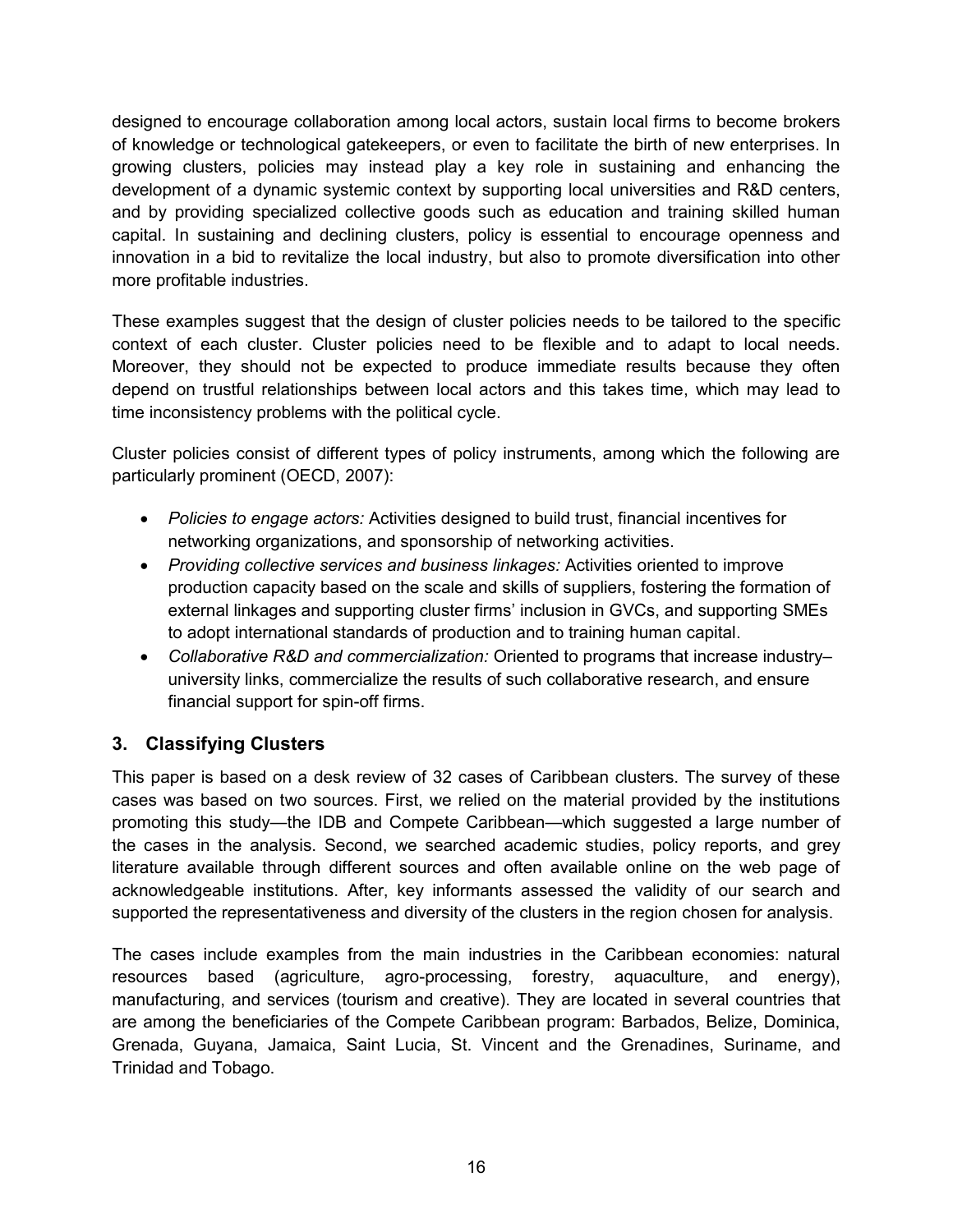designed to encourage collaboration among local actors, sustain local firms to become brokers of knowledge or technological gatekeepers, or even to facilitate the birth of new enterprises. In growing clusters, policies may instead play a key role in sustaining and enhancing the development of a dynamic systemic context by supporting local universities and R&D centers, and by providing specialized collective goods such as education and training skilled human capital. In sustaining and declining clusters, policy is essential to encourage openness and innovation in a bid to revitalize the local industry, but also to promote diversification into other more profitable industries.

These examples suggest that the design of cluster policies needs to be tailored to the specific context of each cluster. Cluster policies need to be flexible and to adapt to local needs. Moreover, they should not be expected to produce immediate results because they often depend on trustful relationships between local actors and this takes time, which may lead to time inconsistency problems with the political cycle.

Cluster policies consist of different types of policy instruments, among which the following are particularly prominent (OECD, 2007):

- *Policies to engage actors:* Activities designed to build trust, financial incentives for networking organizations, and sponsorship of networking activities.
- *Providing collective services and business linkages:* Activities oriented to improve production capacity based on the scale and skills of suppliers, fostering the formation of external linkages and supporting cluster firms' inclusion in GVCs, and supporting SMEs to adopt international standards of production and to training human capital.
- *Collaborative R&D and commercialization:* Oriented to programs that increase industry–university links, commercialize the results of such collaborative research, and ensure financial support for spin-off firms.

## 3. Classifying Clusters

This paper is based on a desk review of 32 cases of Caribbean clusters. The survey of these cases was based on two sources. First, we relied on the material provided by the institutions promoting this study—the IDB and Compete Caribbean—which suggested a large number of the cases in the analysis. Second, we searched academic studies, policy reports, and grey literature available through different sources and often available online on the web page of acknowledgeable institutions. After, key informants assessed the validity of our search and supported the representativeness and diversity of the clusters in the region chosen for analysis.

The cases include examples from the main industries in the Caribbean economies: natural resources based (agriculture, agro-processing, forestry, aquaculture, and energy), manufacturing, and services (tourism and creative). They are located in several countries that are among the beneficiaries of the Compete Caribbean program: Barbados, Belize, Dominica, Grenada, Guyana, Jamaica, Saint Lucia, St. Vincent and the Grenadines, Suriname, and Trinidad and Tobago.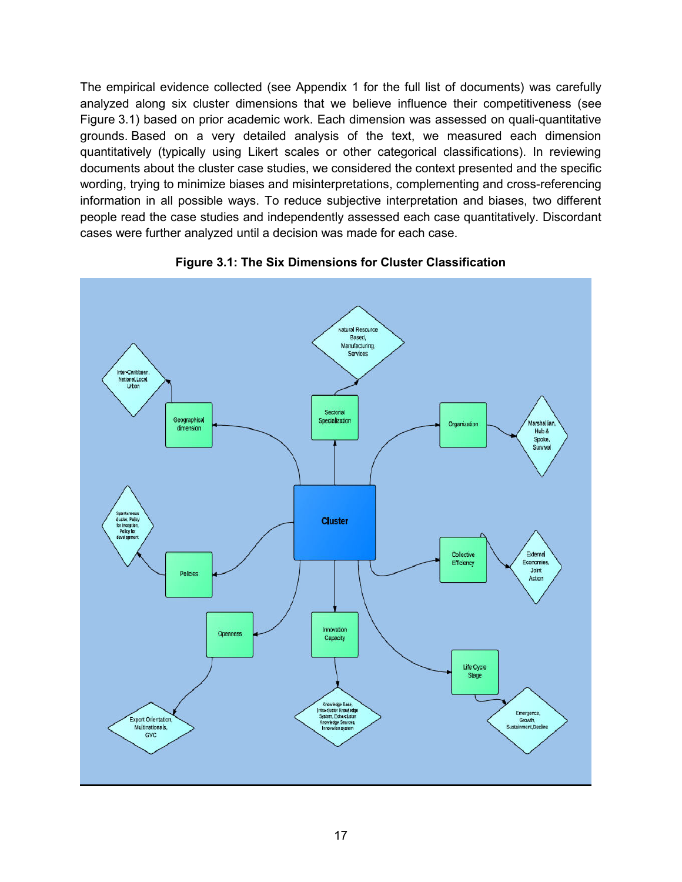The empirical evidence collected (see Appendix 1 for the full list of documents) was carefully analyzed along six cluster dimensions that we believe influence their competitiveness (see Figure 3.1) based on prior academic work. Each dimension was assessed on quali-quantitative grounds. Based on a very detailed analysis of the text, we measured each dimension quantitatively (typically using Likert scales or other categorical classifications). In reviewing documents about the cluster case studies, we considered the context presented and the specific wording, trying to minimize biases and misinterpretations, complementing and cross-referencing information in all possible ways. To reduce subjective interpretation and biases, two different people read the case studies and independently assessed each case quantitatively. Discordant cases were further analyzed until a decision was made for each case.

**Figure 3.1: The Six Dimensions for Cluster Classification**

Cluster

- Geographical dimension → Inter-Caribbean, National, Local, Urban
- Sectorial Specialization → Natural Resource Based, Manufacturing, Services
- Organization → Marshallian, Hub & Spoke, Survival
- Policies → Spontaneous cluster, Policy for inception, Policy for development
- Colective Efficiency → External Economies, Joint Action
- Openness → Export Orientation, Multinationals, GVC
- Innovation Capacity → Knowledge Base, Intra-cluster Knowledge System, Extra-cluster Knowledge Sources, Innovation system
- Life Cycle Stage → Emergence, Growth, Sustainment, Decline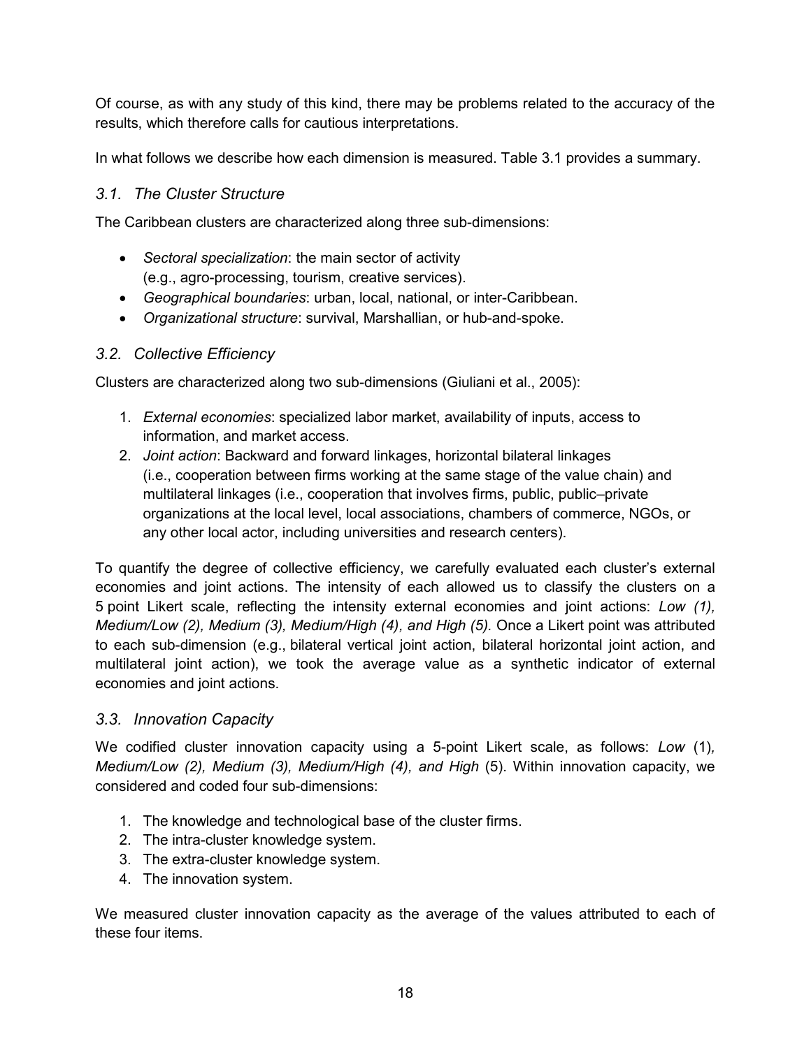Of course, as with any study of this kind, there may be problems related to the accuracy of the results, which therefore calls for cautious interpretations.

In what follows we describe how each dimension is measured. Table 3.1 provides a summary.

### *3.1. The Cluster Structure*

The Caribbean clusters are characterized along three sub-dimensions:

- *Sectoral specialization*: the main sector of activity (e.g., agro-processing, tourism, creative services).
- *Geographical boundaries*: urban, local, national, or inter-Caribbean.
- *Organizational structure*: survival, Marshallian, or hub-and-spoke.

### *3.2. Collective Efficiency*

Clusters are characterized along two sub-dimensions (Giuliani et al., 2005):

1. *External economies*: specialized labor market, availability of inputs, access to information, and market access.
2. *Joint action*: Backward and forward linkages, horizontal bilateral linkages (i.e., cooperation between firms working at the same stage of the value chain) and multilateral linkages (i.e., cooperation that involves firms, public, public–private organizations at the local level, local associations, chambers of commerce, NGOs, or any other local actor, including universities and research centers).

To quantify the degree of collective efficiency, we carefully evaluated each cluster's external economies and joint actions. The intensity of each allowed us to classify the clusters on a 5 point Likert scale, reflecting the intensity external economies and joint actions: *Low (1), Medium/Low (2), Medium (3), Medium/High (4), and High (5).* Once a Likert point was attributed to each sub-dimension (e.g., bilateral vertical joint action, bilateral horizontal joint action, and multilateral joint action), we took the average value as a synthetic indicator of external economies and joint actions.

### *3.3. Innovation Capacity*

We codified cluster innovation capacity using a 5-point Likert scale, as follows: *Low* (1)*, Medium/Low (2), Medium (3), Medium/High (4), and High* (5). Within innovation capacity, we considered and coded four sub-dimensions:

1. The knowledge and technological base of the cluster firms.
2. The intra-cluster knowledge system.
3. The extra-cluster knowledge system.
4. The innovation system.

We measured cluster innovation capacity as the average of the values attributed to each of these four items.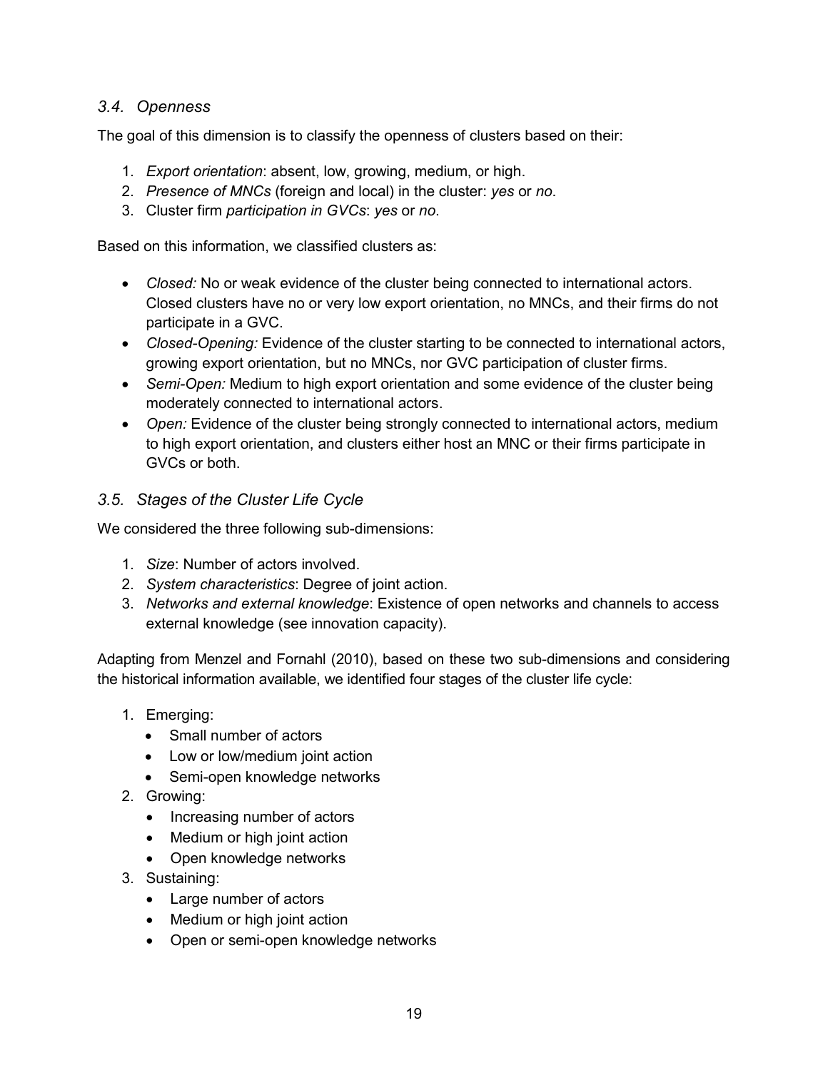### 3.4. Openness

The goal of this dimension is to classify the openness of clusters based on their:

1. *Export orientation*: absent, low, growing, medium, or high.
2. *Presence of MNCs* (foreign and local) in the cluster: *yes* or *no*.
3. Cluster firm *participation in GVCs*: *yes* or *no*.

Based on this information, we classified clusters as:

- *Closed:* No or weak evidence of the cluster being connected to international actors. Closed clusters have no or very low export orientation, no MNCs, and their firms do not participate in a GVC.
- *Closed-Opening:* Evidence of the cluster starting to be connected to international actors, growing export orientation, but no MNCs, nor GVC participation of cluster firms.
- *Semi-Open:* Medium to high export orientation and some evidence of the cluster being moderately connected to international actors.
- *Open:* Evidence of the cluster being strongly connected to international actors, medium to high export orientation, and clusters either host an MNC or their firms participate in GVCs or both.

### 3.5. Stages of the Cluster Life Cycle

We considered the three following sub-dimensions:

1. *Size*: Number of actors involved.
2. *System characteristics*: Degree of joint action.
3. *Networks and external knowledge*: Existence of open networks and channels to access external knowledge (see innovation capacity).

Adapting from Menzel and Fornahl (2010), based on these two sub-dimensions and considering the historical information available, we identified four stages of the cluster life cycle:

1. Emerging:
    - Small number of actors
    - Low or low/medium joint action
    - Semi-open knowledge networks
2. Growing:
    - Increasing number of actors
    - Medium or high joint action
    - Open knowledge networks
3. Sustaining:
    - Large number of actors
    - Medium or high joint action
    - Open or semi-open knowledge networks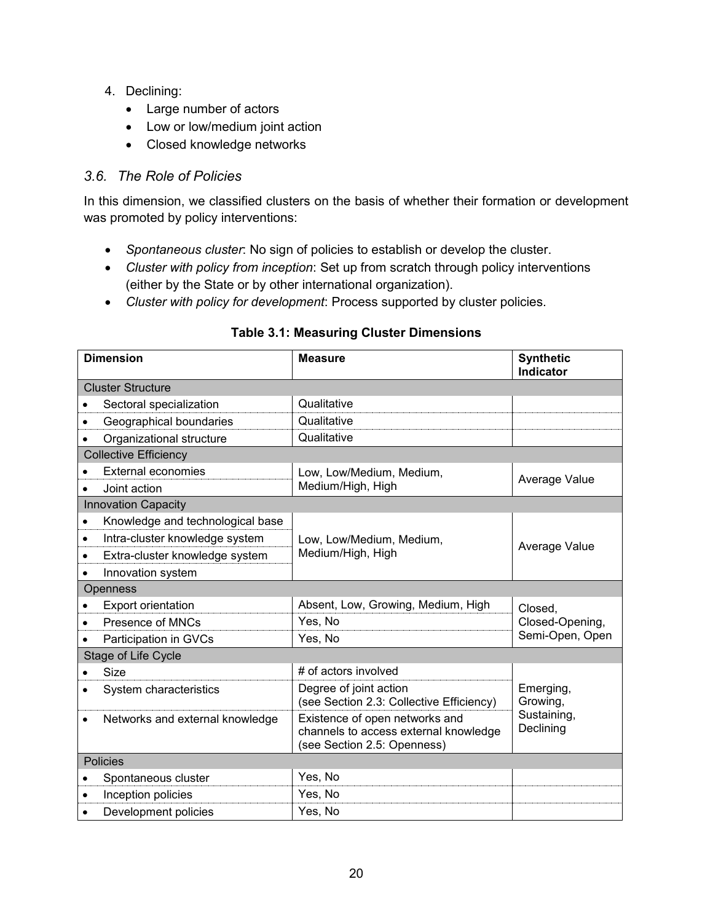4. Declining:
    - Large number of actors
    - Low or low/medium joint action
    - Closed knowledge networks

### *3.6. The Role of Policies*

In this dimension, we classified clusters on the basis of whether their formation or development was promoted by policy interventions:

- *Spontaneous cluster*: No sign of policies to establish or develop the cluster.
- *Cluster with policy from inception*: Set up from scratch through policy interventions (either by the State or by other international organization).
- *Cluster with policy for development*: Process supported by cluster policies.

**Table 3.1: Measuring Cluster Dimensions**

| Dimension | Measure | Synthetic Indicator |
|---|---|---|
| Cluster Structure | | |
| • Sectoral specialization | Qualitative | |
| • Geographical boundaries | Qualitative | |
| • Organizational structure | Qualitative | |
| Collective Efficiency | | |
| • External economies | Low, Low/Medium, Medium, Medium/High, High | Average Value |
| • Joint action | | |
| Innovation Capacity | | |
| • Knowledge and technological base | Low, Low/Medium, Medium, Medium/High, High | Average Value |
| • Intra-cluster knowledge system | | |
| • Extra-cluster knowledge system | | |
| • Innovation system | | |
| Openness | | |
| • Export orientation | Absent, Low, Growing, Medium, High | Closed, Closed-Opening, Semi-Open, Open |
| • Presence of MNCs | Yes, No | |
| • Participation in GVCs | Yes, No | |
| Stage of Life Cycle | | |
| • Size | # of actors involved | Emerging, Growing, Sustaining, Declining |
| • System characteristics | Degree of joint action (see Section 2.3: Collective Efficiency) | |
| • Networks and external knowledge | Existence of open networks and channels to access external knowledge (see Section 2.5: Openness) | |
| Policies | | |
| • Spontaneous cluster | Yes, No | |
| • Inception policies | Yes, No | |
| • Development policies | Yes, No | |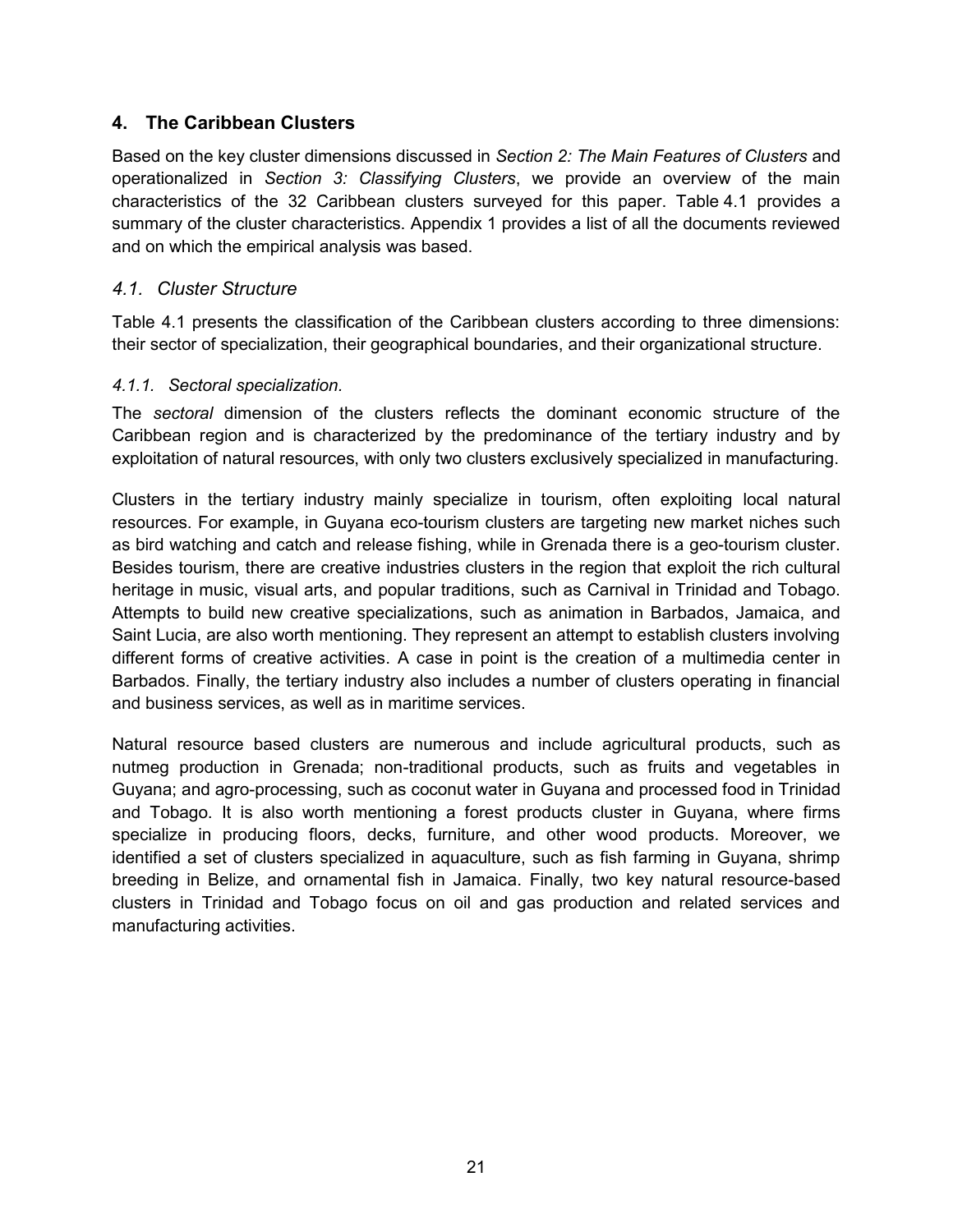## 4. The Caribbean Clusters

Based on the key cluster dimensions discussed in *Section 2: The Main Features of Clusters* and operationalized in *Section 3: Classifying Clusters*, we provide an overview of the main characteristics of the 32 Caribbean clusters surveyed for this paper. Table 4.1 provides a summary of the cluster characteristics. Appendix 1 provides a list of all the documents reviewed and on which the empirical analysis was based.

### *4.1. Cluster Structure*

Table 4.1 presents the classification of the Caribbean clusters according to three dimensions: their sector of specialization, their geographical boundaries, and their organizational structure.

#### *4.1.1. Sectoral specialization.*

The *sectoral* dimension of the clusters reflects the dominant economic structure of the Caribbean region and is characterized by the predominance of the tertiary industry and by exploitation of natural resources, with only two clusters exclusively specialized in manufacturing.

Clusters in the tertiary industry mainly specialize in tourism, often exploiting local natural resources. For example, in Guyana eco-tourism clusters are targeting new market niches such as bird watching and catch and release fishing, while in Grenada there is a geo-tourism cluster. Besides tourism, there are creative industries clusters in the region that exploit the rich cultural heritage in music, visual arts, and popular traditions, such as Carnival in Trinidad and Tobago. Attempts to build new creative specializations, such as animation in Barbados, Jamaica, and Saint Lucia, are also worth mentioning. They represent an attempt to establish clusters involving different forms of creative activities. A case in point is the creation of a multimedia center in Barbados. Finally, the tertiary industry also includes a number of clusters operating in financial and business services, as well as in maritime services.

Natural resource based clusters are numerous and include agricultural products, such as nutmeg production in Grenada; non-traditional products, such as fruits and vegetables in Guyana; and agro-processing, such as coconut water in Guyana and processed food in Trinidad and Tobago. It is also worth mentioning a forest products cluster in Guyana, where firms specialize in producing floors, decks, furniture, and other wood products. Moreover, we identified a set of clusters specialized in aquaculture, such as fish farming in Guyana, shrimp breeding in Belize, and ornamental fish in Jamaica. Finally, two key natural resource-based clusters in Trinidad and Tobago focus on oil and gas production and related services and manufacturing activities.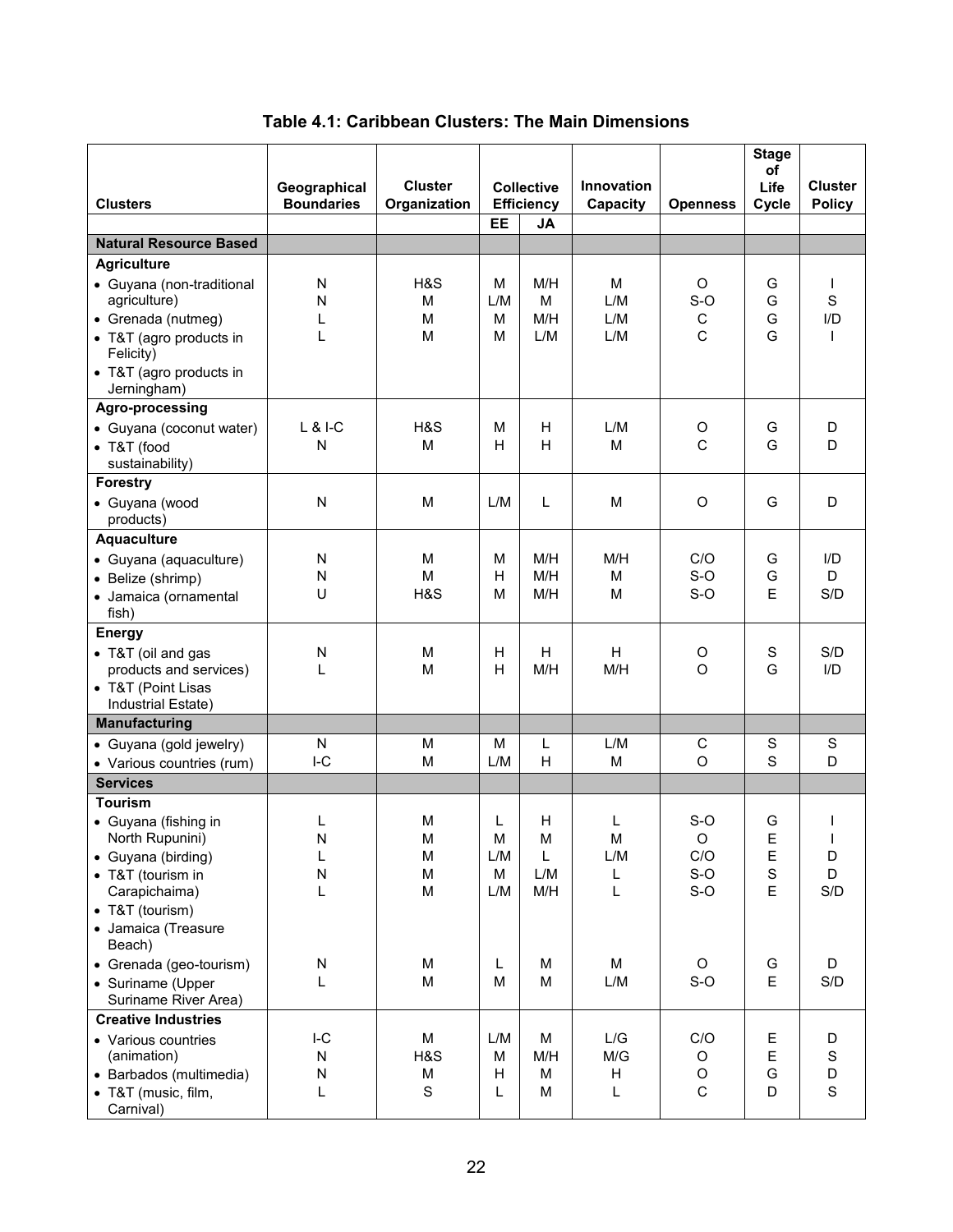**Table 4.1: Caribbean Clusters: The Main Dimensions**

| Clusters | Geographical Boundaries | Cluster Organization | Collective Efficiency | | Innovation Capacity | Openness | Stage of Life Cycle | Cluster Policy |
|---|---|---|---|---|---|---|---|---|
| | | | EE | JA | | | | |
| **Natural Resource Based** | | | | | | | | |
| **Agriculture** | | | | | | | | |
| • Guyana (non-traditional agriculture) | N | H&S | M | M/H | M | O | G | I |
| • Grenada (nutmeg) | N | M | L/M | M | L/M | S-O | G | S |
| • T&T (agro products in Felicity) | L | M | M | M/H | L/M | C | G | I/D |
| • T&T (agro products in Jerningham) | L | M | M | L/M | L/M | C | G | I |
| **Agro-processing** | | | | | | | | |
| • Guyana (coconut water) | L & I-C | H&S | M | H | L/M | O | G | D |
| • T&T (food sustainability) | N | M | H | H | M | C | G | D |
| **Forestry** | | | | | | | | |
| • Guyana (wood products) | N | M | L/M | L | M | O | G | D |
| **Aquaculture** | | | | | | | | |
| • Guyana (aquaculture) | N | M | M | M/H | M/H | C/O | G | I/D |
| • Belize (shrimp) | N | M | H | M/H | M | S-O | G | D |
| • Jamaica (ornamental fish) | U | H&S | M | M/H | M | S-O | E | S/D |
| **Energy** | | | | | | | | |
| • T&T (oil and gas products and services) | N | M | H | H | H | O | S | S/D |
| • T&T (Point Lisas Industrial Estate) | L | M | H | M/H | M/H | O | G | I/D |
| **Manufacturing** | | | | | | | | |
| • Guyana (gold jewelry) | N | M | M | L | L/M | C | S | S |
| • Various countries (rum) | I-C | M | L/M | H | M | O | S | D |
| **Services** | | | | | | | | |
| **Tourism** | | | | | | | | |
| • Guyana (fishing in North Rupunini) | L | M | L | H | L | S-O | G | I |
| • Guyana (birding) | N | M | M | M | M | O | E | I |
| • T&T (tourism in Carapichaima) | L | M | L/M | L | L/M | C/O | E | D |
| • T&T (tourism) | N | M | M | L/M | L | S-O | S | D |
| • Jamaica (Treasure Beach) | L | M | L/M | M/H | L | S-O | E | S/D |
| • Grenada (geo-tourism) | N | M | L | M | M | O | G | D |
| • Suriname (Upper Suriname River Area) | L | M | M | M | L/M | S-O | E | S/D |
| **Creative Industries** | | | | | | | | |
| • Various countries (animation) | I-C | M | L/M | M | L/G | C/O | E | D |
| • Barbados (multimedia) | N | H&S | M | M/H | M/G | O | E | S |
| • T&T (music, film, Carnival) | N | M | H | M | H | O | G | D |
| | L | S | L | M | L | C | D | S |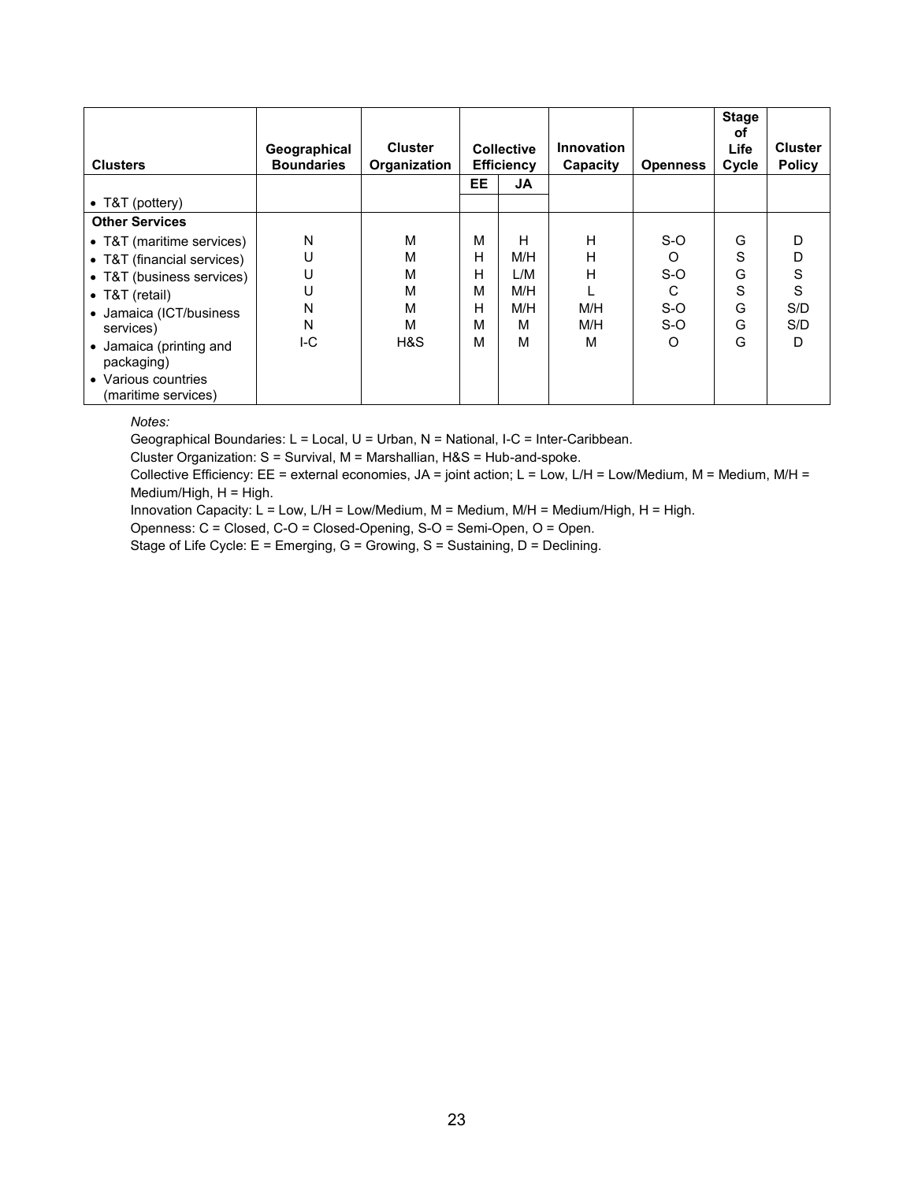| Clusters | Geographical Boundaries | Cluster Organization | Collective Efficiency | | Innovation Capacity | Openness | Stage of Life Cycle | Cluster Policy |
|---|---|---|---|---|---|---|---|---|
| | | | EE | JA | | | | |
| • T&T (pottery) | | | | | | | | |
| **Other Services** | | | | | | | | |
| • T&T (maritime services) | N | M | M | H | H | S-O | G | D |
| • T&T (financial services) | U | M | H | M/H | H | O | S | D |
| • T&T (business services) | U | M | H | L/M | H | S-O | G | S |
| • T&T (retail) | U | M | M | M/H | L | C | S | S |
| • Jamaica (ICT/business services) | N | M | H | M/H | M/H | S-O | G | S/D |
| • Jamaica (printing and packaging) | N | M | M | M | M/H | S-O | G | S/D |
| • Various countries (maritime services) | I-C | H&S | M | M | M | O | G | D |

*Notes:*

Geographical Boundaries: L = Local, U = Urban, N = National, I-C = Inter-Caribbean.

Cluster Organization: S = Survival, M = Marshallian, H&S = Hub-and-spoke.

Collective Efficiency: EE = external economies, JA = joint action; L = Low, L/H = Low/Medium, M = Medium, M/H = Medium/High, H = High.

Innovation Capacity: L = Low, L/H = Low/Medium, M = Medium, M/H = Medium/High, H = High.

Openness: C = Closed, C-O = Closed-Opening, S-O = Semi-Open, O = Open.

Stage of Life Cycle: E = Emerging, G = Growing, S = Sustaining, D = Declining.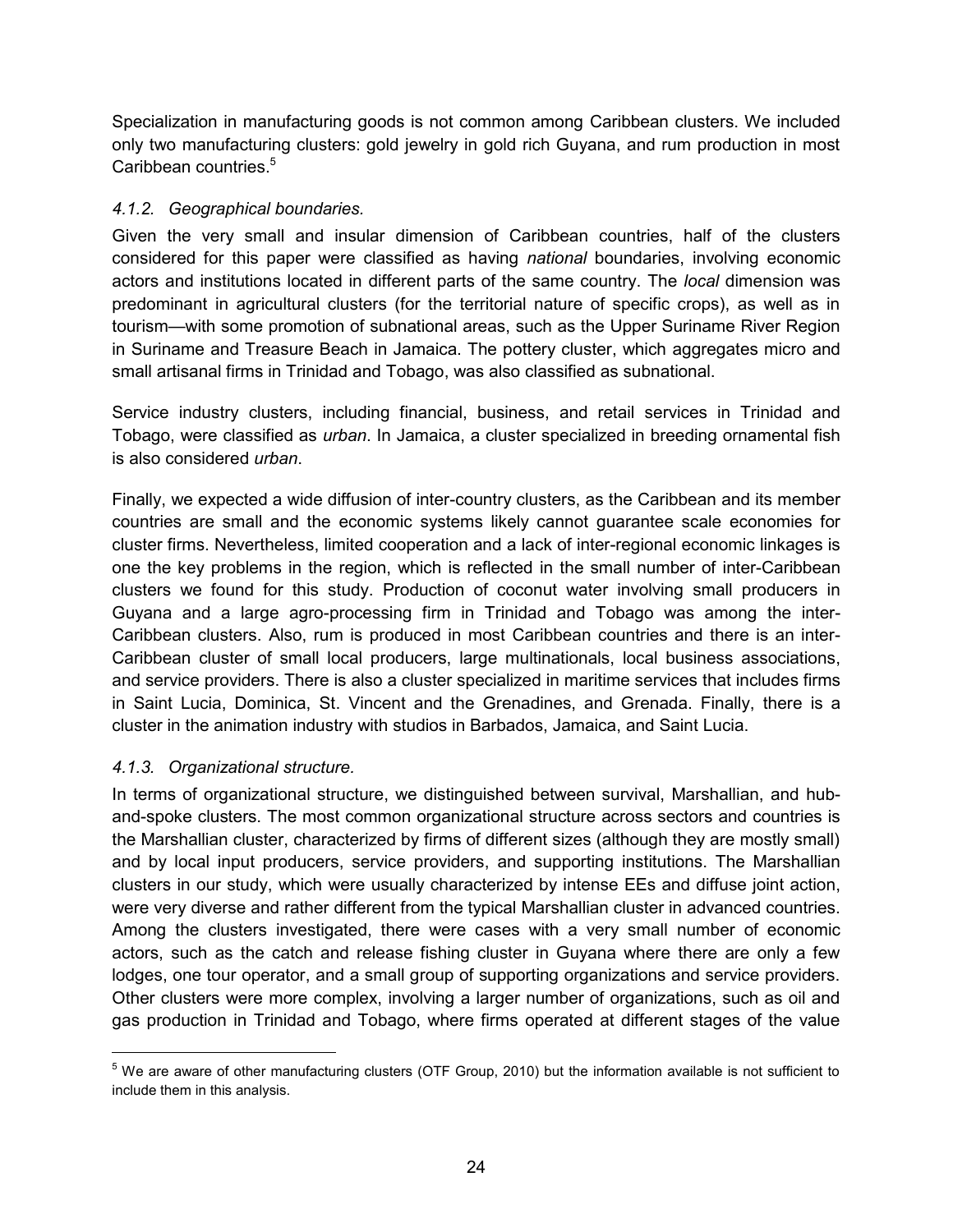Specialization in manufacturing goods is not common among Caribbean clusters. We included only two manufacturing clusters: gold jewelry in gold rich Guyana, and rum production in most Caribbean countries.[5]

#### *4.1.2. Geographical boundaries.*

Given the very small and insular dimension of Caribbean countries, half of the clusters considered for this paper were classified as having *national* boundaries, involving economic actors and institutions located in different parts of the same country. The *local* dimension was predominant in agricultural clusters (for the territorial nature of specific crops), as well as in tourism—with some promotion of subnational areas, such as the Upper Suriname River Region in Suriname and Treasure Beach in Jamaica. The pottery cluster, which aggregates micro and small artisanal firms in Trinidad and Tobago, was also classified as subnational.

Service industry clusters, including financial, business, and retail services in Trinidad and Tobago, were classified as *urban*. In Jamaica, a cluster specialized in breeding ornamental fish is also considered *urban*.

Finally, we expected a wide diffusion of inter-country clusters, as the Caribbean and its member countries are small and the economic systems likely cannot guarantee scale economies for cluster firms. Nevertheless, limited cooperation and a lack of inter-regional economic linkages is one the key problems in the region, which is reflected in the small number of inter-Caribbean clusters we found for this study. Production of coconut water involving small producers in Guyana and a large agro-processing firm in Trinidad and Tobago was among the inter-Caribbean clusters. Also, rum is produced in most Caribbean countries and there is an inter-Caribbean cluster of small local producers, large multinationals, local business associations, and service providers. There is also a cluster specialized in maritime services that includes firms in Saint Lucia, Dominica, St. Vincent and the Grenadines, and Grenada. Finally, there is a cluster in the animation industry with studios in Barbados, Jamaica, and Saint Lucia.

#### *4.1.3. Organizational structure.*

In terms of organizational structure, we distinguished between survival, Marshallian, and hub-and-spoke clusters. The most common organizational structure across sectors and countries is the Marshallian cluster, characterized by firms of different sizes (although they are mostly small) and by local input producers, service providers, and supporting institutions. The Marshallian clusters in our study, which were usually characterized by intense EEs and diffuse joint action, were very diverse and rather different from the typical Marshallian cluster in advanced countries. Among the clusters investigated, there were cases with a very small number of economic actors, such as the catch and release fishing cluster in Guyana where there are only a few lodges, one tour operator, and a small group of supporting organizations and service providers. Other clusters were more complex, involving a larger number of organizations, such as oil and gas production in Trinidad and Tobago, where firms operated at different stages of the value

[5] We are aware of other manufacturing clusters (OTF Group, 2010) but the information available is not sufficient to include them in this analysis.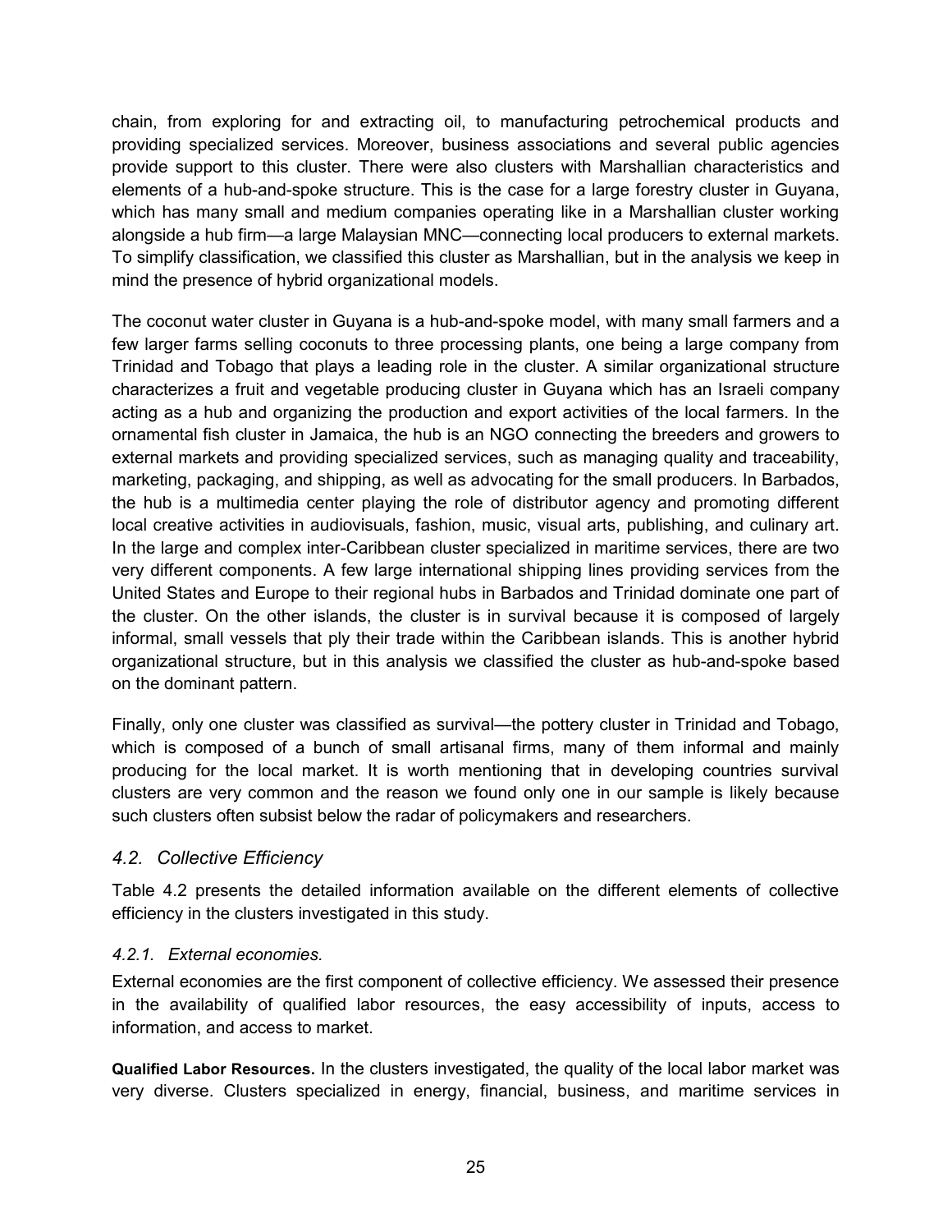chain, from exploring for and extracting oil, to manufacturing petrochemical products and providing specialized services. Moreover, business associations and several public agencies provide support to this cluster. There were also clusters with Marshallian characteristics and elements of a hub-and-spoke structure. This is the case for a large forestry cluster in Guyana, which has many small and medium companies operating like in a Marshallian cluster working alongside a hub firm—a large Malaysian MNC—connecting local producers to external markets. To simplify classification, we classified this cluster as Marshallian, but in the analysis we keep in mind the presence of hybrid organizational models.

The coconut water cluster in Guyana is a hub-and-spoke model, with many small farmers and a few larger farms selling coconuts to three processing plants, one being a large company from Trinidad and Tobago that plays a leading role in the cluster. A similar organizational structure characterizes a fruit and vegetable producing cluster in Guyana which has an Israeli company acting as a hub and organizing the production and export activities of the local farmers. In the ornamental fish cluster in Jamaica, the hub is an NGO connecting the breeders and growers to external markets and providing specialized services, such as managing quality and traceability, marketing, packaging, and shipping, as well as advocating for the small producers. In Barbados, the hub is a multimedia center playing the role of distributor agency and promoting different local creative activities in audiovisuals, fashion, music, visual arts, publishing, and culinary art. In the large and complex inter-Caribbean cluster specialized in maritime services, there are two very different components. A few large international shipping lines providing services from the United States and Europe to their regional hubs in Barbados and Trinidad dominate one part of the cluster. On the other islands, the cluster is in survival because it is composed of largely informal, small vessels that ply their trade within the Caribbean islands. This is another hybrid organizational structure, but in this analysis we classified the cluster as hub-and-spoke based on the dominant pattern.

Finally, only one cluster was classified as survival—the pottery cluster in Trinidad and Tobago, which is composed of a bunch of small artisanal firms, many of them informal and mainly producing for the local market. It is worth mentioning that in developing countries survival clusters are very common and the reason we found only one in our sample is likely because such clusters often subsist below the radar of policymakers and researchers.

## *4.2. Collective Efficiency*

Table 4.2 presents the detailed information available on the different elements of collective efficiency in the clusters investigated in this study.

### *4.2.1. External economies.*

External economies are the first component of collective efficiency. We assessed their presence in the availability of qualified labor resources, the easy accessibility of inputs, access to information, and access to market.

**Qualified Labor Resources.** In the clusters investigated, the quality of the local labor market was very diverse. Clusters specialized in energy, financial, business, and maritime services in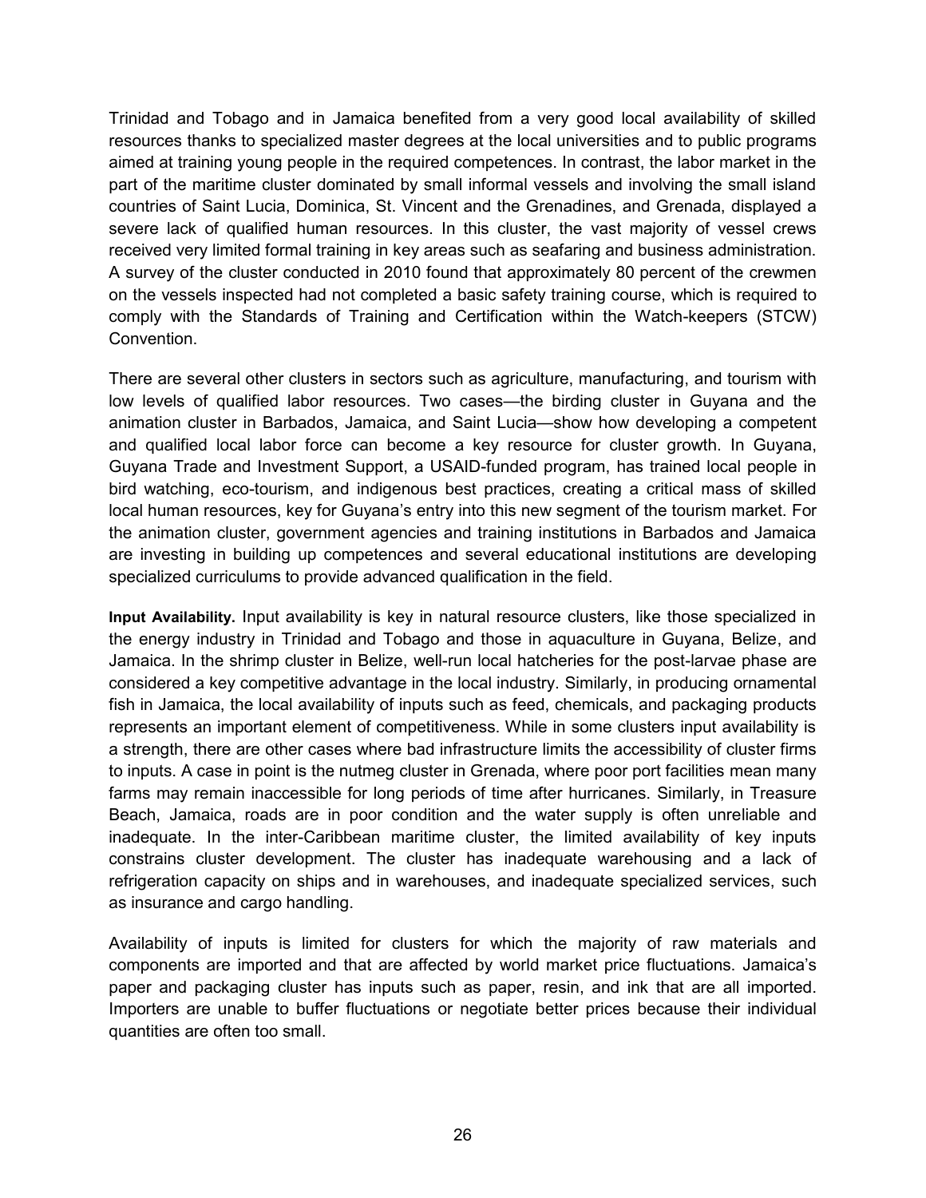Trinidad and Tobago and in Jamaica benefited from a very good local availability of skilled resources thanks to specialized master degrees at the local universities and to public programs aimed at training young people in the required competences. In contrast, the labor market in the part of the maritime cluster dominated by small informal vessels and involving the small island countries of Saint Lucia, Dominica, St. Vincent and the Grenadines, and Grenada, displayed a severe lack of qualified human resources. In this cluster, the vast majority of vessel crews received very limited formal training in key areas such as seafaring and business administration. A survey of the cluster conducted in 2010 found that approximately 80 percent of the crewmen on the vessels inspected had not completed a basic safety training course, which is required to comply with the Standards of Training and Certification within the Watch-keepers (STCW) Convention.

There are several other clusters in sectors such as agriculture, manufacturing, and tourism with low levels of qualified labor resources. Two cases—the birding cluster in Guyana and the animation cluster in Barbados, Jamaica, and Saint Lucia—show how developing a competent and qualified local labor force can become a key resource for cluster growth. In Guyana, Guyana Trade and Investment Support, a USAID-funded program, has trained local people in bird watching, eco-tourism, and indigenous best practices, creating a critical mass of skilled local human resources, key for Guyana's entry into this new segment of the tourism market. For the animation cluster, government agencies and training institutions in Barbados and Jamaica are investing in building up competences and several educational institutions are developing specialized curriculums to provide advanced qualification in the field.

**Input Availability.** Input availability is key in natural resource clusters, like those specialized in the energy industry in Trinidad and Tobago and those in aquaculture in Guyana, Belize, and Jamaica. In the shrimp cluster in Belize, well-run local hatcheries for the post-larvae phase are considered a key competitive advantage in the local industry. Similarly, in producing ornamental fish in Jamaica, the local availability of inputs such as feed, chemicals, and packaging products represents an important element of competitiveness. While in some clusters input availability is a strength, there are other cases where bad infrastructure limits the accessibility of cluster firms to inputs. A case in point is the nutmeg cluster in Grenada, where poor port facilities mean many farms may remain inaccessible for long periods of time after hurricanes. Similarly, in Treasure Beach, Jamaica, roads are in poor condition and the water supply is often unreliable and inadequate. In the inter-Caribbean maritime cluster, the limited availability of key inputs constrains cluster development. The cluster has inadequate warehousing and a lack of refrigeration capacity on ships and in warehouses, and inadequate specialized services, such as insurance and cargo handling.

Availability of inputs is limited for clusters for which the majority of raw materials and components are imported and that are affected by world market price fluctuations. Jamaica's paper and packaging cluster has inputs such as paper, resin, and ink that are all imported. Importers are unable to buffer fluctuations or negotiate better prices because their individual quantities are often too small.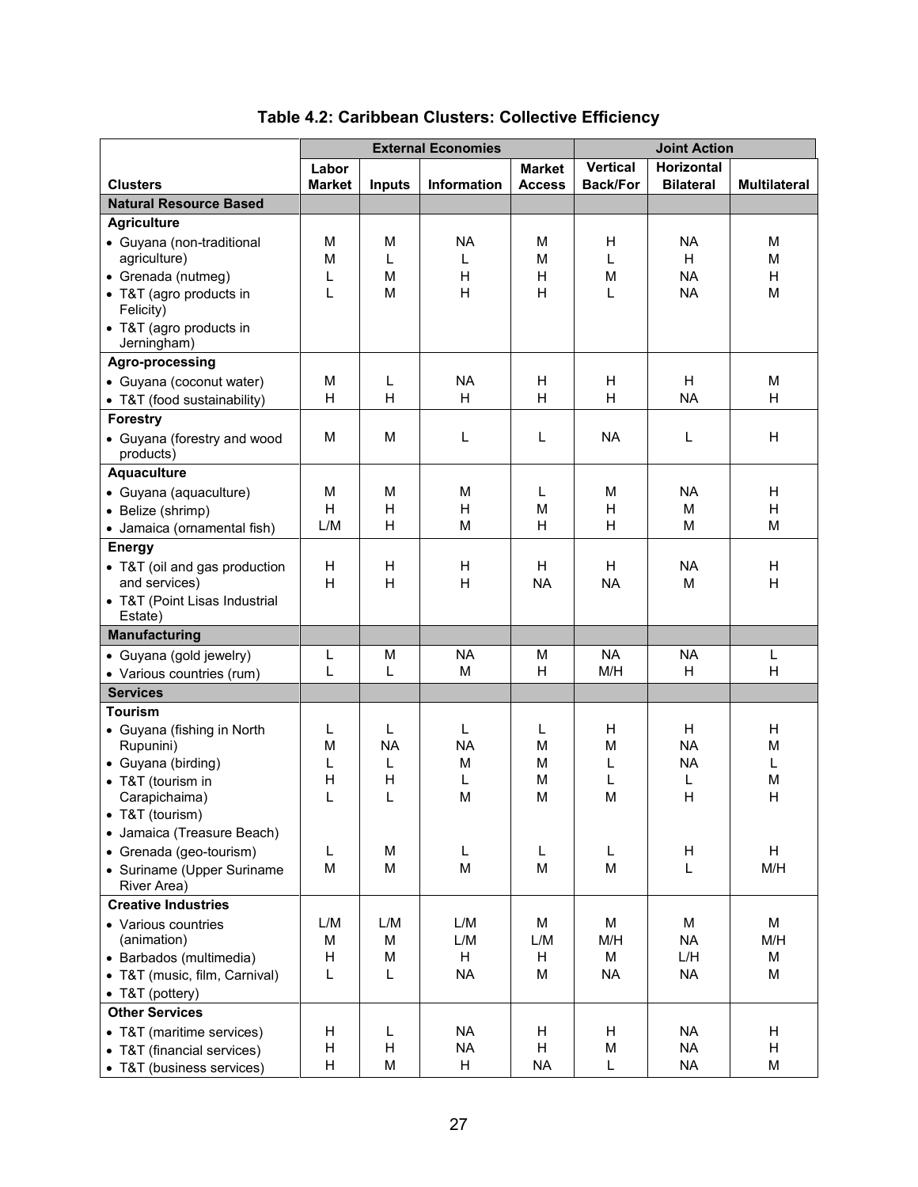# Table 4.2: Caribbean Clusters: Collective Efficiency

| | External Economies | | | | Joint Action | | |
|---|---|---|---|---|---|---|---|
| **Clusters** | **Labor Market** | **Inputs** | **Information** | **Market Access** | **Vertical Back/For** | **Horizontal Bilateral** | **Multilateral** |
| **Natural Resource Based** | | | | | | | |
| **Agriculture** | | | | | | | |
| • Guyana (non-traditional agriculture) | M | M | NA | M | H | NA | M |
| • Grenada (nutmeg) | M | L | L | M | L | H | M |
| • T&T (agro products in Felicity) | L | M | H | H | M | NA | H |
| • T&T (agro products in Jerningham) | L | M | H | H | L | NA | M |
| **Agro-processing** | | | | | | | |
| • Guyana (coconut water) | M | L | NA | H | H | H | M |
| • T&T (food sustainability) | H | H | H | H | H | NA | H |
| **Forestry** | | | | | | | |
| • Guyana (forestry and wood products) | M | M | L | L | NA | L | H |
| **Aquaculture** | | | | | | | |
| • Guyana (aquaculture) | M | M | M | L | M | NA | H |
| • Belize (shrimp) | H | H | H | M | H | M | H |
| • Jamaica (ornamental fish) | L/M | H | M | H | H | M | M |
| **Energy** | | | | | | | |
| • T&T (oil and gas production and services) | H | H | H | H | H | NA | H |
| • T&T (Point Lisas Industrial Estate) | H | H | H | NA | NA | M | H |
| **Manufacturing** | | | | | | | |
| • Guyana (gold jewelry) | L | M | NA | M | NA | NA | L |
| • Various countries (rum) | L | L | M | H | M/H | H | H |
| **Services** | | | | | | | |
| **Tourism** | | | | | | | |
| • Guyana (fishing in North Rupunini) | L | L | L | L | H | H | H |
| • Guyana (birding) | M | NA | NA | M | M | NA | M |
| • T&T (tourism in Carapichaima) | L | L | M | M | L | NA | L |
| • T&T (tourism) | H | H | L | M | L | L | M |
| • Jamaica (Treasure Beach) | L | L | M | M | M | H | H |
| • Grenada (geo-tourism) | L | M | L | L | L | H | H |
| • Suriname (Upper Suriname River Area) | M | M | M | M | M | L | M/H |
| **Creative Industries** | | | | | | | |
| • Various countries (animation) | L/M | L/M | L/M | M | M | M | M |
| • Barbados (multimedia) | M | M | L/M | L/M | M/H | NA | M/H |
| • T&T (music, film, Carnival) | H | M | H | H | M | L/H | M |
| • T&T (pottery) | L | L | NA | M | NA | NA | M |
| **Other Services** | | | | | | | |
| • T&T (maritime services) | H | L | NA | H | H | NA | H |
| • T&T (financial services) | H | H | NA | H | M | NA | H |
| • T&T (business services) | H | M | H | NA | L | NA | M |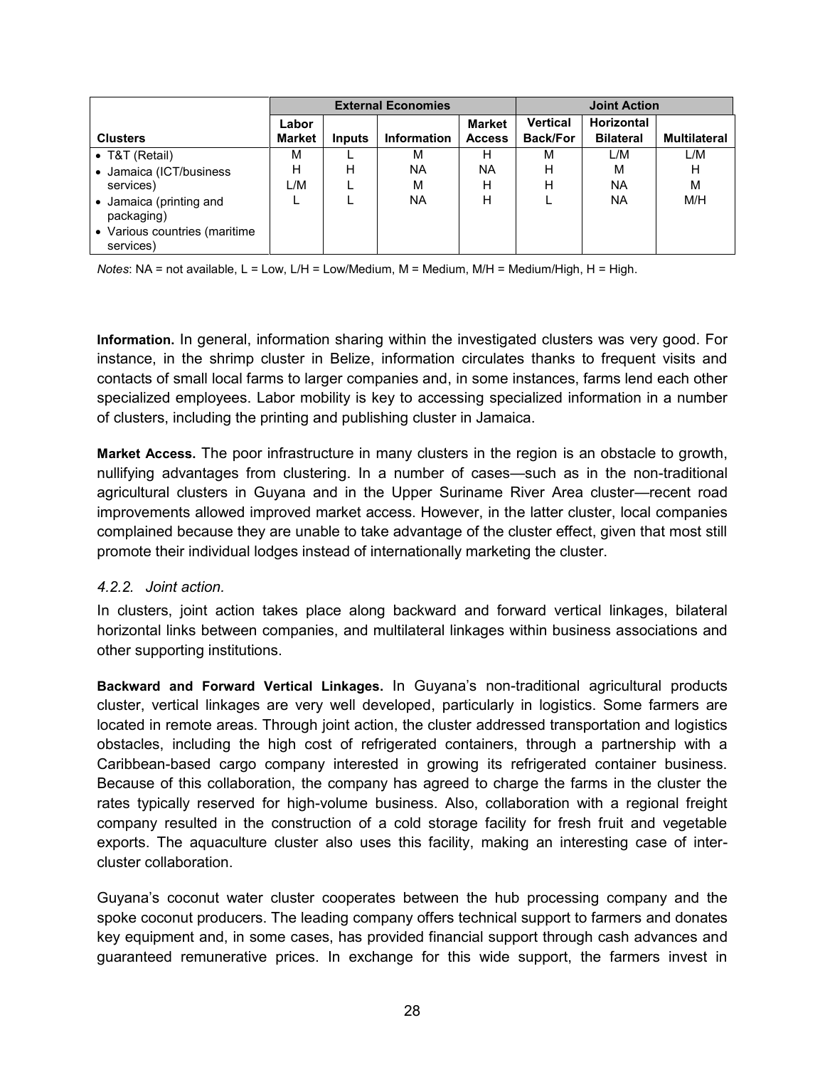| | External Economies | | | | Joint Action | | |
|---|---|---|---|---|---|---|---|
| **Clusters** | **Labor Market** | **Inputs** | **Information** | **Market Access** | **Vertical Back/For** | **Horizontal Bilateral** | **Multilateral** |
| • T&T (Retail) | M | L | M | H | M | L/M | L/M |
| • Jamaica (ICT/business services) | H | H | NA | NA | H | M | H |
| • Jamaica (printing and packaging) | L/M | L | M | H | H | NA | M |
| • Various countries (maritime services) | L | L | NA | H | L | NA | M/H |

*Notes*: NA = not available, L = Low, L/H = Low/Medium, M = Medium, M/H = Medium/High, H = High.

**Information.** In general, information sharing within the investigated clusters was very good. For instance, in the shrimp cluster in Belize, information circulates thanks to frequent visits and contacts of small local farms to larger companies and, in some instances, farms lend each other specialized employees. Labor mobility is key to accessing specialized information in a number of clusters, including the printing and publishing cluster in Jamaica.

**Market Access.** The poor infrastructure in many clusters in the region is an obstacle to growth, nullifying advantages from clustering. In a number of cases—such as in the non-traditional agricultural clusters in Guyana and in the Upper Suriname River Area cluster—recent road improvements allowed improved market access. However, in the latter cluster, local companies complained because they are unable to take advantage of the cluster effect, given that most still promote their individual lodges instead of internationally marketing the cluster.

### *4.2.2. Joint action.*

In clusters, joint action takes place along backward and forward vertical linkages, bilateral horizontal links between companies, and multilateral linkages within business associations and other supporting institutions.

**Backward and Forward Vertical Linkages.** In Guyana's non-traditional agricultural products cluster, vertical linkages are very well developed, particularly in logistics. Some farmers are located in remote areas. Through joint action, the cluster addressed transportation and logistics obstacles, including the high cost of refrigerated containers, through a partnership with a Caribbean-based cargo company interested in growing its refrigerated container business. Because of this collaboration, the company has agreed to charge the farms in the cluster the rates typically reserved for high-volume business. Also, collaboration with a regional freight company resulted in the construction of a cold storage facility for fresh fruit and vegetable exports. The aquaculture cluster also uses this facility, making an interesting case of inter-cluster collaboration.

Guyana's coconut water cluster cooperates between the hub processing company and the spoke coconut producers. The leading company offers technical support to farmers and donates key equipment and, in some cases, has provided financial support through cash advances and guaranteed remunerative prices. In exchange for this wide support, the farmers invest in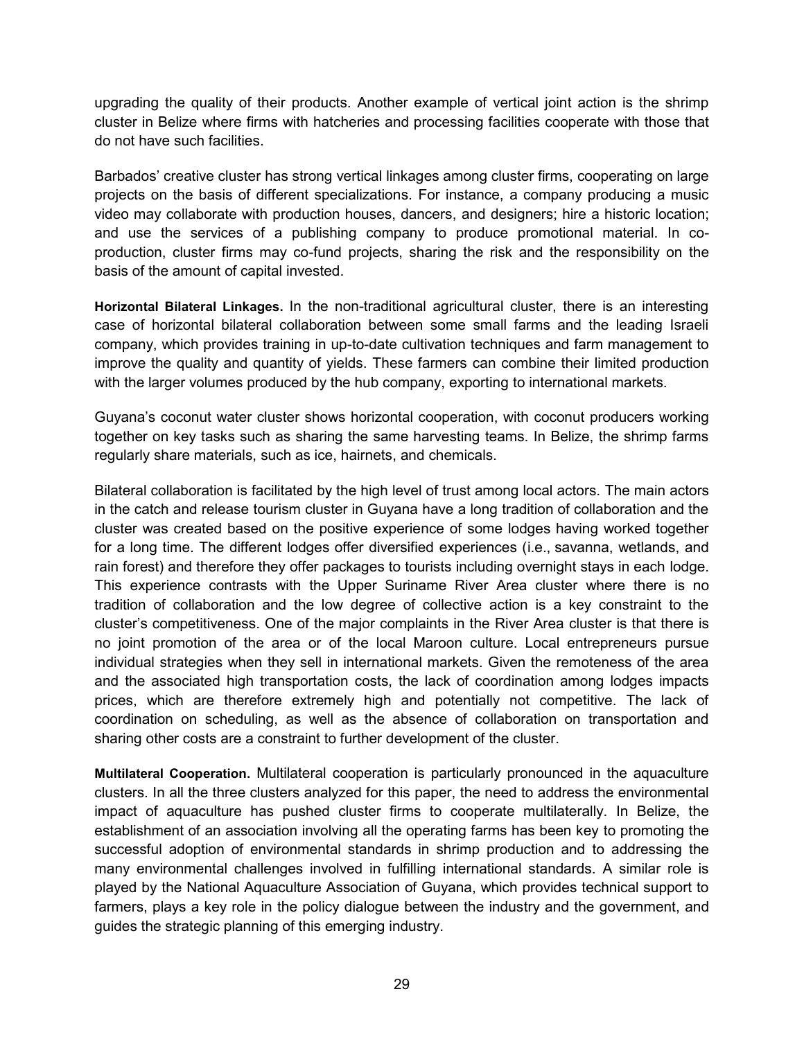upgrading the quality of their products. Another example of vertical joint action is the shrimp cluster in Belize where firms with hatcheries and processing facilities cooperate with those that do not have such facilities.

Barbados' creative cluster has strong vertical linkages among cluster firms, cooperating on large projects on the basis of different specializations. For instance, a company producing a music video may collaborate with production houses, dancers, and designers; hire a historic location; and use the services of a publishing company to produce promotional material. In co-production, cluster firms may co-fund projects, sharing the risk and the responsibility on the basis of the amount of capital invested.

**Horizontal Bilateral Linkages.** In the non-traditional agricultural cluster, there is an interesting case of horizontal bilateral collaboration between some small farms and the leading Israeli company, which provides training in up-to-date cultivation techniques and farm management to improve the quality and quantity of yields. These farmers can combine their limited production with the larger volumes produced by the hub company, exporting to international markets.

Guyana's coconut water cluster shows horizontal cooperation, with coconut producers working together on key tasks such as sharing the same harvesting teams. In Belize, the shrimp farms regularly share materials, such as ice, hairnets, and chemicals.

Bilateral collaboration is facilitated by the high level of trust among local actors. The main actors in the catch and release tourism cluster in Guyana have a long tradition of collaboration and the cluster was created based on the positive experience of some lodges having worked together for a long time. The different lodges offer diversified experiences (i.e., savanna, wetlands, and rain forest) and therefore they offer packages to tourists including overnight stays in each lodge. This experience contrasts with the Upper Suriname River Area cluster where there is no tradition of collaboration and the low degree of collective action is a key constraint to the cluster's competitiveness. One of the major complaints in the River Area cluster is that there is no joint promotion of the area or of the local Maroon culture. Local entrepreneurs pursue individual strategies when they sell in international markets. Given the remoteness of the area and the associated high transportation costs, the lack of coordination among lodges impacts prices, which are therefore extremely high and potentially not competitive. The lack of coordination on scheduling, as well as the absence of collaboration on transportation and sharing other costs are a constraint to further development of the cluster.

**Multilateral Cooperation.** Multilateral cooperation is particularly pronounced in the aquaculture clusters. In all the three clusters analyzed for this paper, the need to address the environmental impact of aquaculture has pushed cluster firms to cooperate multilaterally. In Belize, the establishment of an association involving all the operating farms has been key to promoting the successful adoption of environmental standards in shrimp production and to addressing the many environmental challenges involved in fulfilling international standards. A similar role is played by the National Aquaculture Association of Guyana, which provides technical support to farmers, plays a key role in the policy dialogue between the industry and the government, and guides the strategic planning of this emerging industry.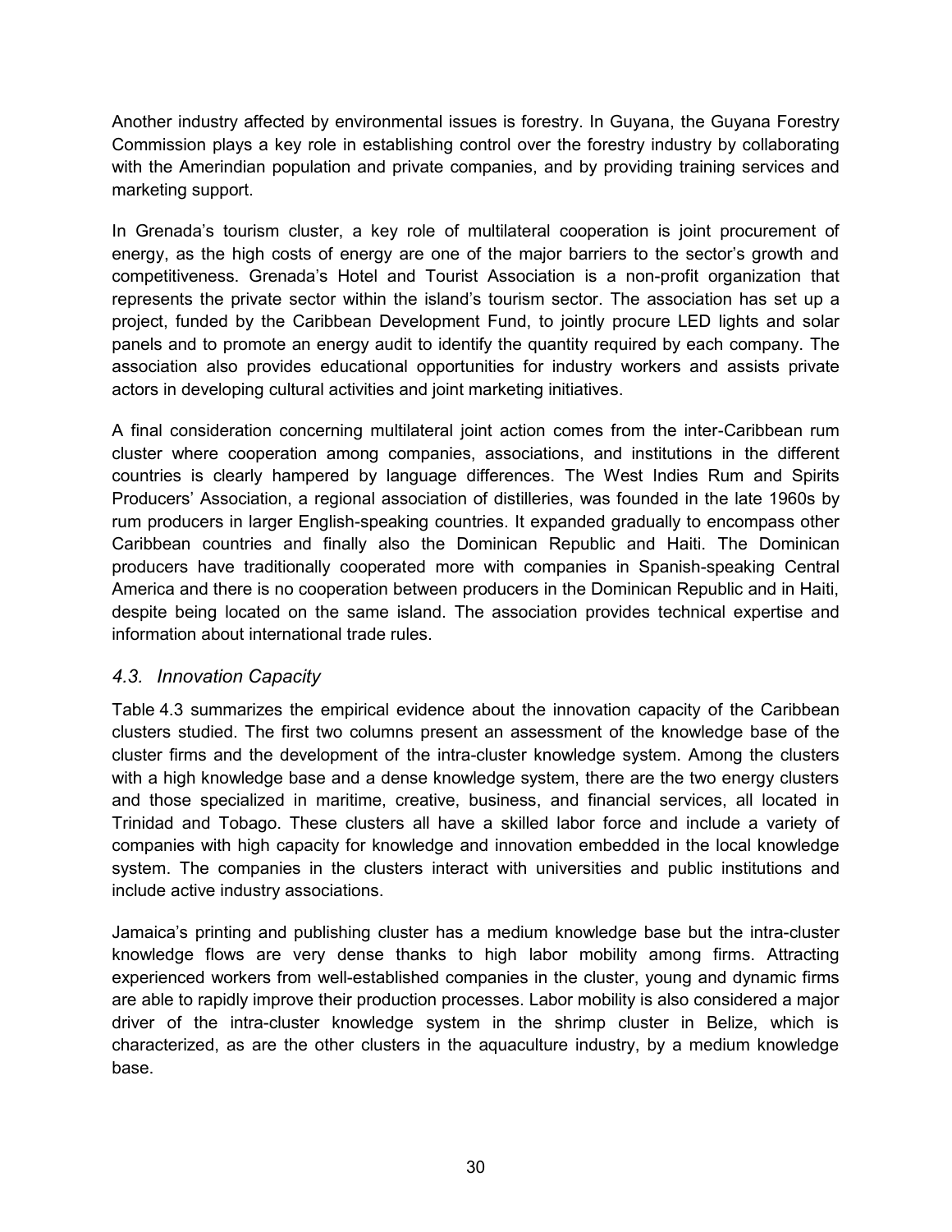Another industry affected by environmental issues is forestry. In Guyana, the Guyana Forestry Commission plays a key role in establishing control over the forestry industry by collaborating with the Amerindian population and private companies, and by providing training services and marketing support.

In Grenada's tourism cluster, a key role of multilateral cooperation is joint procurement of energy, as the high costs of energy are one of the major barriers to the sector's growth and competitiveness. Grenada's Hotel and Tourist Association is a non-profit organization that represents the private sector within the island's tourism sector. The association has set up a project, funded by the Caribbean Development Fund, to jointly procure LED lights and solar panels and to promote an energy audit to identify the quantity required by each company. The association also provides educational opportunities for industry workers and assists private actors in developing cultural activities and joint marketing initiatives.

A final consideration concerning multilateral joint action comes from the inter-Caribbean rum cluster where cooperation among companies, associations, and institutions in the different countries is clearly hampered by language differences. The West Indies Rum and Spirits Producers' Association, a regional association of distilleries, was founded in the late 1960s by rum producers in larger English-speaking countries. It expanded gradually to encompass other Caribbean countries and finally also the Dominican Republic and Haiti. The Dominican producers have traditionally cooperated more with companies in Spanish-speaking Central America and there is no cooperation between producers in the Dominican Republic and in Haiti, despite being located on the same island. The association provides technical expertise and information about international trade rules.

### *4.3. Innovation Capacity*

Table 4.3 summarizes the empirical evidence about the innovation capacity of the Caribbean clusters studied. The first two columns present an assessment of the knowledge base of the cluster firms and the development of the intra-cluster knowledge system. Among the clusters with a high knowledge base and a dense knowledge system, there are the two energy clusters and those specialized in maritime, creative, business, and financial services, all located in Trinidad and Tobago. These clusters all have a skilled labor force and include a variety of companies with high capacity for knowledge and innovation embedded in the local knowledge system. The companies in the clusters interact with universities and public institutions and include active industry associations.

Jamaica's printing and publishing cluster has a medium knowledge base but the intra-cluster knowledge flows are very dense thanks to high labor mobility among firms. Attracting experienced workers from well-established companies in the cluster, young and dynamic firms are able to rapidly improve their production processes. Labor mobility is also considered a major driver of the intra-cluster knowledge system in the shrimp cluster in Belize, which is characterized, as are the other clusters in the aquaculture industry, by a medium knowledge base.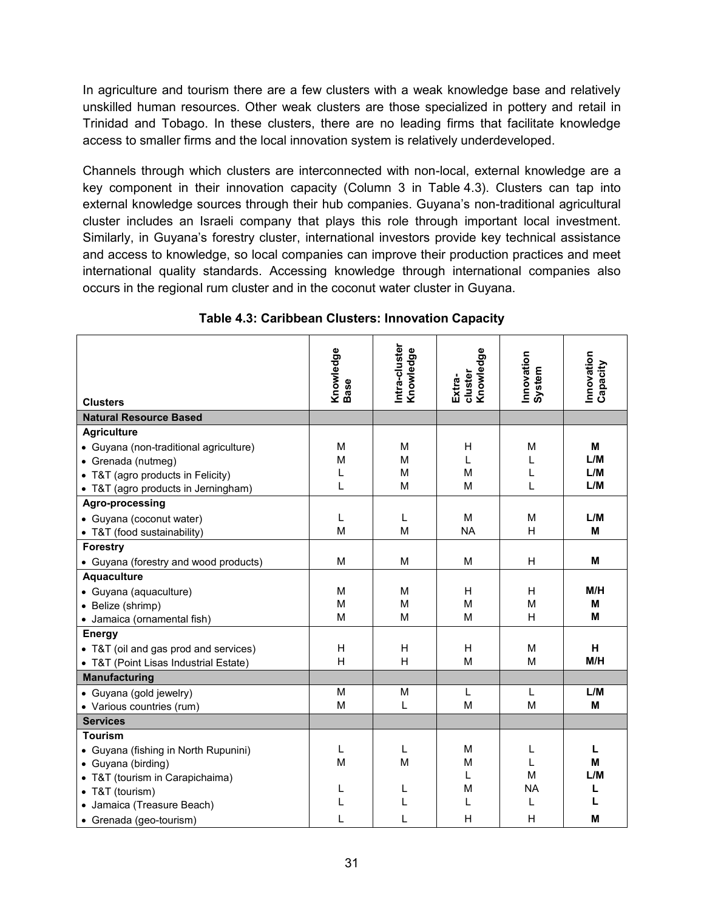In agriculture and tourism there are a few clusters with a weak knowledge base and relatively unskilled human resources. Other weak clusters are those specialized in pottery and retail in Trinidad and Tobago. In these clusters, there are no leading firms that facilitate knowledge access to smaller firms and the local innovation system is relatively underdeveloped.

Channels through which clusters are interconnected with non-local, external knowledge are a key component in their innovation capacity (Column 3 in Table 4.3). Clusters can tap into external knowledge sources through their hub companies. Guyana's non-traditional agricultural cluster includes an Israeli company that plays this role through important local investment. Similarly, in Guyana's forestry cluster, international investors provide key technical assistance and access to knowledge, so local companies can improve their production practices and meet international quality standards. Accessing knowledge through international companies also occurs in the regional rum cluster and in the coconut water cluster in Guyana.

**Table 4.3: Caribbean Clusters: Innovation Capacity**

| Clusters | Knowledge Base | Intra-cluster Knowledge | Extra-cluster Knowledge | Innovation System | Innovation Capacity |
|---|---|---|---|---|---|
| **Natural Resource Based** | | | | | |
| **Agriculture** | | | | | |
| • Guyana (non-traditional agriculture) | M | M | H | M | **M** |
| • Grenada (nutmeg) | M | M | L | L | **L/M** |
| • T&T (agro products in Felicity) | L | M | M | L | **L/M** |
| • T&T (agro products in Jerningham) | L | M | M | L | **L/M** |
| **Agro-processing** | | | | | |
| • Guyana (coconut water) | L | L | M | M | **L/M** |
| • T&T (food sustainability) | M | M | NA | H | **M** |
| **Forestry** | | | | | |
| • Guyana (forestry and wood products) | M | M | M | H | **M** |
| **Aquaculture** | | | | | |
| • Guyana (aquaculture) | M | M | H | H | **M/H** |
| • Belize (shrimp) | M | M | M | M | **M** |
| • Jamaica (ornamental fish) | M | M | M | H | **M** |
| **Energy** | | | | | |
| • T&T (oil and gas prod and services) | H | H | H | M | **H** |
| • T&T (Point Lisas Industrial Estate) | H | H | M | M | **M/H** |
| **Manufacturing** | | | | | |
| • Guyana (gold jewelry) | M | M | L | L | **L/M** |
| • Various countries (rum) | M | L | M | M | **M** |
| **Services** | | | | | |
| **Tourism** | | | | | |
| • Guyana (fishing in North Rupunini) | L | L | M | L | **L** |
| • Guyana (birding) | M | M | M | L | **M** |
| • T&T (tourism in Carapichaima) | | | L | M | **L/M** |
| • T&T (tourism) | L | L | M | NA | **L** |
| • Jamaica (Treasure Beach) | L | L | L | L | **L** |
| • Grenada (geo-tourism) | L | L | H | H | **M** |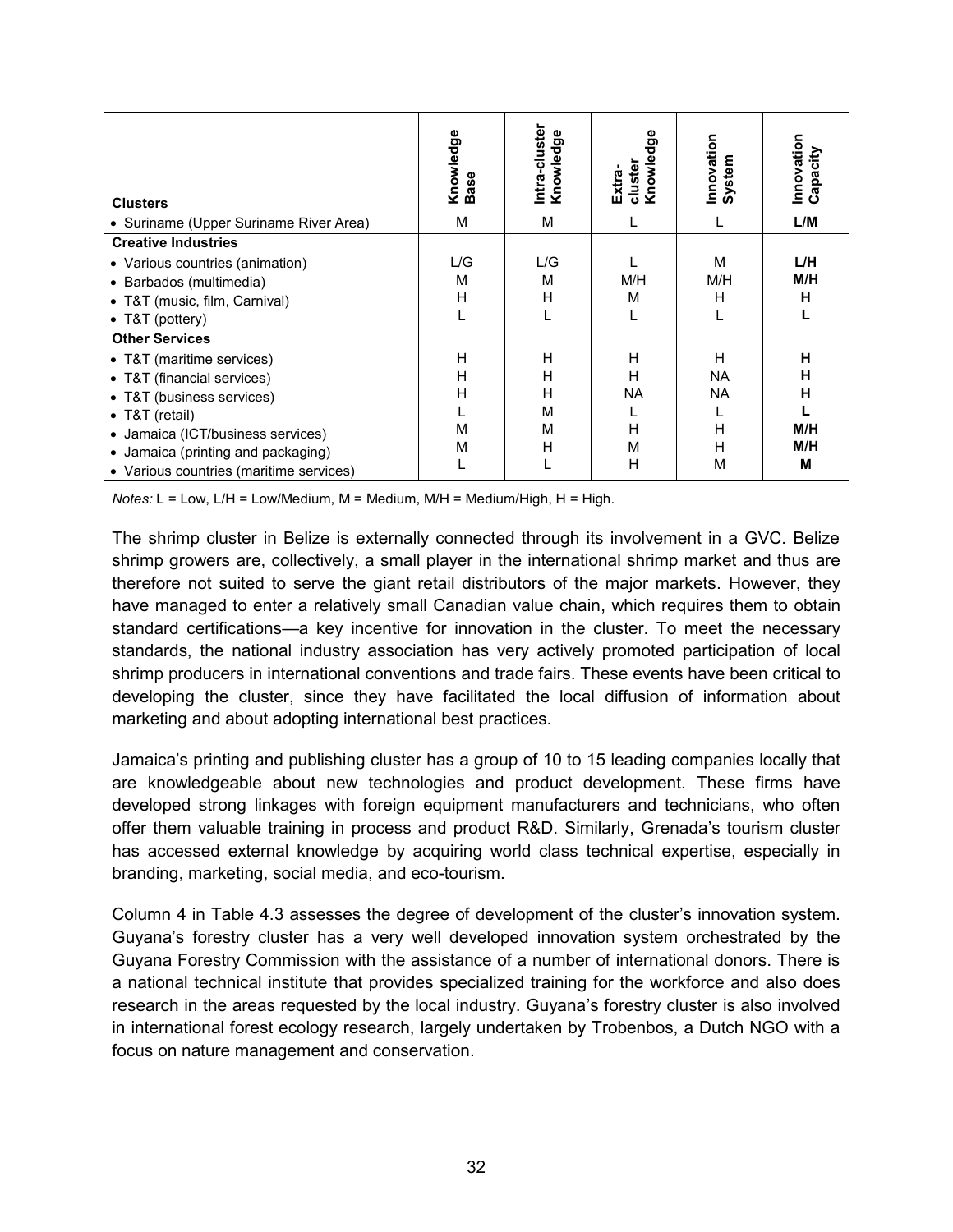| Clusters | Knowledge Base | Intra-cluster Knowledge | Extra-cluster Knowledge | Innovation System | Innovation Capacity |
|---|---|---|---|---|---|
| • Suriname (Upper Suriname River Area) | M | M | L | L | **L/M** |
| **Creative Industries** | | | | | |
| • Various countries (animation) | L/G | L/G | L | M | **L/H** |
| • Barbados (multimedia) | M | M | M/H | M/H | **M/H** |
| • T&T (music, film, Carnival) | H | H | M | H | **H** |
| • T&T (pottery) | L | L | L | L | **L** |
| **Other Services** | | | | | |
| • T&T (maritime services) | H | H | H | H | **H** |
| • T&T (financial services) | H | H | H | NA | **H** |
| • T&T (business services) | H | H | NA | NA | **H** |
| • T&T (retail) | L | M | L | L | **L** |
| • Jamaica (ICT/business services) | M | M | H | H | **M/H** |
| • Jamaica (printing and packaging) | M | H | M | H | **M/H** |
| • Various countries (maritime services) | L | L | H | M | **M** |

*Notes:* L = Low, L/H = Low/Medium, M = Medium, M/H = Medium/High, H = High.

The shrimp cluster in Belize is externally connected through its involvement in a GVC. Belize shrimp growers are, collectively, a small player in the international shrimp market and thus are therefore not suited to serve the giant retail distributors of the major markets. However, they have managed to enter a relatively small Canadian value chain, which requires them to obtain standard certifications—a key incentive for innovation in the cluster. To meet the necessary standards, the national industry association has very actively promoted participation of local shrimp producers in international conventions and trade fairs. These events have been critical to developing the cluster, since they have facilitated the local diffusion of information about marketing and about adopting international best practices.

Jamaica's printing and publishing cluster has a group of 10 to 15 leading companies locally that are knowledgeable about new technologies and product development. These firms have developed strong linkages with foreign equipment manufacturers and technicians, who often offer them valuable training in process and product R&D. Similarly, Grenada's tourism cluster has accessed external knowledge by acquiring world class technical expertise, especially in branding, marketing, social media, and eco-tourism.

Column 4 in Table 4.3 assesses the degree of development of the cluster's innovation system. Guyana's forestry cluster has a very well developed innovation system orchestrated by the Guyana Forestry Commission with the assistance of a number of international donors. There is a national technical institute that provides specialized training for the workforce and also does research in the areas requested by the local industry. Guyana's forestry cluster is also involved in international forest ecology research, largely undertaken by Trobenbos, a Dutch NGO with a focus on nature management and conservation.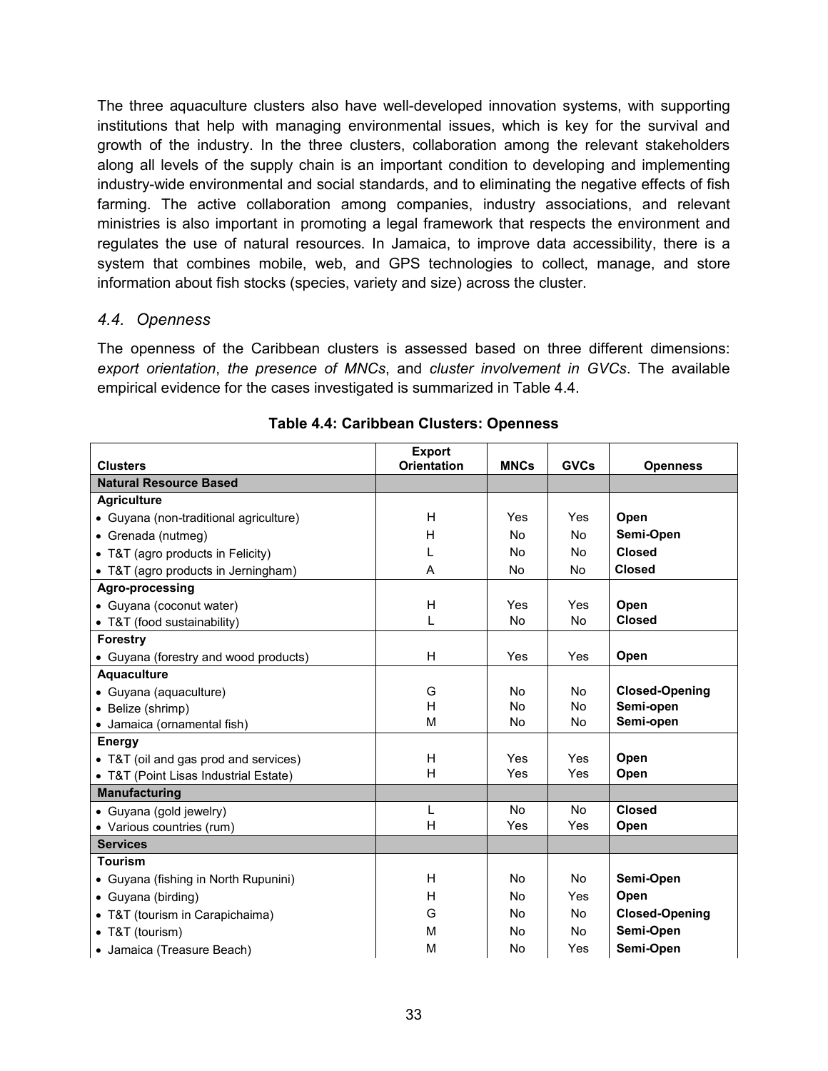The three aquaculture clusters also have well-developed innovation systems, with supporting institutions that help with managing environmental issues, which is key for the survival and growth of the industry. In the three clusters, collaboration among the relevant stakeholders along all levels of the supply chain is an important condition to developing and implementing industry-wide environmental and social standards, and to eliminating the negative effects of fish farming. The active collaboration among companies, industry associations, and relevant ministries is also important in promoting a legal framework that respects the environment and regulates the use of natural resources. In Jamaica, to improve data accessibility, there is a system that combines mobile, web, and GPS technologies to collect, manage, and store information about fish stocks (species, variety and size) across the cluster.

### *4.4. Openness*

The openness of the Caribbean clusters is assessed based on three different dimensions: *export orientation*, *the presence of MNCs*, and *cluster involvement in GVCs*. The available empirical evidence for the cases investigated is summarized in Table 4.4.

**Table 4.4: Caribbean Clusters: Openness**

| Clusters | Export Orientation | MNCs | GVCs | Openness |
|---|---|---|---|---|
| **Natural Resource Based** | | | | |
| **Agriculture** | | | | |
| • Guyana (non-traditional agriculture) | H | Yes | Yes | **Open** |
| • Grenada (nutmeg) | H | No | No | **Semi-Open** |
| • T&T (agro products in Felicity) | L | No | No | **Closed** |
| • T&T (agro products in Jerningham) | A | No | No | **Closed** |
| **Agro-processing** | | | | |
| • Guyana (coconut water) | H | Yes | Yes | **Open** |
| • T&T (food sustainability) | L | No | No | **Closed** |
| **Forestry** | | | | |
| • Guyana (forestry and wood products) | H | Yes | Yes | **Open** |
| **Aquaculture** | | | | |
| • Guyana (aquaculture) | G | No | No | **Closed-Opening** |
| • Belize (shrimp) | H | No | No | **Semi-open** |
| • Jamaica (ornamental fish) | M | No | No | **Semi-open** |
| **Energy** | | | | |
| • T&T (oil and gas prod and services) | H | Yes | Yes | **Open** |
| • T&T (Point Lisas Industrial Estate) | H | Yes | Yes | **Open** |
| **Manufacturing** | | | | |
| • Guyana (gold jewelry) | L | No | No | **Closed** |
| • Various countries (rum) | H | Yes | Yes | **Open** |
| **Services** | | | | |
| **Tourism** | | | | |
| • Guyana (fishing in North Rupunini) | H | No | No | **Semi-Open** |
| • Guyana (birding) | H | No | Yes | **Open** |
| • T&T (tourism in Carapichaima) | G | No | No | **Closed-Opening** |
| • T&T (tourism) | M | No | No | **Semi-Open** |
| • Jamaica (Treasure Beach) | M | No | Yes | **Semi-Open** |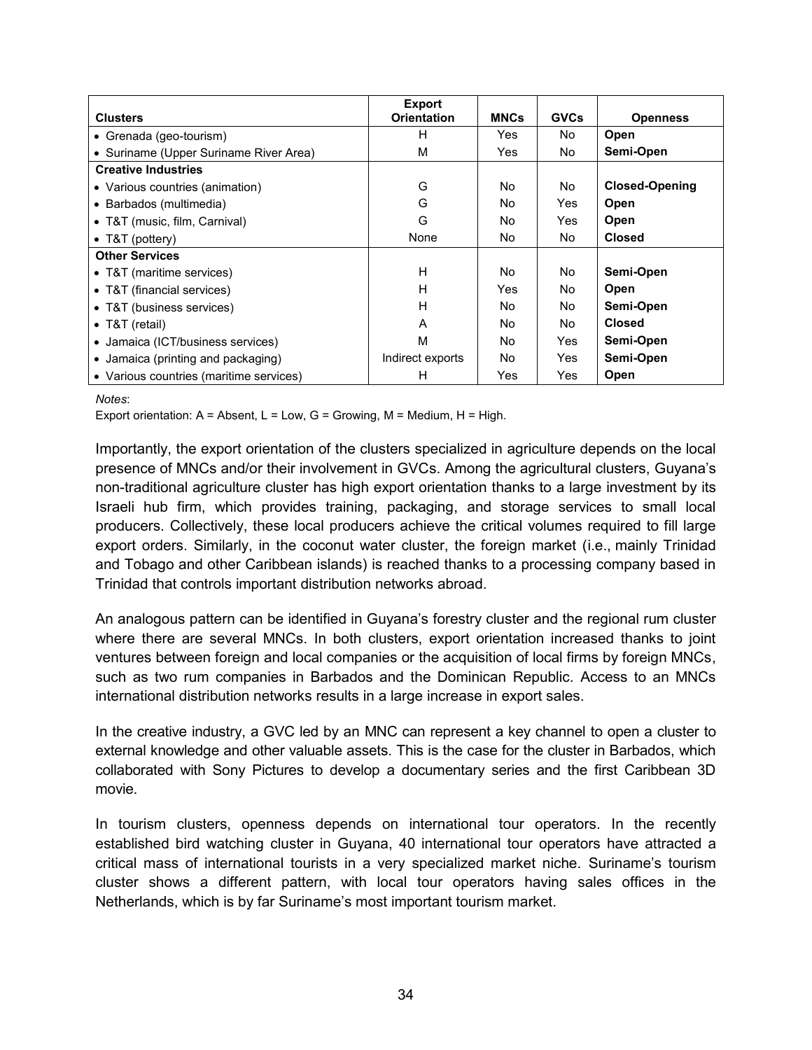| Clusters | Export Orientation | MNCs | GVCs | Openness |
|---|---|---|---|---|
| • Grenada (geo-tourism) | H | Yes | No | **Open** |
| • Suriname (Upper Suriname River Area) | M | Yes | No | **Semi-Open** |
| **Creative Industries** | | | | |
| • Various countries (animation) | G | No | No | **Closed-Opening** |
| • Barbados (multimedia) | G | No | Yes | **Open** |
| • T&T (music, film, Carnival) | G | No | Yes | **Open** |
| • T&T (pottery) | None | No | No | **Closed** |
| **Other Services** | | | | |
| • T&T (maritime services) | H | No | No | **Semi-Open** |
| • T&T (financial services) | H | Yes | No | **Open** |
| • T&T (business services) | H | No | No | **Semi-Open** |
| • T&T (retail) | A | No | No | **Closed** |
| • Jamaica (ICT/business services) | M | No | Yes | **Semi-Open** |
| • Jamaica (printing and packaging) | Indirect exports | No | Yes | **Semi-Open** |
| • Various countries (maritime services) | H | Yes | Yes | **Open** |

*Notes*:
Export orientation: A = Absent, L = Low, G = Growing, M = Medium, H = High.

Importantly, the export orientation of the clusters specialized in agriculture depends on the local presence of MNCs and/or their involvement in GVCs. Among the agricultural clusters, Guyana's non-traditional agriculture cluster has high export orientation thanks to a large investment by its Israeli hub firm, which provides training, packaging, and storage services to small local producers. Collectively, these local producers achieve the critical volumes required to fill large export orders. Similarly, in the coconut water cluster, the foreign market (i.e., mainly Trinidad and Tobago and other Caribbean islands) is reached thanks to a processing company based in Trinidad that controls important distribution networks abroad.

An analogous pattern can be identified in Guyana's forestry cluster and the regional rum cluster where there are several MNCs. In both clusters, export orientation increased thanks to joint ventures between foreign and local companies or the acquisition of local firms by foreign MNCs, such as two rum companies in Barbados and the Dominican Republic. Access to an MNCs international distribution networks results in a large increase in export sales.

In the creative industry, a GVC led by an MNC can represent a key channel to open a cluster to external knowledge and other valuable assets. This is the case for the cluster in Barbados, which collaborated with Sony Pictures to develop a documentary series and the first Caribbean 3D movie.

In tourism clusters, openness depends on international tour operators. In the recently established bird watching cluster in Guyana, 40 international tour operators have attracted a critical mass of international tourists in a very specialized market niche. Suriname's tourism cluster shows a different pattern, with local tour operators having sales offices in the Netherlands, which is by far Suriname's most important tourism market.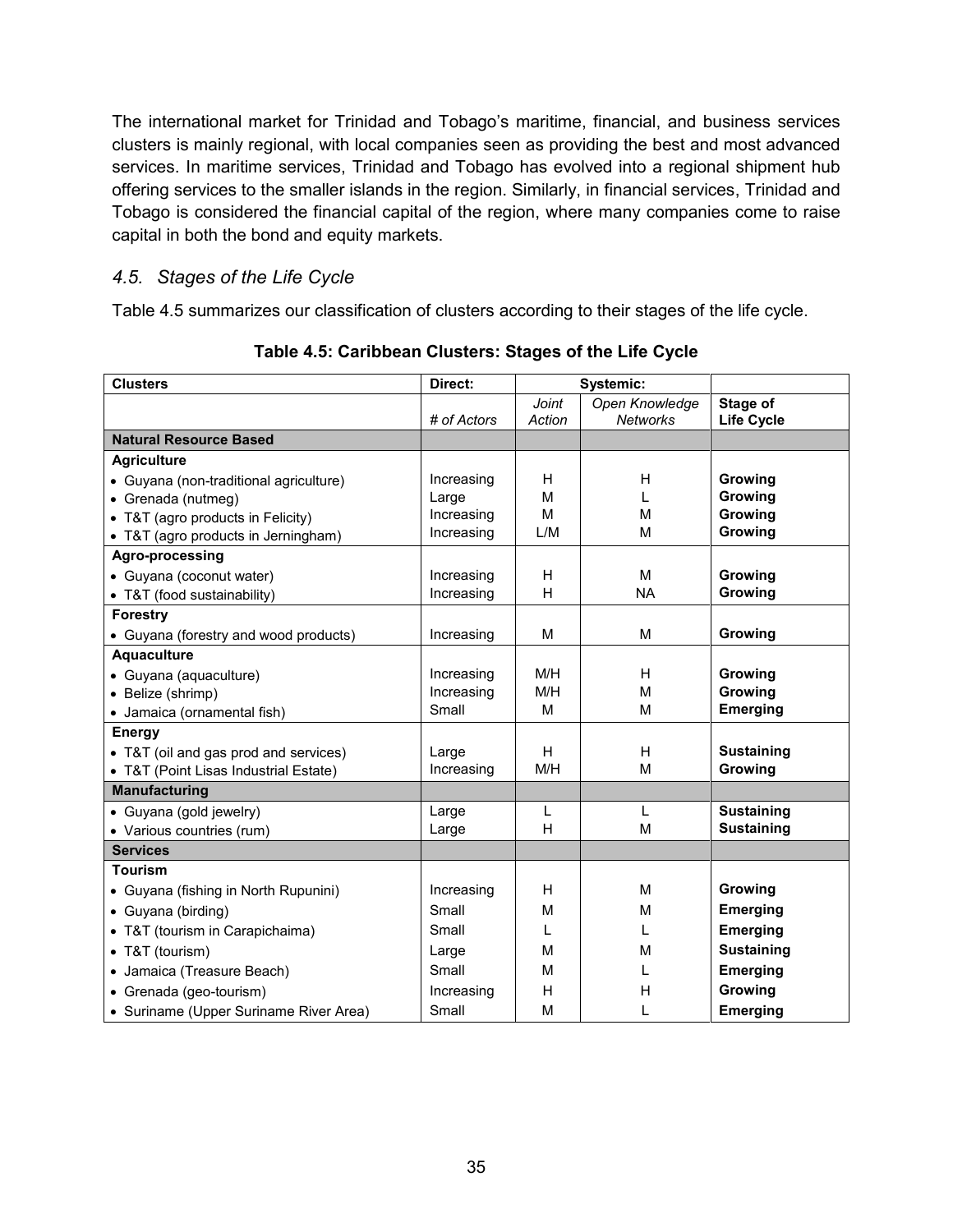The international market for Trinidad and Tobago's maritime, financial, and business services clusters is mainly regional, with local companies seen as providing the best and most advanced services. In maritime services, Trinidad and Tobago has evolved into a regional shipment hub offering services to the smaller islands in the region. Similarly, in financial services, Trinidad and Tobago is considered the financial capital of the region, where many companies come to raise capital in both the bond and equity markets.

### *4.5. Stages of the Life Cycle*

Table 4.5 summarizes our classification of clusters according to their stages of the life cycle.

**Table 4.5: Caribbean Clusters: Stages of the Life Cycle**

| **Clusters** | **Direct:** | **Systemic:** | | |
|---|---|---|---|---|
| | *# of Actors* | *Joint Action* | *Open Knowledge Networks* | **Stage of Life Cycle** |
| **Natural Resource Based** | | | | |
| **Agriculture** | | | | |
| • Guyana (non-traditional agriculture) | Increasing | H | H | **Growing** |
| • Grenada (nutmeg) | Large | M | L | **Growing** |
| • T&T (agro products in Felicity) | Increasing | M | M | **Growing** |
| • T&T (agro products in Jerningham) | Increasing | L/M | M | **Growing** |
| **Agro-processing** | | | | |
| • Guyana (coconut water) | Increasing | H | M | **Growing** |
| • T&T (food sustainability) | Increasing | H | NA | **Growing** |
| **Forestry** | | | | |
| • Guyana (forestry and wood products) | Increasing | M | M | **Growing** |
| **Aquaculture** | | | | |
| • Guyana (aquaculture) | Increasing | M/H | H | **Growing** |
| • Belize (shrimp) | Increasing | M/H | M | **Growing** |
| • Jamaica (ornamental fish) | Small | M | M | **Emerging** |
| **Energy** | | | | |
| • T&T (oil and gas prod and services) | Large | H | H | **Sustaining** |
| • T&T (Point Lisas Industrial Estate) | Increasing | M/H | M | **Growing** |
| **Manufacturing** | | | | |
| • Guyana (gold jewelry) | Large | L | L | **Sustaining** |
| • Various countries (rum) | Large | H | M | **Sustaining** |
| **Services** | | | | |
| **Tourism** | | | | |
| • Guyana (fishing in North Rupunini) | Increasing | H | M | **Growing** |
| • Guyana (birding) | Small | M | M | **Emerging** |
| • T&T (tourism in Carapichaima) | Small | L | L | **Emerging** |
| • T&T (tourism) | Large | M | M | **Sustaining** |
| • Jamaica (Treasure Beach) | Small | M | L | **Emerging** |
| • Grenada (geo-tourism) | Increasing | H | H | **Growing** |
| • Suriname (Upper Suriname River Area) | Small | M | L | **Emerging** |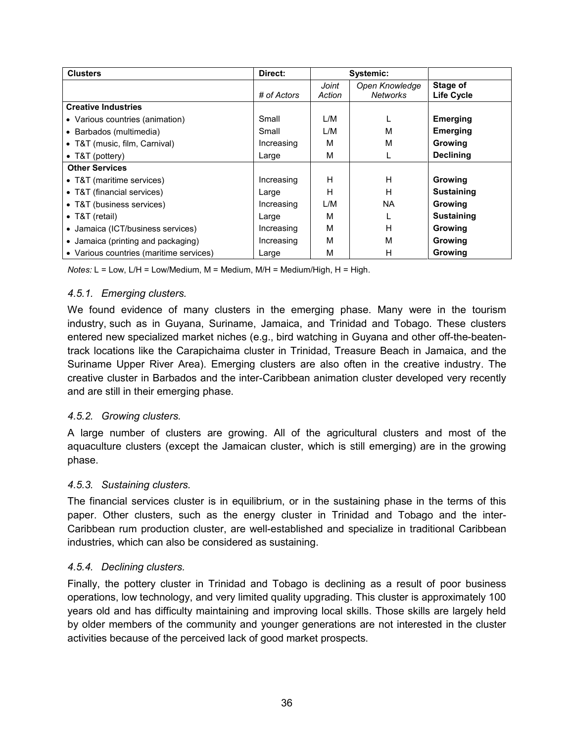| Clusters | Direct: | Systemic: | | |
|---|---|---|---|---|
| | *# of Actors* | *Joint Action* | *Open Knowledge Networks* | **Stage of Life Cycle** |
| **Creative Industries** | | | | |
| • Various countries (animation) | Small | L/M | L | **Emerging** |
| • Barbados (multimedia) | Small | L/M | M | **Emerging** |
| • T&T (music, film, Carnival) | Increasing | M | M | **Growing** |
| • T&T (pottery) | Large | M | L | **Declining** |
| **Other Services** | | | | |
| • T&T (maritime services) | Increasing | H | H | **Growing** |
| • T&T (financial services) | Large | H | H | **Sustaining** |
| • T&T (business services) | Increasing | L/M | NA | **Growing** |
| • T&T (retail) | Large | M | L | **Sustaining** |
| • Jamaica (ICT/business services) | Increasing | M | H | **Growing** |
| • Jamaica (printing and packaging) | Increasing | M | M | **Growing** |
| • Various countries (maritime services) | Large | M | H | **Growing** |

*Notes:* L = Low, L/H = Low/Medium, M = Medium, M/H = Medium/High, H = High.

### *4.5.1. Emerging clusters.*

We found evidence of many clusters in the emerging phase. Many were in the tourism industry, such as in Guyana, Suriname, Jamaica, and Trinidad and Tobago. These clusters entered new specialized market niches (e.g., bird watching in Guyana and other off-the-beaten-track locations like the Carapichaima cluster in Trinidad, Treasure Beach in Jamaica, and the Suriname Upper River Area). Emerging clusters are also often in the creative industry. The creative cluster in Barbados and the inter-Caribbean animation cluster developed very recently and are still in their emerging phase.

### *4.5.2. Growing clusters.*

A large number of clusters are growing. All of the agricultural clusters and most of the aquaculture clusters (except the Jamaican cluster, which is still emerging) are in the growing phase.

### *4.5.3. Sustaining clusters.*

The financial services cluster is in equilibrium, or in the sustaining phase in the terms of this paper. Other clusters, such as the energy cluster in Trinidad and Tobago and the inter-Caribbean rum production cluster, are well-established and specialize in traditional Caribbean industries, which can also be considered as sustaining.

### *4.5.4. Declining clusters.*

Finally, the pottery cluster in Trinidad and Tobago is declining as a result of poor business operations, low technology, and very limited quality upgrading. This cluster is approximately 100 years old and has difficulty maintaining and improving local skills. Those skills are largely held by older members of the community and younger generations are not interested in the cluster activities because of the perceived lack of good market prospects.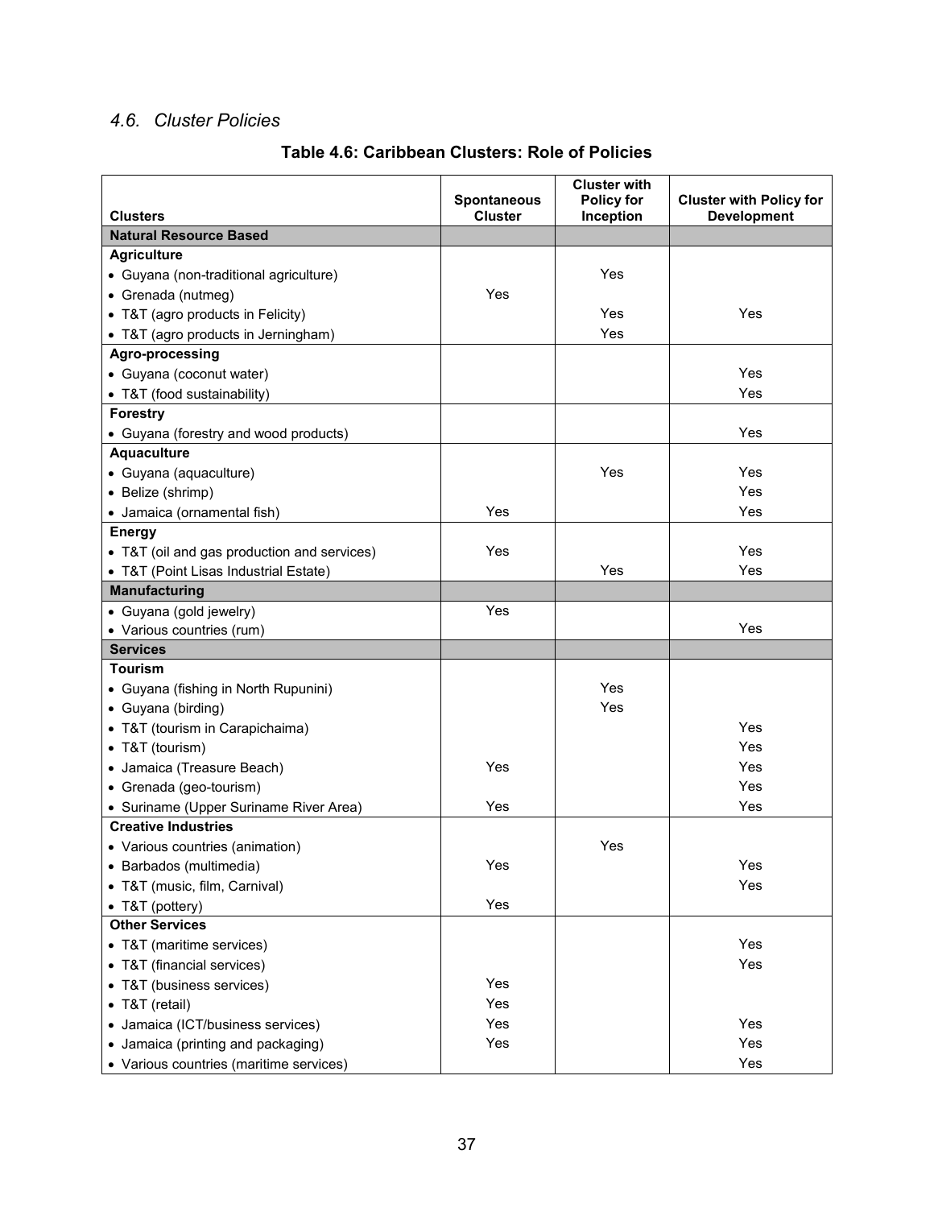### *4.6. Cluster Policies*

**Table 4.6: Caribbean Clusters: Role of Policies**

| Clusters | Spontaneous Cluster | Cluster with Policy for Inception | Cluster with Policy for Development |
|---|---|---|---|
| **Natural Resource Based** | | | |
| **Agriculture** | | | |
| • Guyana (non-traditional agriculture) | | Yes | |
| • Grenada (nutmeg) | Yes | | |
| • T&T (agro products in Felicity) | | Yes | Yes |
| • T&T (agro products in Jerningham) | | Yes | |
| **Agro-processing** | | | |
| • Guyana (coconut water) | | | Yes |
| • T&T (food sustainability) | | | Yes |
| **Forestry** | | | |
| • Guyana (forestry and wood products) | | | Yes |
| **Aquaculture** | | | |
| • Guyana (aquaculture) | | Yes | Yes |
| • Belize (shrimp) | | | Yes |
| • Jamaica (ornamental fish) | Yes | | Yes |
| **Energy** | | | |
| • T&T (oil and gas production and services) | Yes | | Yes |
| • T&T (Point Lisas Industrial Estate) | | Yes | Yes |
| **Manufacturing** | | | |
| • Guyana (gold jewelry) | Yes | | |
| • Various countries (rum) | | | Yes |
| **Services** | | | |
| **Tourism** | | | |
| • Guyana (fishing in North Rupunini) | | Yes | |
| • Guyana (birding) | | Yes | |
| • T&T (tourism in Carapichaima) | | | Yes |
| • T&T (tourism) | | | Yes |
| • Jamaica (Treasure Beach) | Yes | | Yes |
| • Grenada (geo-tourism) | | | Yes |
| • Suriname (Upper Suriname River Area) | Yes | | Yes |
| **Creative Industries** | | | |
| • Various countries (animation) | | Yes | |
| • Barbados (multimedia) | Yes | | Yes |
| • T&T (music, film, Carnival) | | | Yes |
| • T&T (pottery) | Yes | | |
| **Other Services** | | | |
| • T&T (maritime services) | | | Yes |
| • T&T (financial services) | | | Yes |
| • T&T (business services) | Yes | | |
| • T&T (retail) | Yes | | |
| • Jamaica (ICT/business services) | Yes | | Yes |
| • Jamaica (printing and packaging) | Yes | | Yes |
| • Various countries (maritime services) | | | Yes |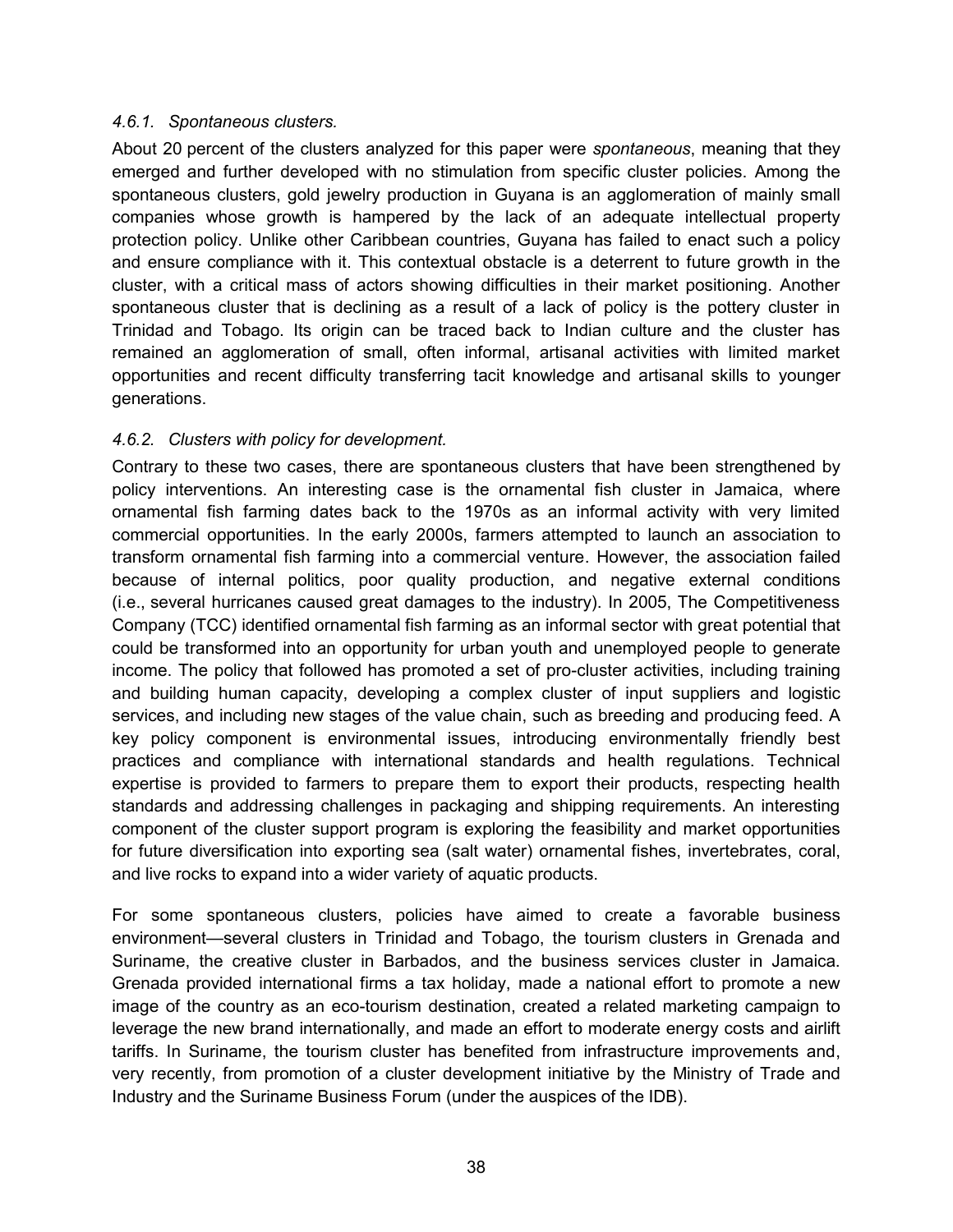#### *4.6.1. Spontaneous clusters.*

About 20 percent of the clusters analyzed for this paper were *spontaneous*, meaning that they emerged and further developed with no stimulation from specific cluster policies. Among the spontaneous clusters, gold jewelry production in Guyana is an agglomeration of mainly small companies whose growth is hampered by the lack of an adequate intellectual property protection policy. Unlike other Caribbean countries, Guyana has failed to enact such a policy and ensure compliance with it. This contextual obstacle is a deterrent to future growth in the cluster, with a critical mass of actors showing difficulties in their market positioning. Another spontaneous cluster that is declining as a result of a lack of policy is the pottery cluster in Trinidad and Tobago. Its origin can be traced back to Indian culture and the cluster has remained an agglomeration of small, often informal, artisanal activities with limited market opportunities and recent difficulty transferring tacit knowledge and artisanal skills to younger generations.

#### *4.6.2. Clusters with policy for development.*

Contrary to these two cases, there are spontaneous clusters that have been strengthened by policy interventions. An interesting case is the ornamental fish cluster in Jamaica, where ornamental fish farming dates back to the 1970s as an informal activity with very limited commercial opportunities. In the early 2000s, farmers attempted to launch an association to transform ornamental fish farming into a commercial venture. However, the association failed because of internal politics, poor quality production, and negative external conditions (i.e., several hurricanes caused great damages to the industry). In 2005, The Competitiveness Company (TCC) identified ornamental fish farming as an informal sector with great potential that could be transformed into an opportunity for urban youth and unemployed people to generate income. The policy that followed has promoted a set of pro-cluster activities, including training and building human capacity, developing a complex cluster of input suppliers and logistic services, and including new stages of the value chain, such as breeding and producing feed. A key policy component is environmental issues, introducing environmentally friendly best practices and compliance with international standards and health regulations. Technical expertise is provided to farmers to prepare them to export their products, respecting health standards and addressing challenges in packaging and shipping requirements. An interesting component of the cluster support program is exploring the feasibility and market opportunities for future diversification into exporting sea (salt water) ornamental fishes, invertebrates, coral, and live rocks to expand into a wider variety of aquatic products.

For some spontaneous clusters, policies have aimed to create a favorable business environment—several clusters in Trinidad and Tobago, the tourism clusters in Grenada and Suriname, the creative cluster in Barbados, and the business services cluster in Jamaica. Grenada provided international firms a tax holiday, made a national effort to promote a new image of the country as an eco-tourism destination, created a related marketing campaign to leverage the new brand internationally, and made an effort to moderate energy costs and airlift tariffs. In Suriname, the tourism cluster has benefited from infrastructure improvements and, very recently, from promotion of a cluster development initiative by the Ministry of Trade and Industry and the Suriname Business Forum (under the auspices of the IDB).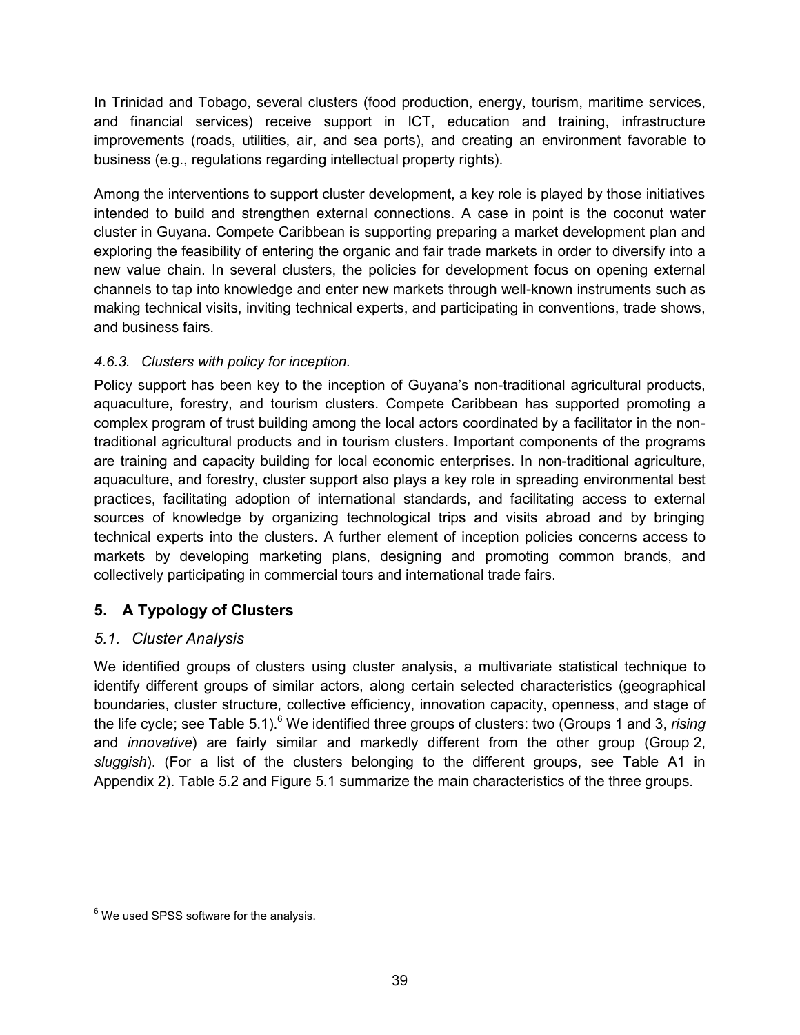In Trinidad and Tobago, several clusters (food production, energy, tourism, maritime services, and financial services) receive support in ICT, education and training, infrastructure improvements (roads, utilities, air, and sea ports), and creating an environment favorable to business (e.g., regulations regarding intellectual property rights).

Among the interventions to support cluster development, a key role is played by those initiatives intended to build and strengthen external connections. A case in point is the coconut water cluster in Guyana. Compete Caribbean is supporting preparing a market development plan and exploring the feasibility of entering the organic and fair trade markets in order to diversify into a new value chain. In several clusters, the policies for development focus on opening external channels to tap into knowledge and enter new markets through well-known instruments such as making technical visits, inviting technical experts, and participating in conventions, trade shows, and business fairs.

#### *4.6.3. Clusters with policy for inception.*

Policy support has been key to the inception of Guyana's non-traditional agricultural products, aquaculture, forestry, and tourism clusters. Compete Caribbean has supported promoting a complex program of trust building among the local actors coordinated by a facilitator in the non-traditional agricultural products and in tourism clusters. Important components of the programs are training and capacity building for local economic enterprises. In non-traditional agriculture, aquaculture, and forestry, cluster support also plays a key role in spreading environmental best practices, facilitating adoption of international standards, and facilitating access to external sources of knowledge by organizing technological trips and visits abroad and by bringing technical experts into the clusters. A further element of inception policies concerns access to markets by developing marketing plans, designing and promoting common brands, and collectively participating in commercial tours and international trade fairs.

## 5. A Typology of Clusters

### *5.1. Cluster Analysis*

We identified groups of clusters using cluster analysis, a multivariate statistical technique to identify different groups of similar actors, along certain selected characteristics (geographical boundaries, cluster structure, collective efficiency, innovation capacity, openness, and stage of the life cycle; see Table 5.1).[6] We identified three groups of clusters: two (Groups 1 and 3, *rising* and *innovative*) are fairly similar and markedly different from the other group (Group 2, *sluggish*). (For a list of the clusters belonging to the different groups, see Table A1 in Appendix 2). Table 5.2 and Figure 5.1 summarize the main characteristics of the three groups.

[6] We used SPSS software for the analysis.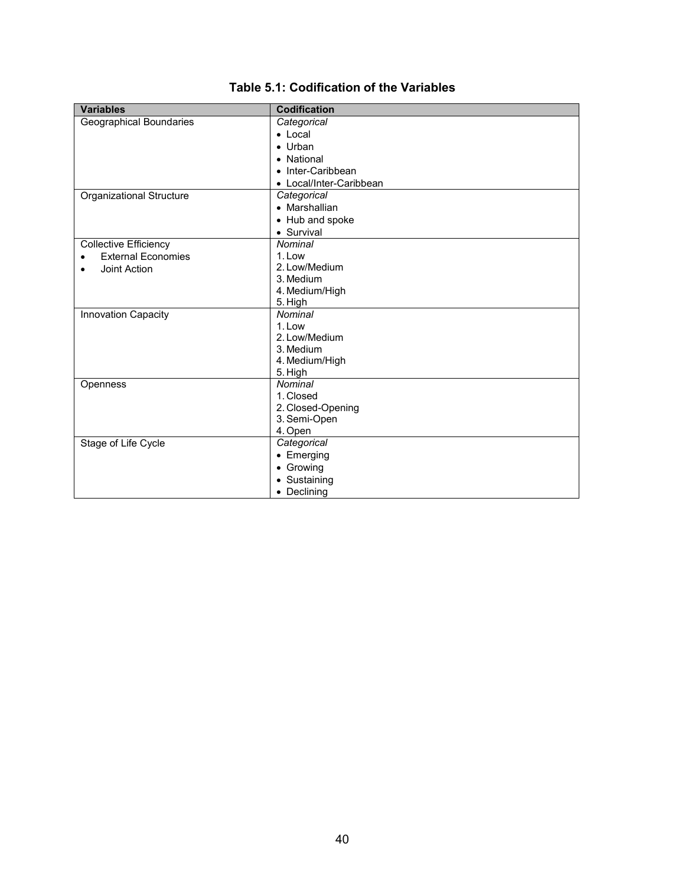**Table 5.1: Codification of the Variables**

| Variables | Codification |
|---|---|
| Geographical Boundaries | *Categorical*<br>• Local<br>• Urban<br>• National<br>• Inter-Caribbean<br>• Local/Inter-Caribbean |
| Organizational Structure | *Categorical*<br>• Marshallian<br>• Hub and spoke<br>• Survival |
| Collective Efficiency<br>• External Economies<br>• Joint Action | *Nominal*<br>1. Low<br>2. Low/Medium<br>3. Medium<br>4. Medium/High<br>5. High |
| Innovation Capacity | *Nominal*<br>1. Low<br>2. Low/Medium<br>3. Medium<br>4. Medium/High<br>5. High |
| Openness | *Nominal*<br>1. Closed<br>2. Closed-Opening<br>3. Semi-Open<br>4. Open |
| Stage of Life Cycle | *Categorical*<br>• Emerging<br>• Growing<br>• Sustaining<br>• Declining |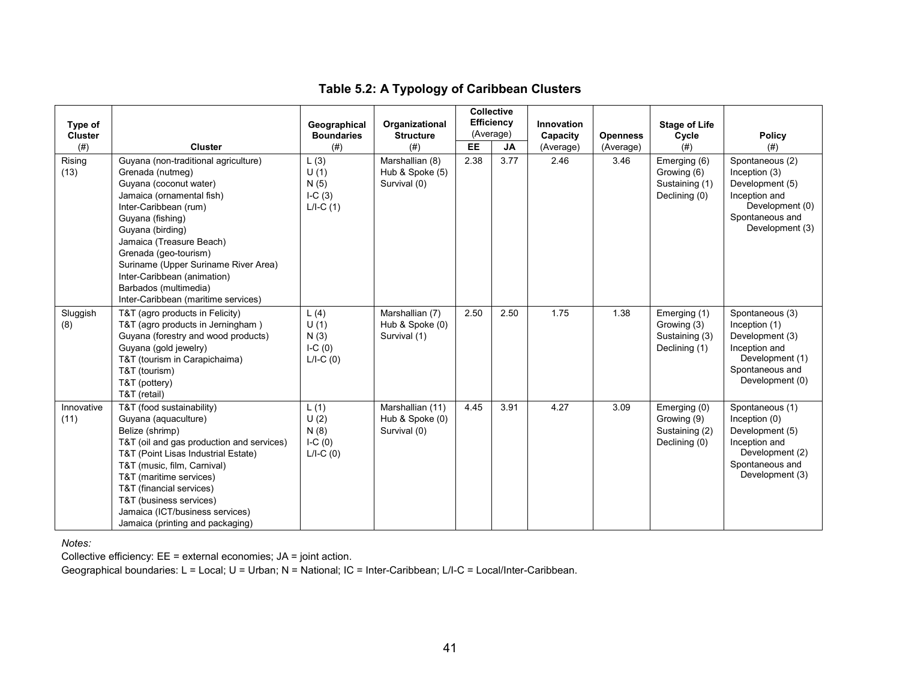**Table 5.2: A Typology of Caribbean Clusters**

| Type of Cluster (#) | Cluster | Geographical Boundaries (#) | Organizational Structure (#) | Collective Efficiency (Average) EE | JA | Innovation Capacity (Average) | Openness (Average) | Stage of Life Cycle (#) | Policy (#) |
|---|---|---|---|---|---|---|---|---|---|
| Rising (13) | Guyana (non-traditional agriculture)<br>Grenada (nutmeg)<br>Guyana (coconut water)<br>Jamaica (ornamental fish)<br>Inter-Caribbean (rum)<br>Guyana (fishing)<br>Guyana (birding)<br>Jamaica (Treasure Beach)<br>Grenada (geo-tourism)<br>Suriname (Upper Suriname River Area)<br>Inter-Caribbean (animation)<br>Barbados (multimedia)<br>Inter-Caribbean (maritime services) | L (3)<br>U (1)<br>N (5)<br>I-C (3)<br>L/I-C (1) | Marshallian (8)<br>Hub & Spoke (5)<br>Survival (0) | 2.38 | 3.77 | 2.46 | 3.46 | Emerging (6)<br>Growing (6)<br>Sustaining (1)<br>Declining (0) | Spontaneous (2)<br>Inception (3)<br>Development (5)<br>Inception and Development (0)<br>Spontaneous and Development (3) |
| Sluggish (8) | T&T (agro products in Felicity)<br>T&T (agro products in Jerningham )<br>Guyana (forestry and wood products)<br>Guyana (gold jewelry)<br>T&T (tourism in Carapichaima)<br>T&T (tourism)<br>T&T (pottery)<br>T&T (retail) | L (4)<br>U (1)<br>N (3)<br>I-C (0)<br>L/I-C (0) | Marshallian (7)<br>Hub & Spoke (0)<br>Survival (1) | 2.50 | 2.50 | 1.75 | 1.38 | Emerging (1)<br>Growing (3)<br>Sustaining (3)<br>Declining (1) | Spontaneous (3)<br>Inception (1)<br>Development (3)<br>Inception and Development (1)<br>Spontaneous and Development (0) |
| Innovative (11) | T&T (food sustainability)<br>Guyana (aquaculture)<br>Belize (shrimp)<br>T&T (oil and gas production and services)<br>T&T (Point Lisas Industrial Estate)<br>T&T (music, film, Carnival)<br>T&T (maritime services)<br>T&T (financial services)<br>T&T (business services)<br>Jamaica (ICT/business services)<br>Jamaica (printing and packaging) | L (1)<br>U (2)<br>N (8)<br>I-C (0)<br>L/I-C (0) | Marshallian (11)<br>Hub & Spoke (0)<br>Survival (0) | 4.45 | 3.91 | 4.27 | 3.09 | Emerging (0)<br>Growing (9)<br>Sustaining (2)<br>Declining (0) | Spontaneous (1)<br>Inception (0)<br>Development (5)<br>Inception and Development (2)<br>Spontaneous and Development (3) |

*Notes:*

Collective efficiency: EE = external economies; JA = joint action.

Geographical boundaries: L = Local; U = Urban; N = National; IC = Inter-Caribbean; L/I-C = Local/Inter-Caribbean.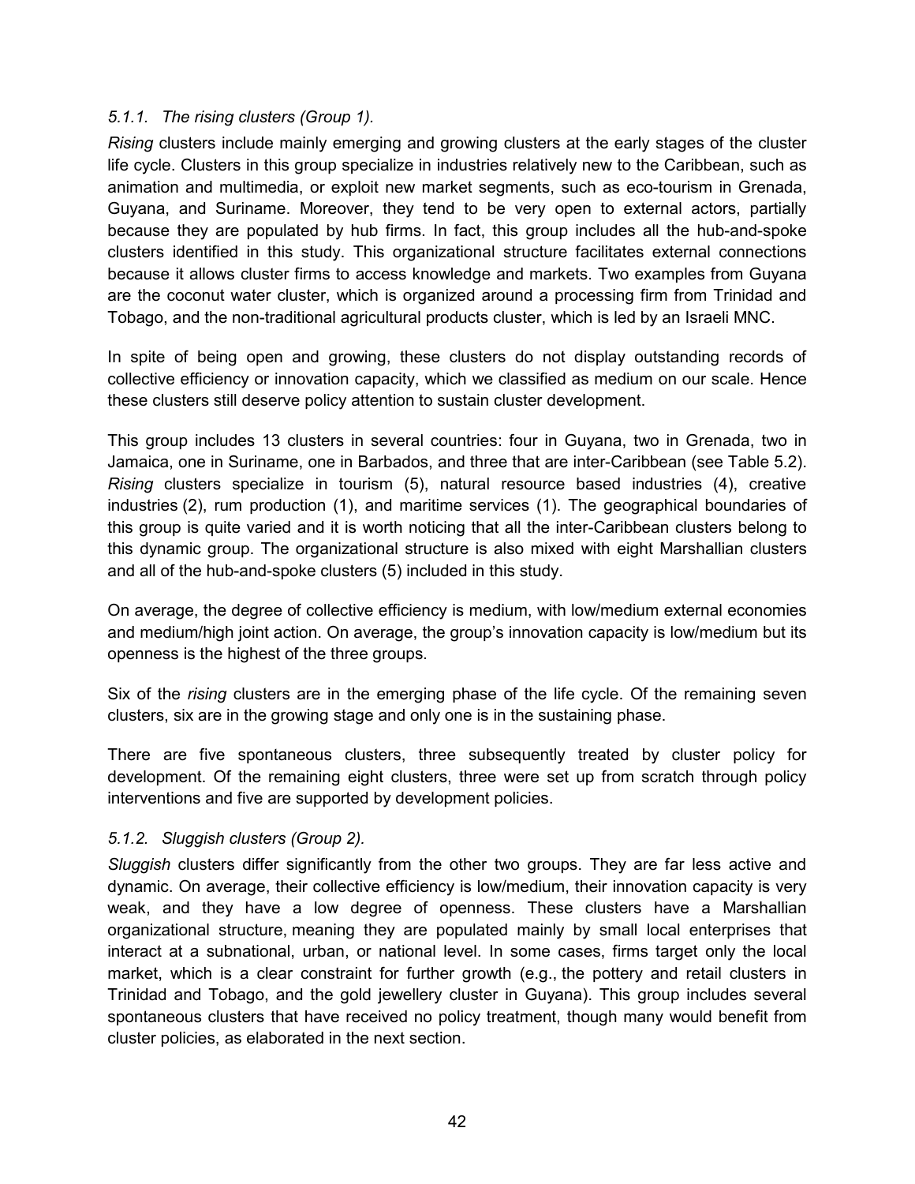### *5.1.1. The rising clusters (Group 1).*

*Rising* clusters include mainly emerging and growing clusters at the early stages of the cluster life cycle. Clusters in this group specialize in industries relatively new to the Caribbean, such as animation and multimedia, or exploit new market segments, such as eco-tourism in Grenada, Guyana, and Suriname. Moreover, they tend to be very open to external actors, partially because they are populated by hub firms. In fact, this group includes all the hub-and-spoke clusters identified in this study. This organizational structure facilitates external connections because it allows cluster firms to access knowledge and markets. Two examples from Guyana are the coconut water cluster, which is organized around a processing firm from Trinidad and Tobago, and the non-traditional agricultural products cluster, which is led by an Israeli MNC.

In spite of being open and growing, these clusters do not display outstanding records of collective efficiency or innovation capacity, which we classified as medium on our scale. Hence these clusters still deserve policy attention to sustain cluster development.

This group includes 13 clusters in several countries: four in Guyana, two in Grenada, two in Jamaica, one in Suriname, one in Barbados, and three that are inter-Caribbean (see Table 5.2). *Rising* clusters specialize in tourism (5), natural resource based industries (4), creative industries (2), rum production (1), and maritime services (1). The geographical boundaries of this group is quite varied and it is worth noticing that all the inter-Caribbean clusters belong to this dynamic group. The organizational structure is also mixed with eight Marshallian clusters and all of the hub-and-spoke clusters (5) included in this study.

On average, the degree of collective efficiency is medium, with low/medium external economies and medium/high joint action. On average, the group's innovation capacity is low/medium but its openness is the highest of the three groups.

Six of the *rising* clusters are in the emerging phase of the life cycle. Of the remaining seven clusters, six are in the growing stage and only one is in the sustaining phase.

There are five spontaneous clusters, three subsequently treated by cluster policy for development. Of the remaining eight clusters, three were set up from scratch through policy interventions and five are supported by development policies.

### *5.1.2. Sluggish clusters (Group 2).*

*Sluggish* clusters differ significantly from the other two groups. They are far less active and dynamic. On average, their collective efficiency is low/medium, their innovation capacity is very weak, and they have a low degree of openness. These clusters have a Marshallian organizational structure, meaning they are populated mainly by small local enterprises that interact at a subnational, urban, or national level. In some cases, firms target only the local market, which is a clear constraint for further growth (e.g., the pottery and retail clusters in Trinidad and Tobago, and the gold jewellery cluster in Guyana). This group includes several spontaneous clusters that have received no policy treatment, though many would benefit from cluster policies, as elaborated in the next section.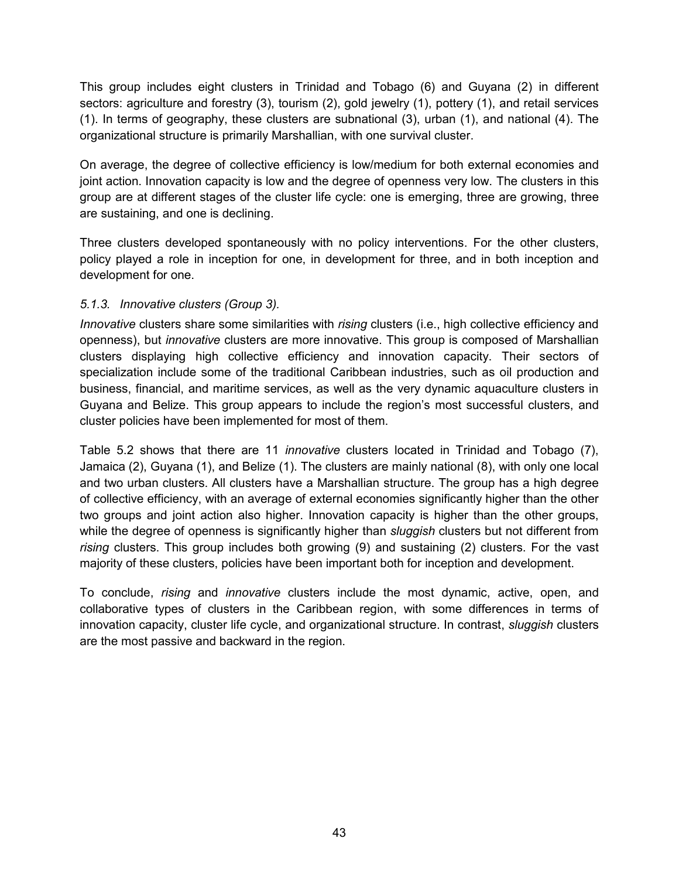This group includes eight clusters in Trinidad and Tobago (6) and Guyana (2) in different sectors: agriculture and forestry (3), tourism (2), gold jewelry (1), pottery (1), and retail services (1). In terms of geography, these clusters are subnational (3), urban (1), and national (4). The organizational structure is primarily Marshallian, with one survival cluster.

On average, the degree of collective efficiency is low/medium for both external economies and joint action. Innovation capacity is low and the degree of openness very low. The clusters in this group are at different stages of the cluster life cycle: one is emerging, three are growing, three are sustaining, and one is declining.

Three clusters developed spontaneously with no policy interventions. For the other clusters, policy played a role in inception for one, in development for three, and in both inception and development for one.

### *5.1.3. Innovative clusters (Group 3).*

*Innovative* clusters share some similarities with *rising* clusters (i.e., high collective efficiency and openness), but *innovative* clusters are more innovative. This group is composed of Marshallian clusters displaying high collective efficiency and innovation capacity. Their sectors of specialization include some of the traditional Caribbean industries, such as oil production and business, financial, and maritime services, as well as the very dynamic aquaculture clusters in Guyana and Belize. This group appears to include the region's most successful clusters, and cluster policies have been implemented for most of them.

Table 5.2 shows that there are 11 *innovative* clusters located in Trinidad and Tobago (7), Jamaica (2), Guyana (1), and Belize (1). The clusters are mainly national (8), with only one local and two urban clusters. All clusters have a Marshallian structure. The group has a high degree of collective efficiency, with an average of external economies significantly higher than the other two groups and joint action also higher. Innovation capacity is higher than the other groups, while the degree of openness is significantly higher than *sluggish* clusters but not different from *rising* clusters. This group includes both growing (9) and sustaining (2) clusters. For the vast majority of these clusters, policies have been important both for inception and development.

To conclude, *rising* and *innovative* clusters include the most dynamic, active, open, and collaborative types of clusters in the Caribbean region, with some differences in terms of innovation capacity, cluster life cycle, and organizational structure. In contrast, *sluggish* clusters are the most passive and backward in the region.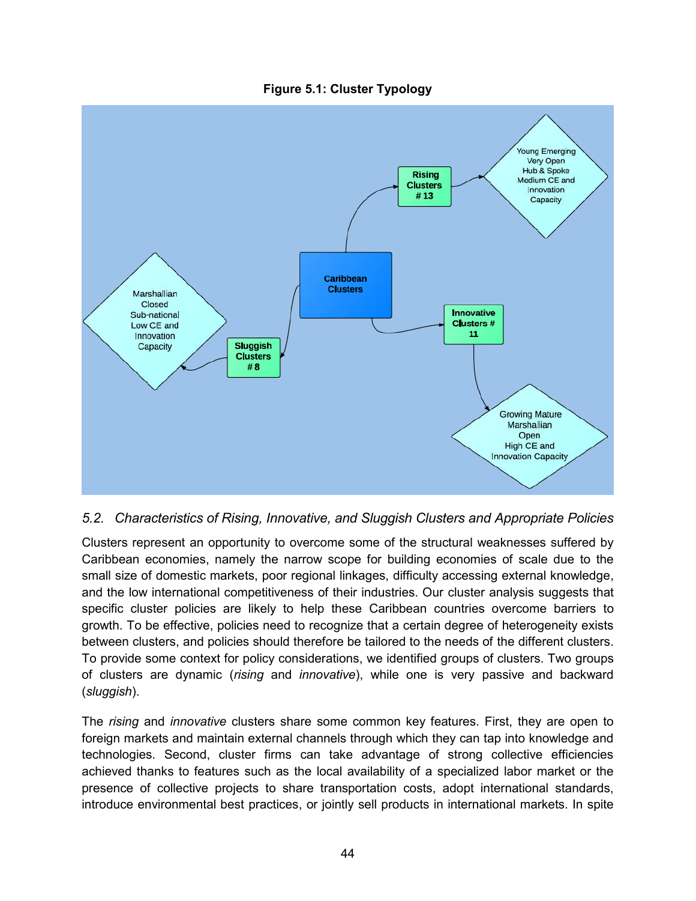**Figure 5.1: Cluster Typology**

Caribbean Clusters

Rising Clusters # 13

Young Emerging
Very Open
Hub & Spoke
Medium CE and
Innovation
Capacity

Innovative Clusters # 11

Growing Mature
Marshallian
Open
High CE and
Innovation Capacity

Sluggish Clusters # 8

Marshallian
Closed
Sub-national
Low CE and
Innovation
Capacity

*5.2. Characteristics of Rising, Innovative, and Sluggish Clusters and Appropriate Policies*

Clusters represent an opportunity to overcome some of the structural weaknesses suffered by Caribbean economies, namely the narrow scope for building economies of scale due to the small size of domestic markets, poor regional linkages, difficulty accessing external knowledge, and the low international competitiveness of their industries. Our cluster analysis suggests that specific cluster policies are likely to help these Caribbean countries overcome barriers to growth. To be effective, policies need to recognize that a certain degree of heterogeneity exists between clusters, and policies should therefore be tailored to the needs of the different clusters. To provide some context for policy considerations, we identified groups of clusters. Two groups of clusters are dynamic (*rising* and *innovative*), while one is very passive and backward (*sluggish*).

The *rising* and *innovative* clusters share some common key features. First, they are open to foreign markets and maintain external channels through which they can tap into knowledge and technologies. Second, cluster firms can take advantage of strong collective efficiencies achieved thanks to features such as the local availability of a specialized labor market or the presence of collective projects to share transportation costs, adopt international standards, introduce environmental best practices, or jointly sell products in international markets. In spite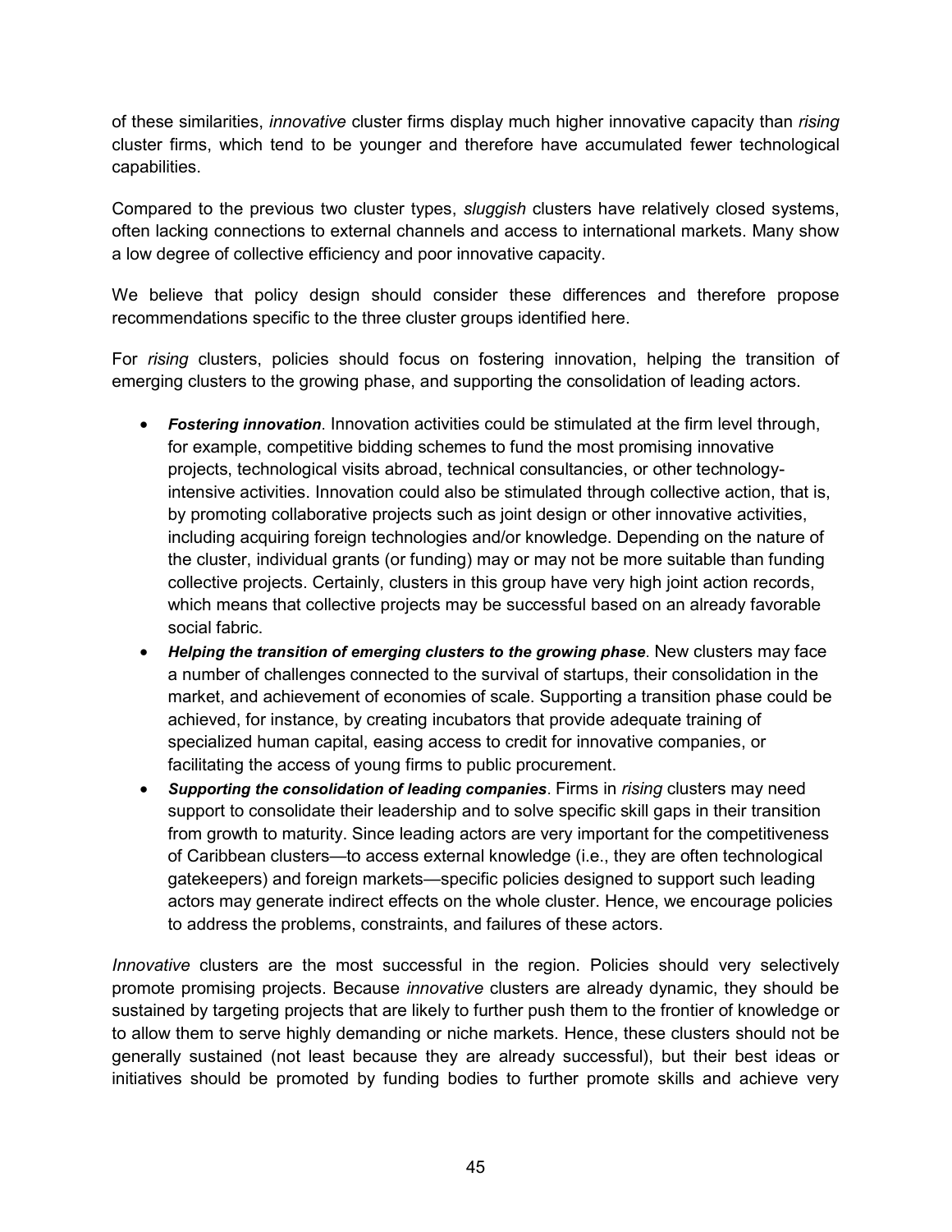of these similarities, *innovative* cluster firms display much higher innovative capacity than *rising* cluster firms, which tend to be younger and therefore have accumulated fewer technological capabilities.

Compared to the previous two cluster types, *sluggish* clusters have relatively closed systems, often lacking connections to external channels and access to international markets. Many show a low degree of collective efficiency and poor innovative capacity.

We believe that policy design should consider these differences and therefore propose recommendations specific to the three cluster groups identified here.

For *rising* clusters, policies should focus on fostering innovation, helping the transition of emerging clusters to the growing phase, and supporting the consolidation of leading actors.

- ***Fostering innovation***. Innovation activities could be stimulated at the firm level through, for example, competitive bidding schemes to fund the most promising innovative projects, technological visits abroad, technical consultancies, or other technology-intensive activities. Innovation could also be stimulated through collective action, that is, by promoting collaborative projects such as joint design or other innovative activities, including acquiring foreign technologies and/or knowledge. Depending on the nature of the cluster, individual grants (or funding) may or may not be more suitable than funding collective projects. Certainly, clusters in this group have very high joint action records, which means that collective projects may be successful based on an already favorable social fabric.
- ***Helping the transition of emerging clusters to the growing phase***. New clusters may face a number of challenges connected to the survival of startups, their consolidation in the market, and achievement of economies of scale. Supporting a transition phase could be achieved, for instance, by creating incubators that provide adequate training of specialized human capital, easing access to credit for innovative companies, or facilitating the access of young firms to public procurement.
- ***Supporting the consolidation of leading companies***. Firms in *rising* clusters may need support to consolidate their leadership and to solve specific skill gaps in their transition from growth to maturity. Since leading actors are very important for the competitiveness of Caribbean clusters—to access external knowledge (i.e., they are often technological gatekeepers) and foreign markets—specific policies designed to support such leading actors may generate indirect effects on the whole cluster. Hence, we encourage policies to address the problems, constraints, and failures of these actors.

*Innovative* clusters are the most successful in the region. Policies should very selectively promote promising projects. Because *innovative* clusters are already dynamic, they should be sustained by targeting projects that are likely to further push them to the frontier of knowledge or to allow them to serve highly demanding or niche markets. Hence, these clusters should not be generally sustained (not least because they are already successful), but their best ideas or initiatives should be promoted by funding bodies to further promote skills and achieve very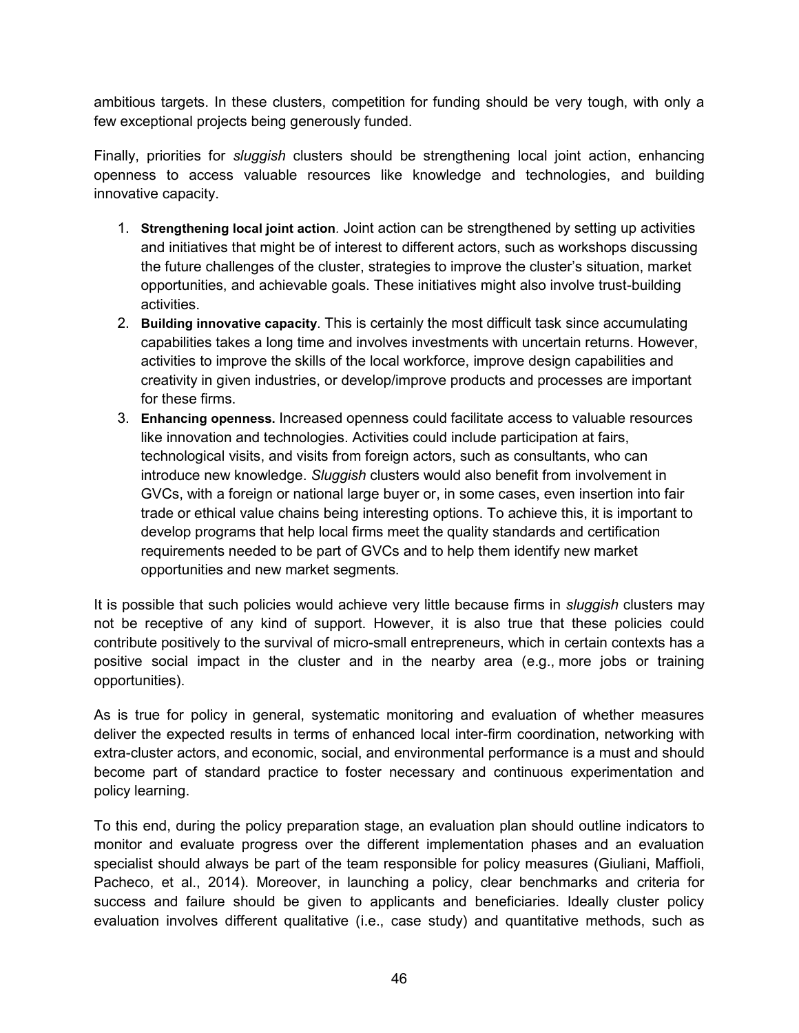ambitious targets. In these clusters, competition for funding should be very tough, with only a few exceptional projects being generously funded.

Finally, priorities for *sluggish* clusters should be strengthening local joint action, enhancing openness to access valuable resources like knowledge and technologies, and building innovative capacity.

1. **Strengthening local joint action**. Joint action can be strengthened by setting up activities and initiatives that might be of interest to different actors, such as workshops discussing the future challenges of the cluster, strategies to improve the cluster's situation, market opportunities, and achievable goals. These initiatives might also involve trust-building activities.
2. **Building innovative capacity**. This is certainly the most difficult task since accumulating capabilities takes a long time and involves investments with uncertain returns. However, activities to improve the skills of the local workforce, improve design capabilities and creativity in given industries, or develop/improve products and processes are important for these firms.
3. **Enhancing openness.** Increased openness could facilitate access to valuable resources like innovation and technologies. Activities could include participation at fairs, technological visits, and visits from foreign actors, such as consultants, who can introduce new knowledge. *Sluggish* clusters would also benefit from involvement in GVCs, with a foreign or national large buyer or, in some cases, even insertion into fair trade or ethical value chains being interesting options. To achieve this, it is important to develop programs that help local firms meet the quality standards and certification requirements needed to be part of GVCs and to help them identify new market opportunities and new market segments.

It is possible that such policies would achieve very little because firms in *sluggish* clusters may not be receptive of any kind of support. However, it is also true that these policies could contribute positively to the survival of micro-small entrepreneurs, which in certain contexts has a positive social impact in the cluster and in the nearby area (e.g., more jobs or training opportunities).

As is true for policy in general, systematic monitoring and evaluation of whether measures deliver the expected results in terms of enhanced local inter-firm coordination, networking with extra-cluster actors, and economic, social, and environmental performance is a must and should become part of standard practice to foster necessary and continuous experimentation and policy learning.

To this end, during the policy preparation stage, an evaluation plan should outline indicators to monitor and evaluate progress over the different implementation phases and an evaluation specialist should always be part of the team responsible for policy measures (Giuliani, Maffioli, Pacheco, et al., 2014). Moreover, in launching a policy, clear benchmarks and criteria for success and failure should be given to applicants and beneficiaries. Ideally cluster policy evaluation involves different qualitative (i.e., case study) and quantitative methods, such as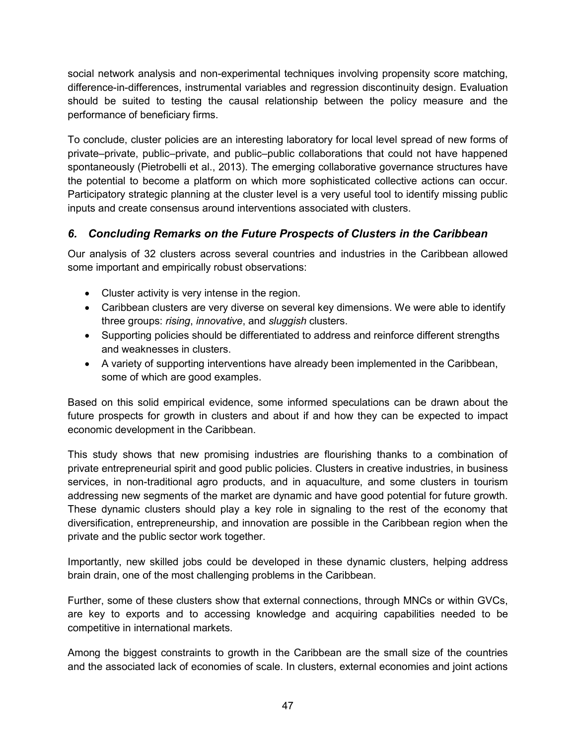social network analysis and non-experimental techniques involving propensity score matching, difference-in-differences, instrumental variables and regression discontinuity design. Evaluation should be suited to testing the causal relationship between the policy measure and the performance of beneficiary firms.

To conclude, cluster policies are an interesting laboratory for local level spread of new forms of private–private, public–private, and public–public collaborations that could not have happened spontaneously (Pietrobelli et al., 2013). The emerging collaborative governance structures have the potential to become a platform on which more sophisticated collective actions can occur. Participatory strategic planning at the cluster level is a very useful tool to identify missing public inputs and create consensus around interventions associated with clusters.

## *6. Concluding Remarks on the Future Prospects of Clusters in the Caribbean*

Our analysis of 32 clusters across several countries and industries in the Caribbean allowed some important and empirically robust observations:

- Cluster activity is very intense in the region.
- Caribbean clusters are very diverse on several key dimensions. We were able to identify three groups: *rising*, *innovative*, and *sluggish* clusters.
- Supporting policies should be differentiated to address and reinforce different strengths and weaknesses in clusters.
- A variety of supporting interventions have already been implemented in the Caribbean, some of which are good examples.

Based on this solid empirical evidence, some informed speculations can be drawn about the future prospects for growth in clusters and about if and how they can be expected to impact economic development in the Caribbean.

This study shows that new promising industries are flourishing thanks to a combination of private entrepreneurial spirit and good public policies. Clusters in creative industries, in business services, in non-traditional agro products, and in aquaculture, and some clusters in tourism addressing new segments of the market are dynamic and have good potential for future growth. These dynamic clusters should play a key role in signaling to the rest of the economy that diversification, entrepreneurship, and innovation are possible in the Caribbean region when the private and the public sector work together.

Importantly, new skilled jobs could be developed in these dynamic clusters, helping address brain drain, one of the most challenging problems in the Caribbean.

Further, some of these clusters show that external connections, through MNCs or within GVCs, are key to exports and to accessing knowledge and acquiring capabilities needed to be competitive in international markets.

Among the biggest constraints to growth in the Caribbean are the small size of the countries and the associated lack of economies of scale. In clusters, external economies and joint actions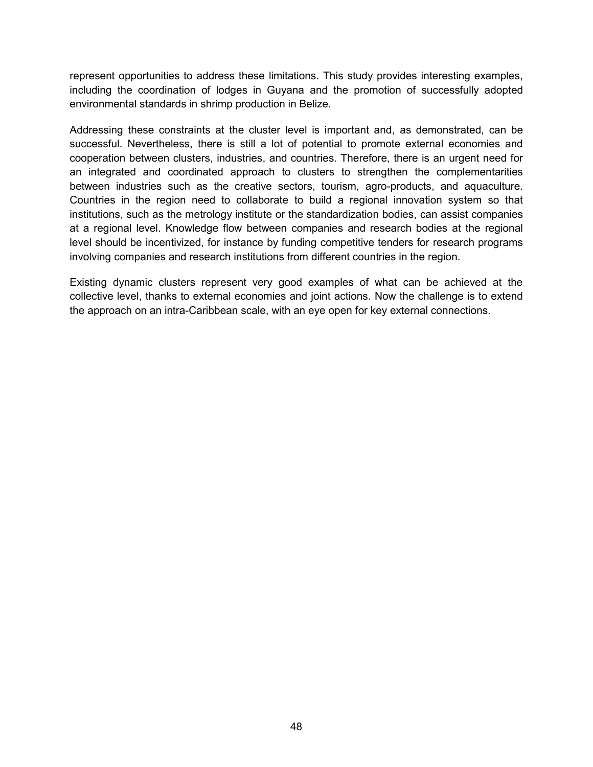represent opportunities to address these limitations. This study provides interesting examples, including the coordination of lodges in Guyana and the promotion of successfully adopted environmental standards in shrimp production in Belize.

Addressing these constraints at the cluster level is important and, as demonstrated, can be successful. Nevertheless, there is still a lot of potential to promote external economies and cooperation between clusters, industries, and countries. Therefore, there is an urgent need for an integrated and coordinated approach to clusters to strengthen the complementarities between industries such as the creative sectors, tourism, agro-products, and aquaculture. Countries in the region need to collaborate to build a regional innovation system so that institutions, such as the metrology institute or the standardization bodies, can assist companies at a regional level. Knowledge flow between companies and research bodies at the regional level should be incentivized, for instance by funding competitive tenders for research programs involving companies and research institutions from different countries in the region.

Existing dynamic clusters represent very good examples of what can be achieved at the collective level, thanks to external economies and joint actions. Now the challenge is to extend the approach on an intra-Caribbean scale, with an eye open for key external connections.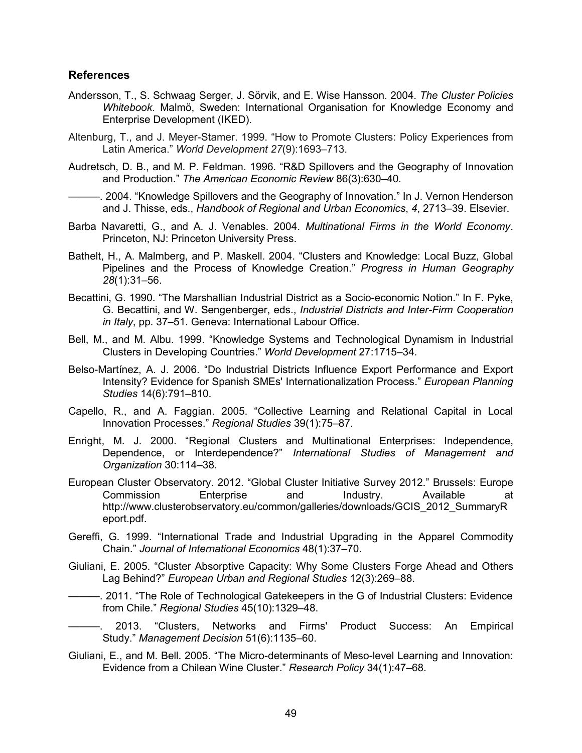### References

Andersson, T., S. Schwaag Serger, J. Sörvik, and E. Wise Hansson. 2004. *The Cluster Policies Whitebook*. Malmö, Sweden: International Organisation for Knowledge Economy and Enterprise Development (IKED).

Altenburg, T., and J. Meyer-Stamer. 1999. "How to Promote Clusters: Policy Experiences from Latin America." *World Development 27*(9):1693–713.

Audretsch, D. B., and M. P. Feldman. 1996. "R&D Spillovers and the Geography of Innovation and Production." *The American Economic Review* 86(3):630–40.

———. 2004. "Knowledge Spillovers and the Geography of Innovation." In J. Vernon Henderson and J. Thisse, eds., *Handbook of Regional and Urban Economics*, *4*, 2713–39. Elsevier.

Barba Navaretti, G., and A. J. Venables. 2004. *Multinational Firms in the World Economy*. Princeton, NJ: Princeton University Press.

Bathelt, H., A. Malmberg, and P. Maskell. 2004. "Clusters and Knowledge: Local Buzz, Global Pipelines and the Process of Knowledge Creation." *Progress in Human Geography 28*(1):31–56.

Becattini, G. 1990. "The Marshallian Industrial District as a Socio-economic Notion." In F. Pyke, G. Becattini, and W. Sengenberger, eds., *Industrial Districts and Inter-Firm Cooperation in Italy*, pp. 37–51. Geneva: International Labour Office.

Bell, M., and M. Albu. 1999. "Knowledge Systems and Technological Dynamism in Industrial Clusters in Developing Countries." *World Development* 27:1715–34.

Belso-Martínez, A. J. 2006. "Do Industrial Districts Influence Export Performance and Export Intensity? Evidence for Spanish SMEs' Internationalization Process." *European Planning Studies* 14(6):791–810.

Capello, R., and A. Faggian. 2005. "Collective Learning and Relational Capital in Local Innovation Processes." *Regional Studies* 39(1):75–87.

Enright, M. J. 2000. "Regional Clusters and Multinational Enterprises: Independence, Dependence, or Interdependence?" *International Studies of Management and Organization* 30:114–38.

European Cluster Observatory. 2012. "Global Cluster Initiative Survey 2012." Brussels: Europe Commission Enterprise and Industry. Available at http://www.clusterobservatory.eu/common/galleries/downloads/GCIS_2012_SummaryReport.pdf.

Gereffi, G. 1999. "International Trade and Industrial Upgrading in the Apparel Commodity Chain." *Journal of International Economics* 48(1):37–70.

Giuliani, E. 2005. "Cluster Absorptive Capacity: Why Some Clusters Forge Ahead and Others Lag Behind?" *European Urban and Regional Studies* 12(3):269–88.

———. 2011. "The Role of Technological Gatekeepers in the G of Industrial Clusters: Evidence from Chile." *Regional Studies* 45(10):1329–48.

———. 2013. "Clusters, Networks and Firms' Product Success: An Empirical Study." *Management Decision* 51(6):1135–60.

Giuliani, E., and M. Bell. 2005. "The Micro-determinants of Meso-level Learning and Innovation: Evidence from a Chilean Wine Cluster." *Research Policy* 34(1):47–68.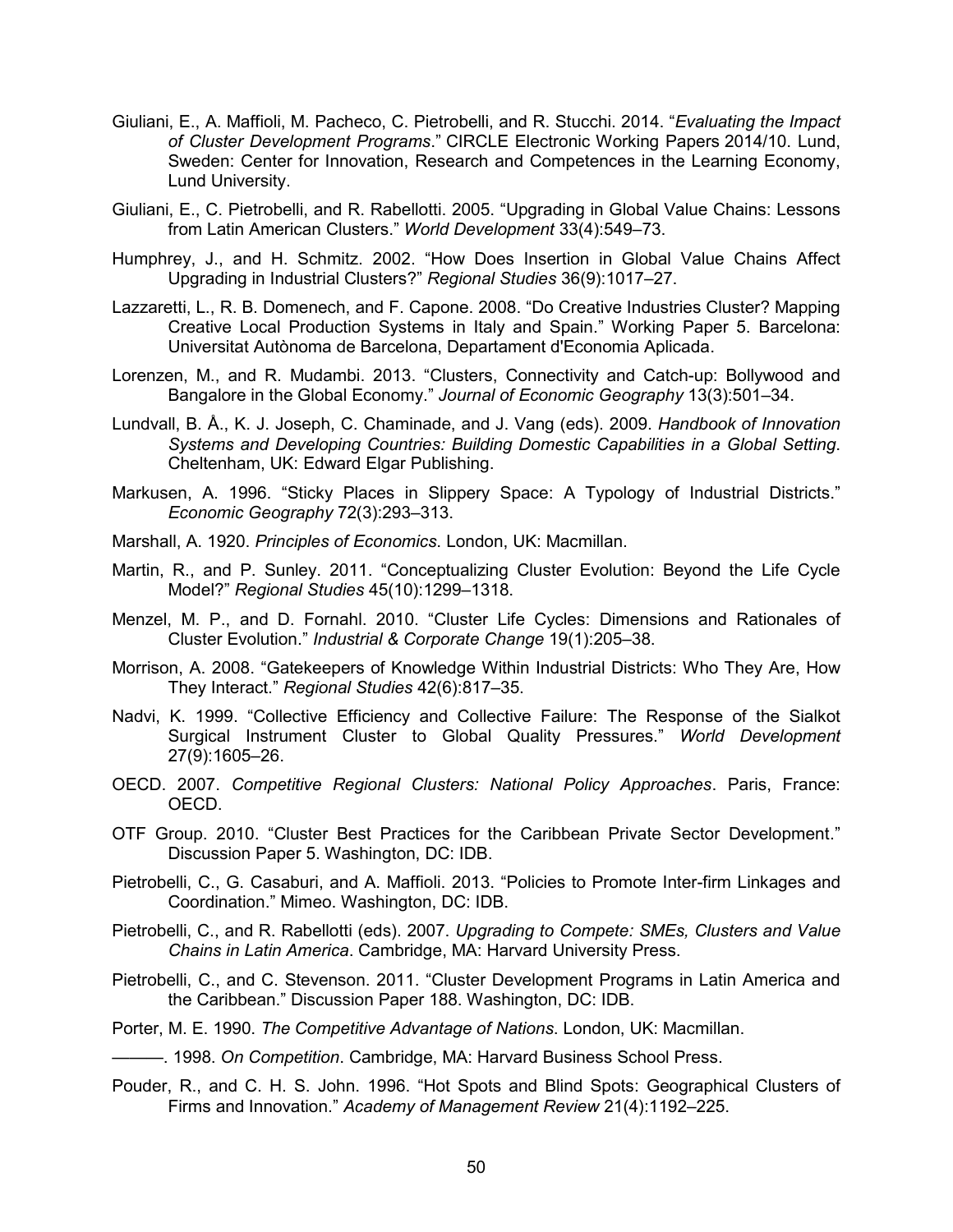Giuliani, E., A. Maffioli, M. Pacheco, C. Pietrobelli, and R. Stucchi. 2014. "*Evaluating the Impact of Cluster Development Programs*." CIRCLE Electronic Working Papers 2014/10. Lund, Sweden: Center for Innovation, Research and Competences in the Learning Economy, Lund University.

Giuliani, E., C. Pietrobelli, and R. Rabellotti. 2005. "Upgrading in Global Value Chains: Lessons from Latin American Clusters." *World Development* 33(4):549–73.

Humphrey, J., and H. Schmitz. 2002. "How Does Insertion in Global Value Chains Affect Upgrading in Industrial Clusters?" *Regional Studies* 36(9):1017–27.

Lazzaretti, L., R. B. Domenech, and F. Capone. 2008. "Do Creative Industries Cluster? Mapping Creative Local Production Systems in Italy and Spain." Working Paper 5. Barcelona: Universitat Autònoma de Barcelona, Departament d'Economia Aplicada.

Lorenzen, M., and R. Mudambi. 2013. "Clusters, Connectivity and Catch-up: Bollywood and Bangalore in the Global Economy." *Journal of Economic Geography* 13(3):501–34.

Lundvall, B. Å., K. J. Joseph, C. Chaminade, and J. Vang (eds). 2009. *Handbook of Innovation Systems and Developing Countries: Building Domestic Capabilities in a Global Setting*. Cheltenham, UK: Edward Elgar Publishing.

Markusen, A. 1996. "Sticky Places in Slippery Space: A Typology of Industrial Districts." *Economic Geography* 72(3):293–313.

Marshall, A. 1920. *Principles of Economics*. London, UK: Macmillan.

Martin, R., and P. Sunley. 2011. "Conceptualizing Cluster Evolution: Beyond the Life Cycle Model?" *Regional Studies* 45(10):1299–1318.

Menzel, M. P., and D. Fornahl. 2010. "Cluster Life Cycles: Dimensions and Rationales of Cluster Evolution." *Industrial & Corporate Change* 19(1):205–38.

Morrison, A. 2008. "Gatekeepers of Knowledge Within Industrial Districts: Who They Are, How They Interact." *Regional Studies* 42(6):817–35.

Nadvi, K. 1999. "Collective Efficiency and Collective Failure: The Response of the Sialkot Surgical Instrument Cluster to Global Quality Pressures." *World Development* 27(9):1605–26.

OECD. 2007. *Competitive Regional Clusters: National Policy Approaches*. Paris, France: OECD.

OTF Group. 2010. "Cluster Best Practices for the Caribbean Private Sector Development." Discussion Paper 5. Washington, DC: IDB.

Pietrobelli, C., G. Casaburi, and A. Maffioli. 2013. "Policies to Promote Inter-firm Linkages and Coordination." Mimeo. Washington, DC: IDB.

Pietrobelli, C., and R. Rabellotti (eds). 2007. *Upgrading to Compete: SMEs, Clusters and Value Chains in Latin America*. Cambridge, MA: Harvard University Press.

Pietrobelli, C., and C. Stevenson. 2011. "Cluster Development Programs in Latin America and the Caribbean." Discussion Paper 188. Washington, DC: IDB.

Porter, M. E. 1990. *The Competitive Advantage of Nations*. London, UK: Macmillan.

———. 1998. *On Competition*. Cambridge, MA: Harvard Business School Press.

Pouder, R., and C. H. S. John. 1996. "Hot Spots and Blind Spots: Geographical Clusters of Firms and Innovation." *Academy of Management Review* 21(4):1192–225.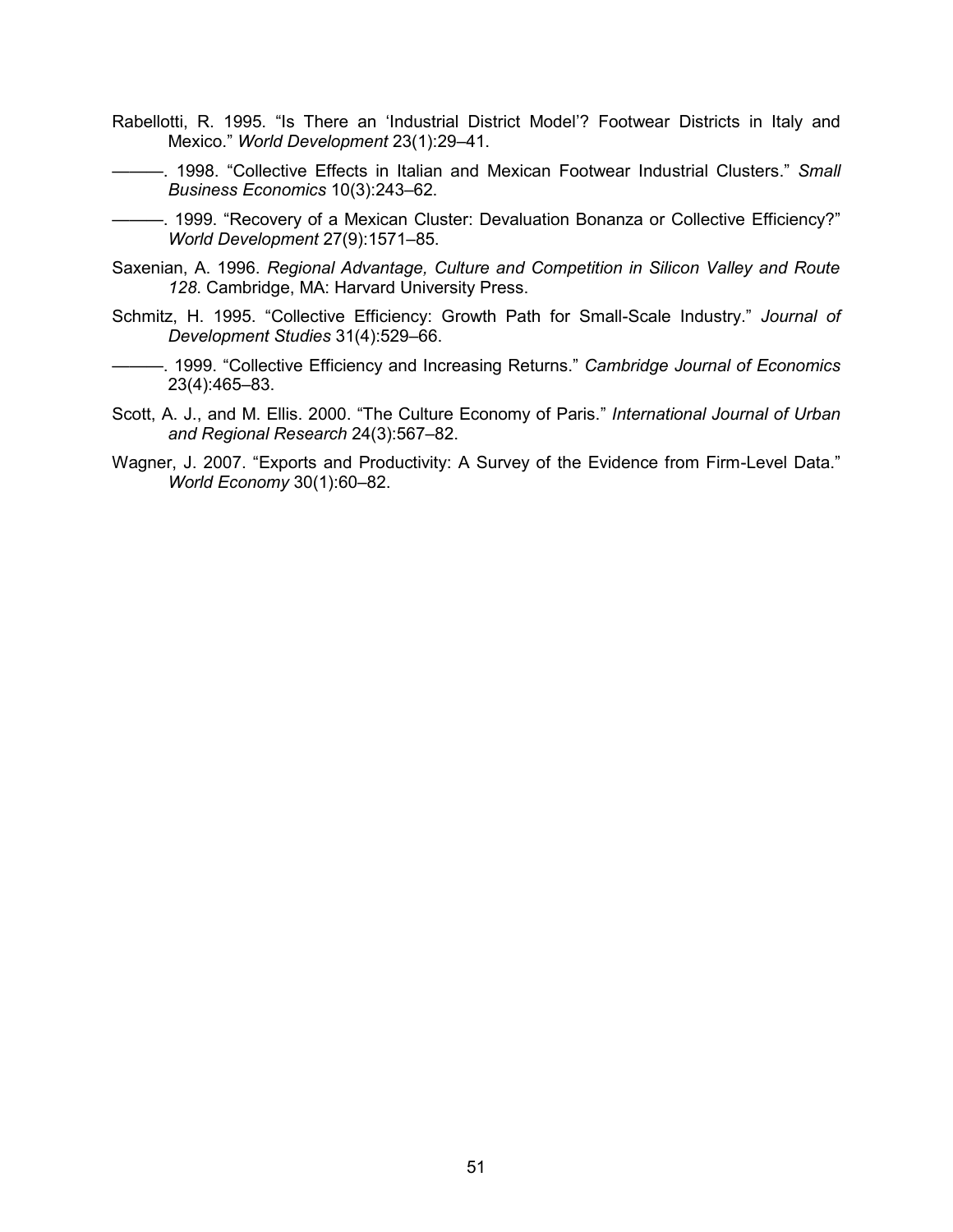Rabellotti, R. 1995. “Is There an ‘Industrial District Model’? Footwear Districts in Italy and Mexico.” *World Development* 23(1):29–41.

———. 1998. “Collective Effects in Italian and Mexican Footwear Industrial Clusters.” *Small Business Economics* 10(3):243–62.

———. 1999. “Recovery of a Mexican Cluster: Devaluation Bonanza or Collective Efficiency?” *World Development* 27(9):1571–85.

Saxenian, A. 1996. *Regional Advantage, Culture and Competition in Silicon Valley and Route 128*. Cambridge, MA: Harvard University Press.

Schmitz, H. 1995. “Collective Efficiency: Growth Path for Small-Scale Industry.” *Journal of Development Studies* 31(4):529–66.

———. 1999. “Collective Efficiency and Increasing Returns.” *Cambridge Journal of Economics* 23(4):465–83.

Scott, A. J., and M. Ellis. 2000. “The Culture Economy of Paris.” *International Journal of Urban and Regional Research* 24(3):567–82.

Wagner, J. 2007. “Exports and Productivity: A Survey of the Evidence from Firm-Level Data.” *World Economy* 30(1):60–82.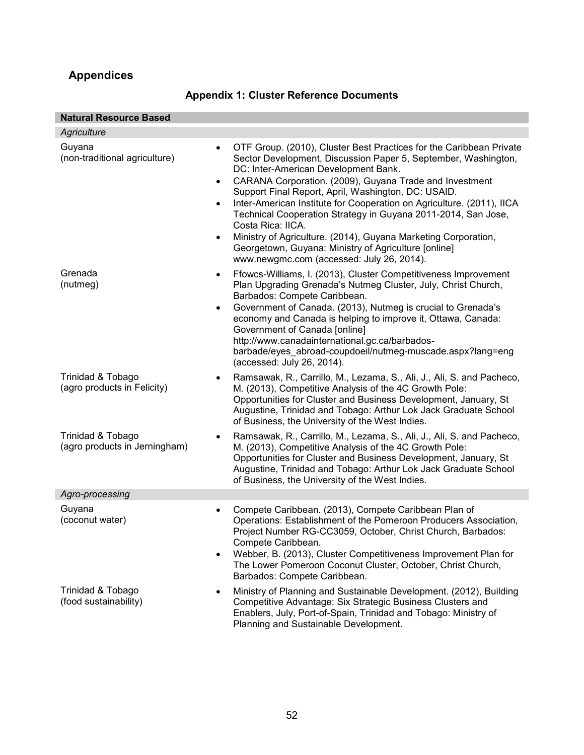# Appendices

## Appendix 1: Cluster Reference Documents

| **Natural Resource Based** | |
|---|---|
| *Agriculture* | |
| Guyana (non-traditional agriculture) | • OTF Group. (2010), Cluster Best Practices for the Caribbean Private Sector Development, Discussion Paper 5, September, Washington, DC: Inter-American Development Bank.<br>• CARANA Corporation. (2009), Guyana Trade and Investment Support Final Report, April, Washington, DC: USAID.<br>• Inter-American Institute for Cooperation on Agriculture. (2011), IICA Technical Cooperation Strategy in Guyana 2011-2014, San Jose, Costa Rica: IICA.<br>• Ministry of Agriculture. (2014), Guyana Marketing Corporation, Georgetown, Guyana: Ministry of Agriculture [online] www.newgmc.com (accessed: July 26, 2014). |
| Grenada (nutmeg) | • Ffowcs-Williams, I. (2013), Cluster Competitiveness Improvement Plan Upgrading Grenada's Nutmeg Cluster, July, Christ Church, Barbados: Compete Caribbean.<br>• Government of Canada. (2013), Nutmeg is crucial to Grenada's economy and Canada is helping to improve it, Ottawa, Canada: Government of Canada [online] http://www.canadainternational.gc.ca/barbados-barbade/eyes_abroad-coupdoeil/nutmeg-muscade.aspx?lang=eng (accessed: July 26, 2014). |
| Trinidad & Tobago (agro products in Felicity) | • Ramsawak, R., Carrillo, M., Lezama, S., Ali, J., Ali, S. and Pacheco, M. (2013), Competitive Analysis of the 4C Growth Pole: Opportunities for Cluster and Business Development, January, St Augustine, Trinidad and Tobago: Arthur Lok Jack Graduate School of Business, the University of the West Indies. |
| Trinidad & Tobago (agro products in Jerningham) | • Ramsawak, R., Carrillo, M., Lezama, S., Ali, J., Ali, S. and Pacheco, M. (2013), Competitive Analysis of the 4C Growth Pole: Opportunities for Cluster and Business Development, January, St Augustine, Trinidad and Tobago: Arthur Lok Jack Graduate School of Business, the University of the West Indies. |
| *Agro-processing* | |
| Guyana (coconut water) | • Compete Caribbean. (2013), Compete Caribbean Plan of Operations: Establishment of the Pomeroon Producers Association, Project Number RG-CC3059, October, Christ Church, Barbados: Compete Caribbean.<br>• Webber, B. (2013), Cluster Competitiveness Improvement Plan for The Lower Pomeroon Coconut Cluster, October, Christ Church, Barbados: Compete Caribbean. |
| Trinidad & Tobago (food sustainability) | • Ministry of Planning and Sustainable Development. (2012), Building Competitive Advantage: Six Strategic Business Clusters and Enablers, July, Port-of-Spain, Trinidad and Tobago: Ministry of Planning and Sustainable Development. |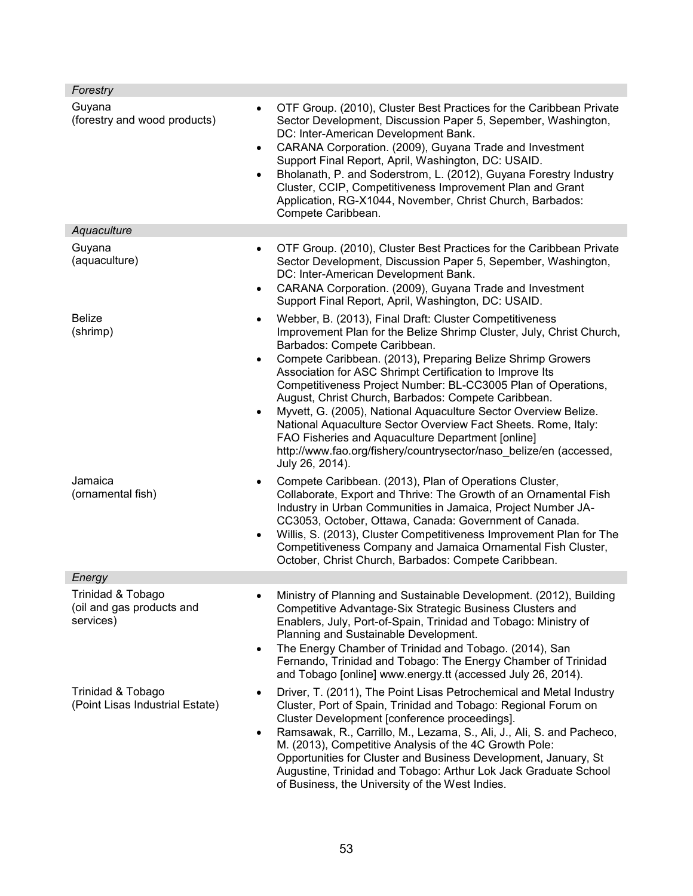| | |
|---|---|
| *Forestry* | |
| Guyana<br>(forestry and wood products) | • OTF Group. (2010), Cluster Best Practices for the Caribbean Private Sector Development, Discussion Paper 5, Sepember, Washington, DC: Inter-American Development Bank.<br>• CARANA Corporation. (2009), Guyana Trade and Investment Support Final Report, April, Washington, DC: USAID.<br>• Bholanath, P. and Soderstrom, L. (2012), Guyana Forestry Industry Cluster, CCIP, Competitiveness Improvement Plan and Grant Application, RG-X1044, November, Christ Church, Barbados: Compete Caribbean. |
| *Aquaculture* | |
| Guyana<br>(aquaculture) | • OTF Group. (2010), Cluster Best Practices for the Caribbean Private Sector Development, Discussion Paper 5, Sepember, Washington, DC: Inter-American Development Bank.<br>• CARANA Corporation. (2009), Guyana Trade and Investment Support Final Report, April, Washington, DC: USAID. |
| Belize<br>(shrimp) | • Webber, B. (2013), Final Draft: Cluster Competitiveness Improvement Plan for the Belize Shrimp Cluster, July, Christ Church, Barbados: Compete Caribbean.<br>• Compete Caribbean. (2013), Preparing Belize Shrimp Growers Association for ASC Shrimpt Certification to Improve Its Competitiveness Project Number: BL-CC3005 Plan of Operations, August, Christ Church, Barbados: Compete Caribbean.<br>• Myvett, G. (2005), National Aquaculture Sector Overview Belize. National Aquaculture Sector Overview Fact Sheets. Rome, Italy: FAO Fisheries and Aquaculture Department [online] http://www.fao.org/fishery/countrysector/naso_belize/en (accessed, July 26, 2014). |
| Jamaica<br>(ornamental fish) | • Compete Caribbean. (2013), Plan of Operations Cluster, Collaborate, Export and Thrive: The Growth of an Ornamental Fish Industry in Urban Communities in Jamaica, Project Number JA-CC3053, October, Ottawa, Canada: Government of Canada.<br>• Willis, S. (2013), Cluster Competitiveness Improvement Plan for The Competitiveness Company and Jamaica Ornamental Fish Cluster, October, Christ Church, Barbados: Compete Caribbean. |
| *Energy* | |
| Trinidad & Tobago<br>(oil and gas products and services) | • Ministry of Planning and Sustainable Development. (2012), Building Competitive Advantage-Six Strategic Business Clusters and Enablers, July, Port-of-Spain, Trinidad and Tobago: Ministry of Planning and Sustainable Development.<br>• The Energy Chamber of Trinidad and Tobago. (2014), San Fernando, Trinidad and Tobago: The Energy Chamber of Trinidad and Tobago [online] www.energy.tt (accessed July 26, 2014). |
| Trinidad & Tobago<br>(Point Lisas Industrial Estate) | • Driver, T. (2011), The Point Lisas Petrochemical and Metal Industry Cluster, Port of Spain, Trinidad and Tobago: Regional Forum on Cluster Development [conference proceedings].<br>• Ramsawak, R., Carrillo, M., Lezama, S., Ali, J., Ali, S. and Pacheco, M. (2013), Competitive Analysis of the 4C Growth Pole: Opportunities for Cluster and Business Development, January, St Augustine, Trinidad and Tobago: Arthur Lok Jack Graduate School of Business, the University of the West Indies. |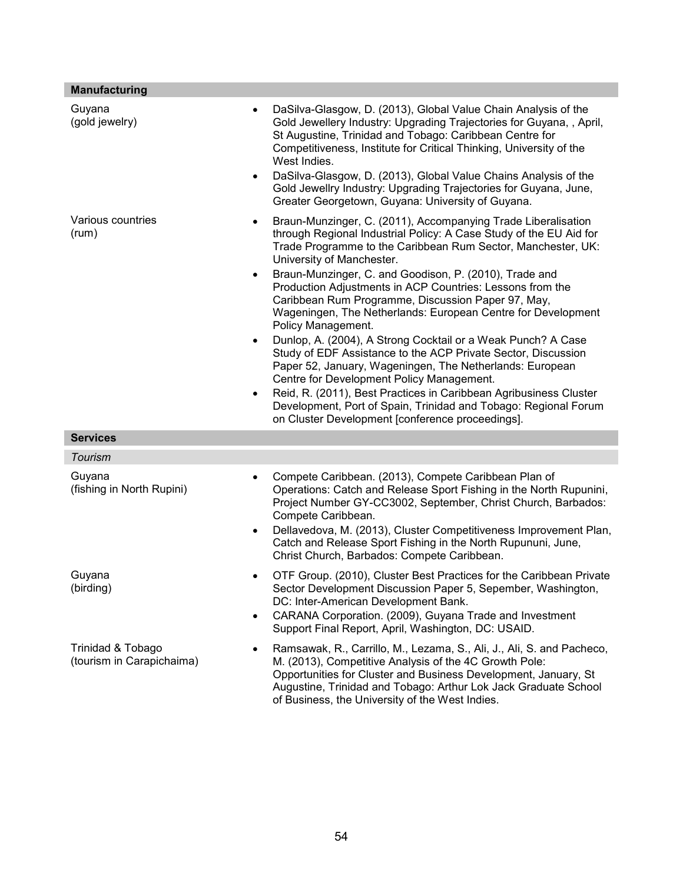| | |
|---|---|
| **Manufacturing** | |
| Guyana (gold jewelry) | • DaSilva-Glasgow, D. (2013), Global Value Chain Analysis of the Gold Jewellery Industry: Upgrading Trajectories for Guyana, , April, St Augustine, Trinidad and Tobago: Caribbean Centre for Competitiveness, Institute for Critical Thinking, University of the West Indies.<br>• DaSilva-Glasgow, D. (2013), Global Value Chains Analysis of the Gold Jewellry Industry: Upgrading Trajectories for Guyana, June, Greater Georgetown, Guyana: University of Guyana. |
| Various countries (rum) | • Braun-Munzinger, C. (2011), Accompanying Trade Liberalisation through Regional Industrial Policy: A Case Study of the EU Aid for Trade Programme to the Caribbean Rum Sector, Manchester, UK: University of Manchester.<br>• Braun-Munzinger, C. and Goodison, P. (2010), Trade and Production Adjustments in ACP Countries: Lessons from the Caribbean Rum Programme, Discussion Paper 97, May, Wageningen, The Netherlands: European Centre for Development Policy Management.<br>• Dunlop, A. (2004), A Strong Cocktail or a Weak Punch? A Case Study of EDF Assistance to the ACP Private Sector, Discussion Paper 52, January, Wageningen, The Netherlands: European Centre for Development Policy Management.<br>• Reid, R. (2011), Best Practices in Caribbean Agribusiness Cluster Development, Port of Spain, Trinidad and Tobago: Regional Forum on Cluster Development [conference proceedings]. |
| **Services** | |
| *Tourism* | |
| Guyana (fishing in North Rupini) | • Compete Caribbean. (2013), Compete Caribbean Plan of Operations: Catch and Release Sport Fishing in the North Rupunini, Project Number GY-CC3002, September, Christ Church, Barbados: Compete Caribbean.<br>• Dellavedova, M. (2013), Cluster Competitiveness Improvement Plan, Catch and Release Sport Fishing in the North Rupununi, June, Christ Church, Barbados: Compete Caribbean. |
| Guyana (birding) | • OTF Group. (2010), Cluster Best Practices for the Caribbean Private Sector Development Discussion Paper 5, Sepember, Washington, DC: Inter-American Development Bank.<br>• CARANA Corporation. (2009), Guyana Trade and Investment Support Final Report, April, Washington, DC: USAID. |
| Trinidad & Tobago (tourism in Carapichaima) | • Ramsawak, R., Carrillo, M., Lezama, S., Ali, J., Ali, S. and Pacheco, M. (2013), Competitive Analysis of the 4C Growth Pole: Opportunities for Cluster and Business Development, January, St Augustine, Trinidad and Tobago: Arthur Lok Jack Graduate School of Business, the University of the West Indies. |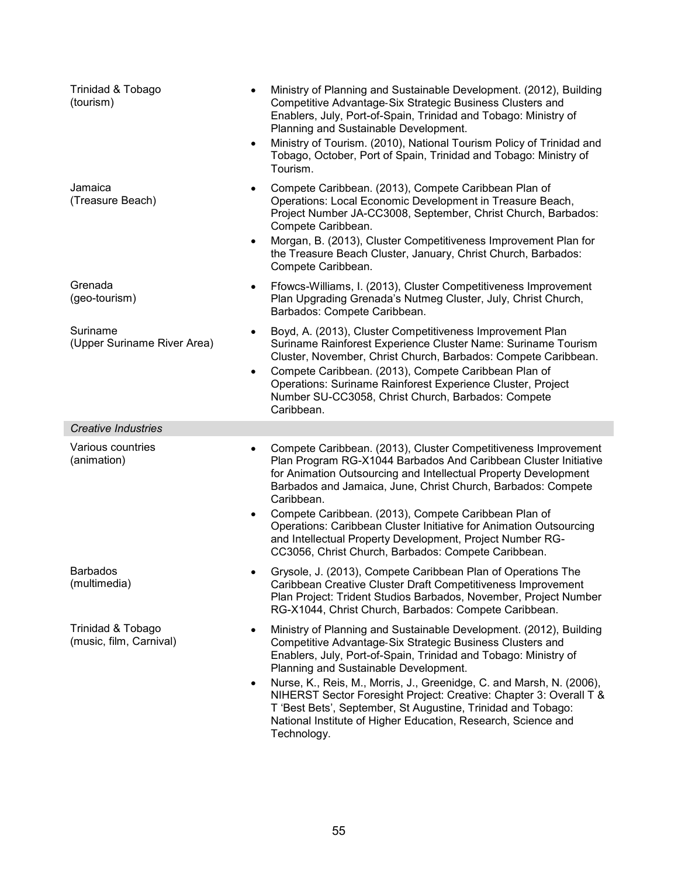| | |
|---|---|
| Trinidad & Tobago (tourism) | • Ministry of Planning and Sustainable Development. (2012), Building Competitive Advantage-Six Strategic Business Clusters and Enablers, July, Port-of-Spain, Trinidad and Tobago: Ministry of Planning and Sustainable Development.<br>• Ministry of Tourism. (2010), National Tourism Policy of Trinidad and Tobago, October, Port of Spain, Trinidad and Tobago: Ministry of Tourism. |
| Jamaica (Treasure Beach) | • Compete Caribbean. (2013), Compete Caribbean Plan of Operations: Local Economic Development in Treasure Beach, Project Number JA-CC3008, September, Christ Church, Barbados: Compete Caribbean.<br>• Morgan, B. (2013), Cluster Competitiveness Improvement Plan for the Treasure Beach Cluster, January, Christ Church, Barbados: Compete Caribbean. |
| Grenada (geo-tourism) | • Ffowcs-Williams, I. (2013), Cluster Competitiveness Improvement Plan Upgrading Grenada's Nutmeg Cluster, July, Christ Church, Barbados: Compete Caribbean. |
| Suriname (Upper Suriname River Area) | • Boyd, A. (2013), Cluster Competitiveness Improvement Plan Suriname Rainforest Experience Cluster Name: Suriname Tourism Cluster, November, Christ Church, Barbados: Compete Caribbean.<br>• Compete Caribbean. (2013), Compete Caribbean Plan of Operations: Suriname Rainforest Experience Cluster, Project Number SU-CC3058, Christ Church, Barbados: Compete Caribbean. |
| *Creative Industries* | |
| Various countries (animation) | • Compete Caribbean. (2013), Cluster Competitiveness Improvement Plan Program RG-X1044 Barbados And Caribbean Cluster Initiative for Animation Outsourcing and Intellectual Property Development Barbados and Jamaica, June, Christ Church, Barbados: Compete Caribbean.<br>• Compete Caribbean. (2013), Compete Caribbean Plan of Operations: Caribbean Cluster Initiative for Animation Outsourcing and Intellectual Property Development, Project Number RG-CC3056, Christ Church, Barbados: Compete Caribbean. |
| Barbados (multimedia) | • Grysole, J. (2013), Compete Caribbean Plan of Operations The Caribbean Creative Cluster Draft Competitiveness Improvement Plan Project: Trident Studios Barbados, November, Project Number RG-X1044, Christ Church, Barbados: Compete Caribbean. |
| Trinidad & Tobago (music, film, Carnival) | • Ministry of Planning and Sustainable Development. (2012), Building Competitive Advantage-Six Strategic Business Clusters and Enablers, July, Port-of-Spain, Trinidad and Tobago: Ministry of Planning and Sustainable Development.<br>• Nurse, K., Reis, M., Morris, J., Greenidge, C. and Marsh, N. (2006), NIHERST Sector Foresight Project: Creative: Chapter 3: Overall T & T 'Best Bets', September, St Augustine, Trinidad and Tobago: National Institute of Higher Education, Research, Science and Technology. |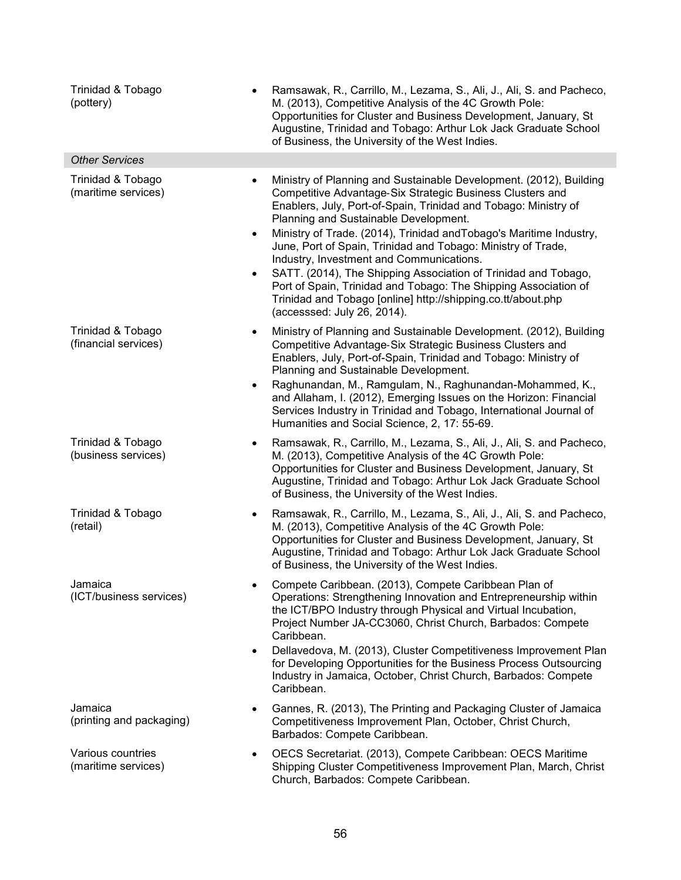| | |
|---|---|
| Trinidad & Tobago (pottery) | • Ramsawak, R., Carrillo, M., Lezama, S., Ali, J., Ali, S. and Pacheco, M. (2013), Competitive Analysis of the 4C Growth Pole: Opportunities for Cluster and Business Development, January, St Augustine, Trinidad and Tobago: Arthur Lok Jack Graduate School of Business, the University of the West Indies. |
| *Other Services* | |
| Trinidad & Tobago (maritime services) | • Ministry of Planning and Sustainable Development. (2012), Building Competitive Advantage‑Six Strategic Business Clusters and Enablers, July, Port-of-Spain, Trinidad and Tobago: Ministry of Planning and Sustainable Development.<br>• Ministry of Trade. (2014), Trinidad andTobago's Maritime Industry, June, Port of Spain, Trinidad and Tobago: Ministry of Trade, Industry, Investment and Communications.<br>• SATT. (2014), The Shipping Association of Trinidad and Tobago, Port of Spain, Trinidad and Tobago: The Shipping Association of Trinidad and Tobago [online] http://shipping.co.tt/about.php (accesssed: July 26, 2014). |
| Trinidad & Tobago (financial services) | • Ministry of Planning and Sustainable Development. (2012), Building Competitive Advantage‑Six Strategic Business Clusters and Enablers, July, Port-of-Spain, Trinidad and Tobago: Ministry of Planning and Sustainable Development.<br>• Raghunandan, M., Ramgulam, N., Raghunandan-Mohammed, K., and Allaham, I. (2012), Emerging Issues on the Horizon: Financial Services Industry in Trinidad and Tobago, International Journal of Humanities and Social Science, 2, 17: 55-69. |
| Trinidad & Tobago (business services) | • Ramsawak, R., Carrillo, M., Lezama, S., Ali, J., Ali, S. and Pacheco, M. (2013), Competitive Analysis of the 4C Growth Pole: Opportunities for Cluster and Business Development, January, St Augustine, Trinidad and Tobago: Arthur Lok Jack Graduate School of Business, the University of the West Indies. |
| Trinidad & Tobago (retail) | • Ramsawak, R., Carrillo, M., Lezama, S., Ali, J., Ali, S. and Pacheco, M. (2013), Competitive Analysis of the 4C Growth Pole: Opportunities for Cluster and Business Development, January, St Augustine, Trinidad and Tobago: Arthur Lok Jack Graduate School of Business, the University of the West Indies. |
| Jamaica (ICT/business services) | • Compete Caribbean. (2013), Compete Caribbean Plan of Operations: Strengthening Innovation and Entrepreneurship within the ICT/BPO Industry through Physical and Virtual Incubation, Project Number JA-CC3060, Christ Church, Barbados: Compete Caribbean.<br>• Dellavedova, M. (2013), Cluster Competitiveness Improvement Plan for Developing Opportunities for the Business Process Outsourcing Industry in Jamaica, October, Christ Church, Barbados: Compete Caribbean. |
| Jamaica (printing and packaging) | • Gannes, R. (2013), The Printing and Packaging Cluster of Jamaica Competitiveness Improvement Plan, October, Christ Church, Barbados: Compete Caribbean. |
| Various countries (maritime services) | • OECS Secretariat. (2013), Compete Caribbean: OECS Maritime Shipping Cluster Competitiveness Improvement Plan, March, Christ Church, Barbados: Compete Caribbean. |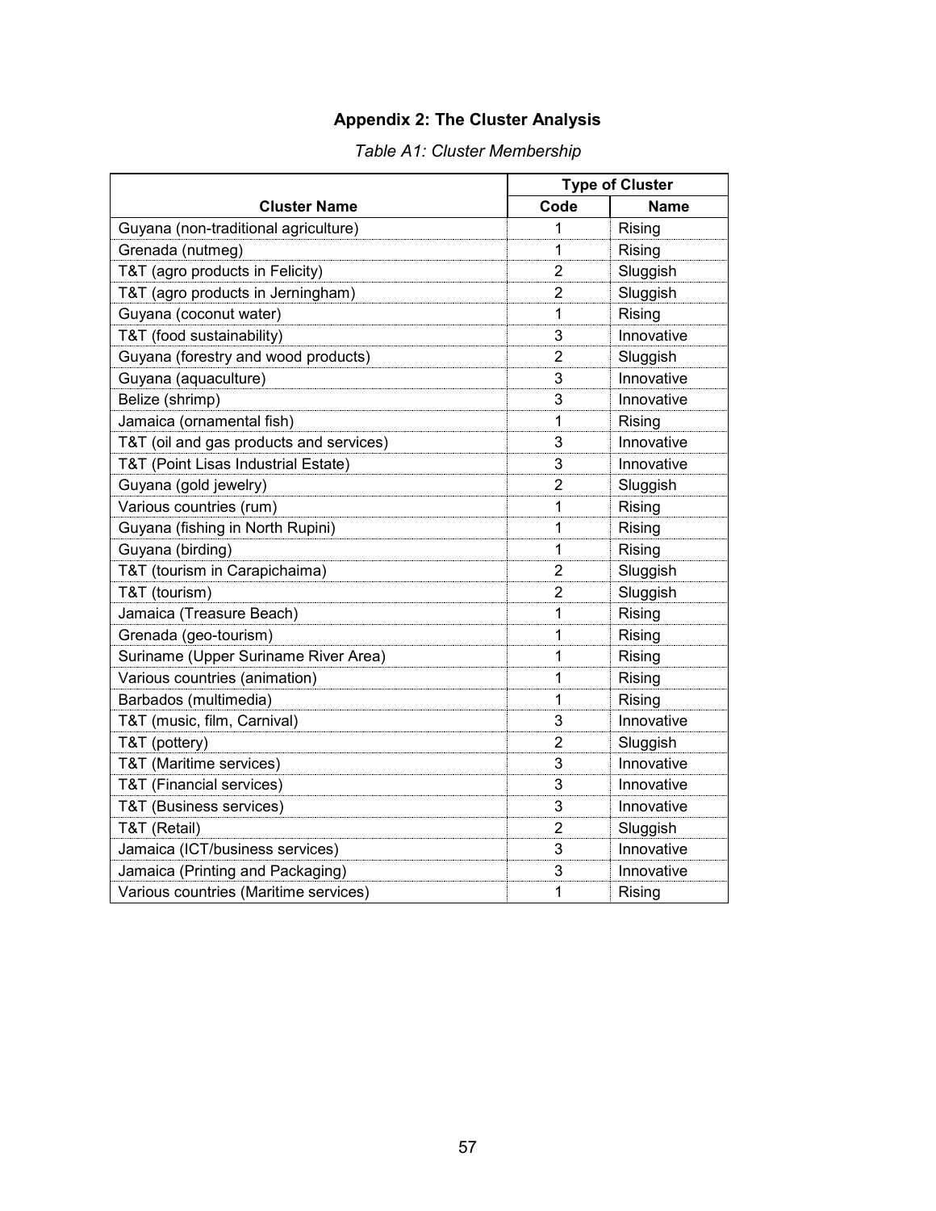# Appendix 2: The Cluster Analysis

*Table A1: Cluster Membership*

| Cluster Name | Type of Cluster | |
|---|---|---|
| | **Code** | **Name** |
| Guyana (non-traditional agriculture) | 1 | Rising |
| Grenada (nutmeg) | 1 | Rising |
| T&T (agro products in Felicity) | 2 | Sluggish |
| T&T (agro products in Jerningham) | 2 | Sluggish |
| Guyana (coconut water) | 1 | Rising |
| T&T (food sustainability) | 3 | Innovative |
| Guyana (forestry and wood products) | 2 | Sluggish |
| Guyana (aquaculture) | 3 | Innovative |
| Belize (shrimp) | 3 | Innovative |
| Jamaica (ornamental fish) | 1 | Rising |
| T&T (oil and gas products and services) | 3 | Innovative |
| T&T (Point Lisas Industrial Estate) | 3 | Innovative |
| Guyana (gold jewelry) | 2 | Sluggish |
| Various countries (rum) | 1 | Rising |
| Guyana (fishing in North Rupini) | 1 | Rising |
| Guyana (birding) | 1 | Rising |
| T&T (tourism in Carapichaima) | 2 | Sluggish |
| T&T (tourism) | 2 | Sluggish |
| Jamaica (Treasure Beach) | 1 | Rising |
| Grenada (geo-tourism) | 1 | Rising |
| Suriname (Upper Suriname River Area) | 1 | Rising |
| Various countries (animation) | 1 | Rising |
| Barbados (multimedia) | 1 | Rising |
| T&T (music, film, Carnival) | 3 | Innovative |
| T&T (pottery) | 2 | Sluggish |
| T&T (Maritime services) | 3 | Innovative |
| T&T (Financial services) | 3 | Innovative |
| T&T (Business services) | 3 | Innovative |
| T&T (Retail) | 2 | Sluggish |
| Jamaica (ICT/business services) | 3 | Innovative |
| Jamaica (Printing and Packaging) | 3 | Innovative |
| Various countries (Maritime services) | 1 | Rising |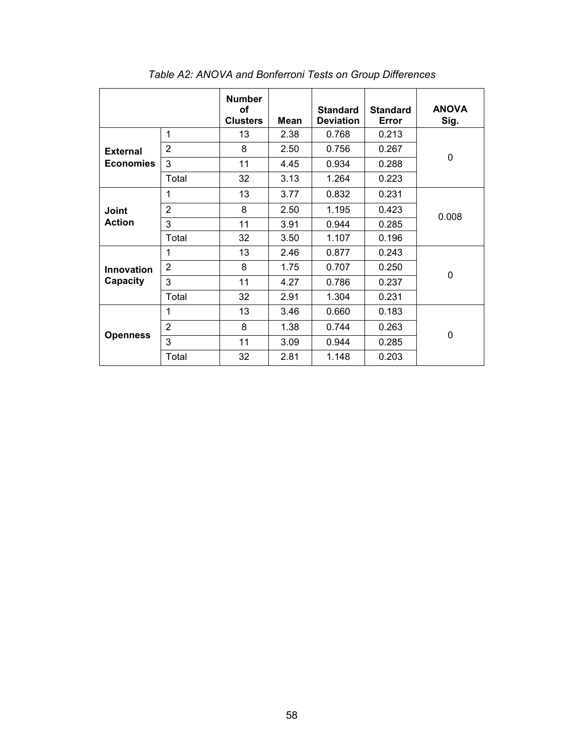*Table A2: ANOVA and Bonferroni Tests on Group Differences*

| | | Number of Clusters | Mean | Standard Deviation | Standard Error | ANOVA Sig. |
|---|---|---|---|---|---|---|
| **External Economies** | 1 | 13 | 2.38 | 0.768 | 0.213 | 0 |
| | 2 | 8 | 2.50 | 0.756 | 0.267 | |
| | 3 | 11 | 4.45 | 0.934 | 0.288 | |
| | Total | 32 | 3.13 | 1.264 | 0.223 | |
| **Joint Action** | 1 | 13 | 3.77 | 0.832 | 0.231 | 0.008 |
| | 2 | 8 | 2.50 | 1.195 | 0.423 | |
| | 3 | 11 | 3.91 | 0.944 | 0.285 | |
| | Total | 32 | 3.50 | 1.107 | 0.196 | |
| **Innovation Capacity** | 1 | 13 | 2.46 | 0.877 | 0.243 | 0 |
| | 2 | 8 | 1.75 | 0.707 | 0.250 | |
| | 3 | 11 | 4.27 | 0.786 | 0.237 | |
| | Total | 32 | 2.91 | 1.304 | 0.231 | |
| **Openness** | 1 | 13 | 3.46 | 0.660 | 0.183 | 0 |
| | 2 | 8 | 1.38 | 0.744 | 0.263 | |
| | 3 | 11 | 3.09 | 0.944 | 0.285 | |
| | Total | 32 | 2.81 | 1.148 | 0.203 | |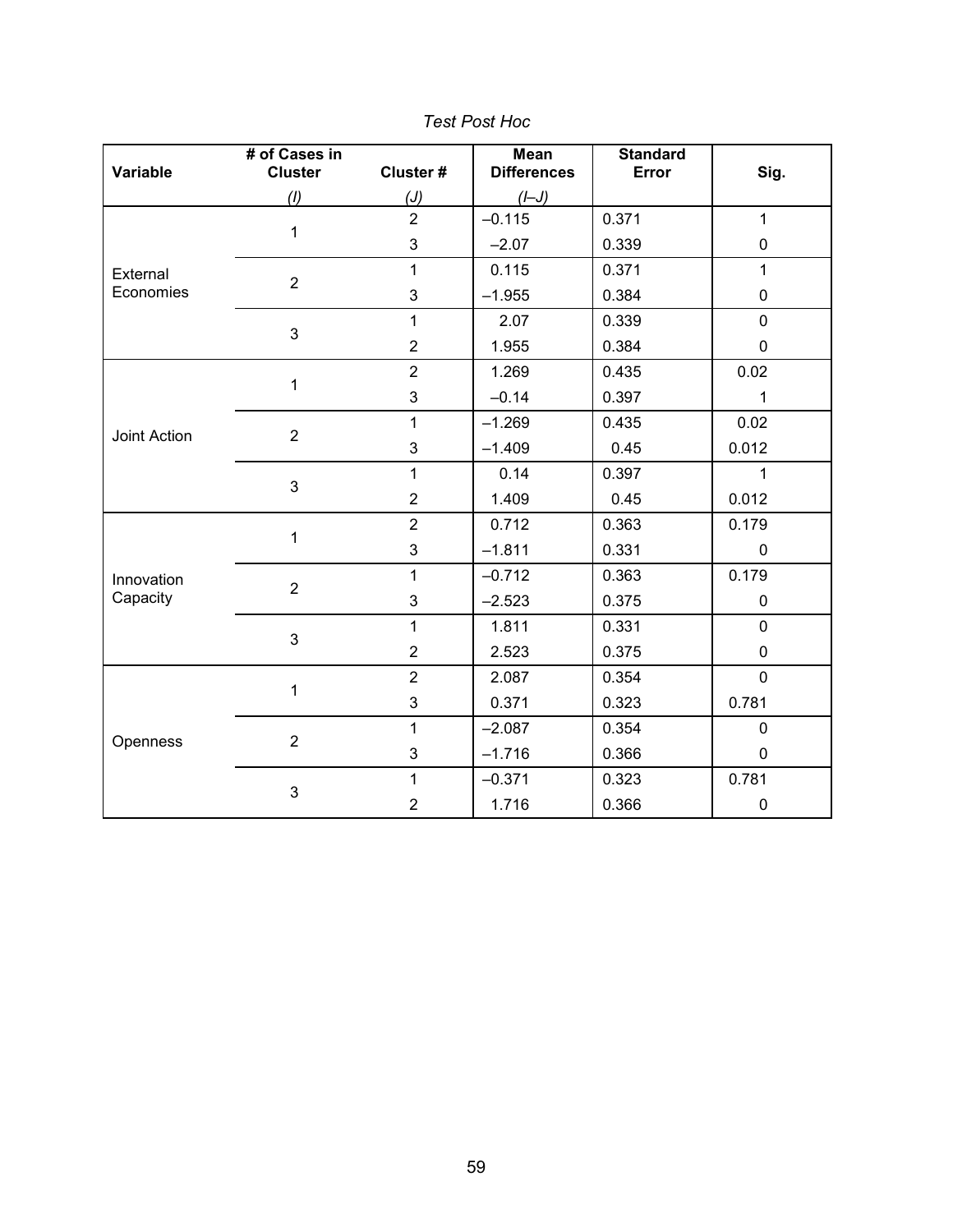*Test Post Hoc*

| Variable | # of Cases in Cluster (I) | Cluster # (J) | Mean Differences (I–J) | Standard Error | Sig. |
|---|---|---|---|---|---|
| External Economies | 1 | 2 | –0.115 | 0.371 | 1 |
| | | 3 | –2.07 | 0.339 | 0 |
| | 2 | 1 | 0.115 | 0.371 | 1 |
| | | 3 | –1.955 | 0.384 | 0 |
| | 3 | 1 | 2.07 | 0.339 | 0 |
| | | 2 | 1.955 | 0.384 | 0 |
| Joint Action | 1 | 2 | 1.269 | 0.435 | 0.02 |
| | | 3 | –0.14 | 0.397 | 1 |
| | 2 | 1 | –1.269 | 0.435 | 0.02 |
| | | 3 | –1.409 | 0.45 | 0.012 |
| | 3 | 1 | 0.14 | 0.397 | 1 |
| | | 2 | 1.409 | 0.45 | 0.012 |
| Innovation Capacity | 1 | 2 | 0.712 | 0.363 | 0.179 |
| | | 3 | –1.811 | 0.331 | 0 |
| | 2 | 1 | –0.712 | 0.363 | 0.179 |
| | | 3 | –2.523 | 0.375 | 0 |
| | 3 | 1 | 1.811 | 0.331 | 0 |
| | | 2 | 2.523 | 0.375 | 0 |
| Openness | 1 | 2 | 2.087 | 0.354 | 0 |
| | | 3 | 0.371 | 0.323 | 0.781 |
| | 2 | 1 | –2.087 | 0.354 | 0 |
| | | 3 | –1.716 | 0.366 | 0 |
| | 3 | 1 | –0.371 | 0.323 | 0.781 |
| | | 2 | 1.716 | 0.366 | 0 |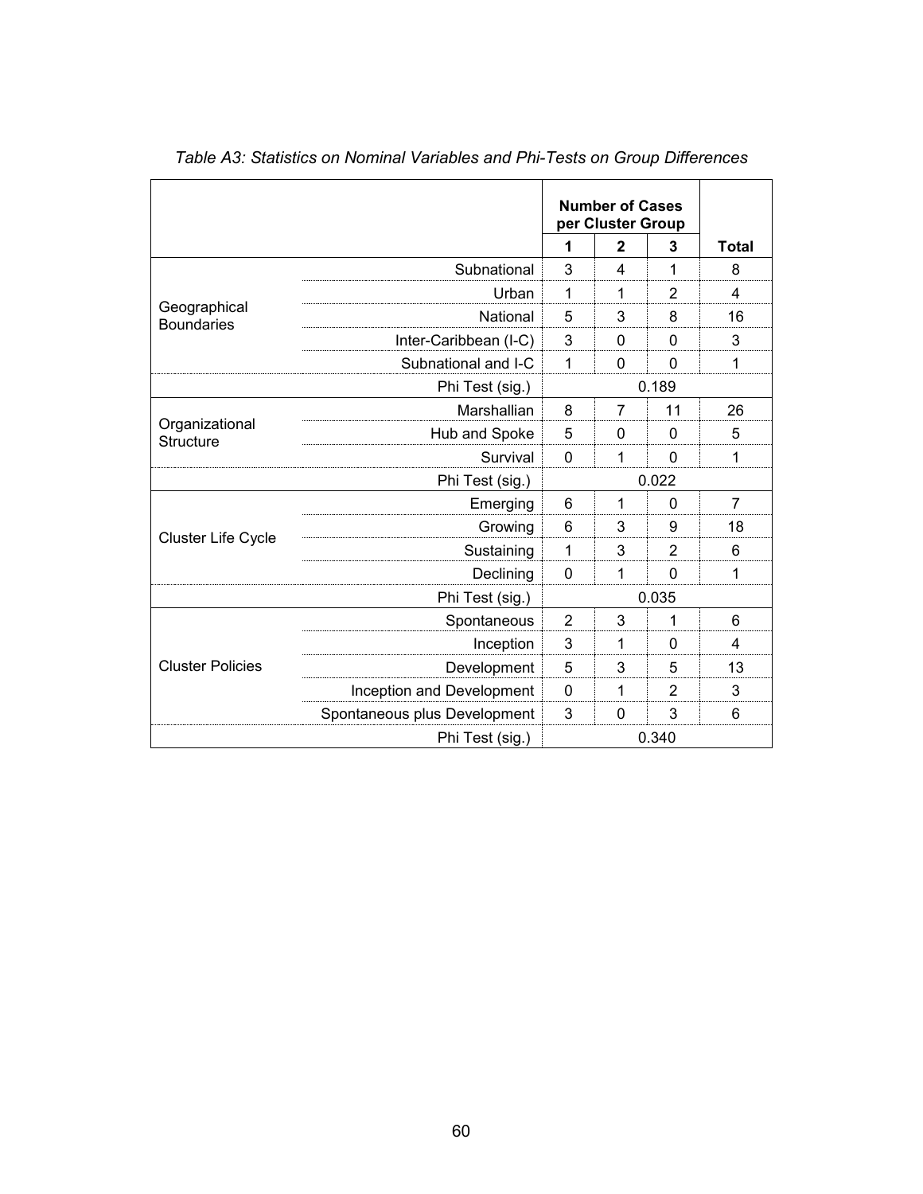*Table A3: Statistics on Nominal Variables and Phi-Tests on Group Differences*

| | | Number of Cases per Cluster Group | | | |
|---|---|---|---|---|---|
| | | **1** | **2** | **3** | **Total** |
| Geographical Boundaries | Subnational | 3 | 4 | 1 | 8 |
| | Urban | 1 | 1 | 2 | 4 |
| | National | 5 | 3 | 8 | 16 |
| | Inter-Caribbean (I-C) | 3 | 0 | 0 | 3 |
| | Subnational and I-C | 1 | 0 | 0 | 1 |
| | Phi Test (sig.) | | 0.189 | | |
| Organizational Structure | Marshallian | 8 | 7 | 11 | 26 |
| | Hub and Spoke | 5 | 0 | 0 | 5 |
| | Survival | 0 | 1 | 0 | 1 |
| | Phi Test (sig.) | | 0.022 | | |
| Cluster Life Cycle | Emerging | 6 | 1 | 0 | 7 |
| | Growing | 6 | 3 | 9 | 18 |
| | Sustaining | 1 | 3 | 2 | 6 |
| | Declining | 0 | 1 | 0 | 1 |
| | Phi Test (sig.) | | 0.035 | | |
| Cluster Policies | Spontaneous | 2 | 3 | 1 | 6 |
| | Inception | 3 | 1 | 0 | 4 |
| | Development | 5 | 3 | 5 | 13 |
| | Inception and Development | 0 | 1 | 2 | 3 |
| | Spontaneous plus Development | 3 | 0 | 3 | 6 |
| | Phi Test (sig.) | | 0.340 | | |